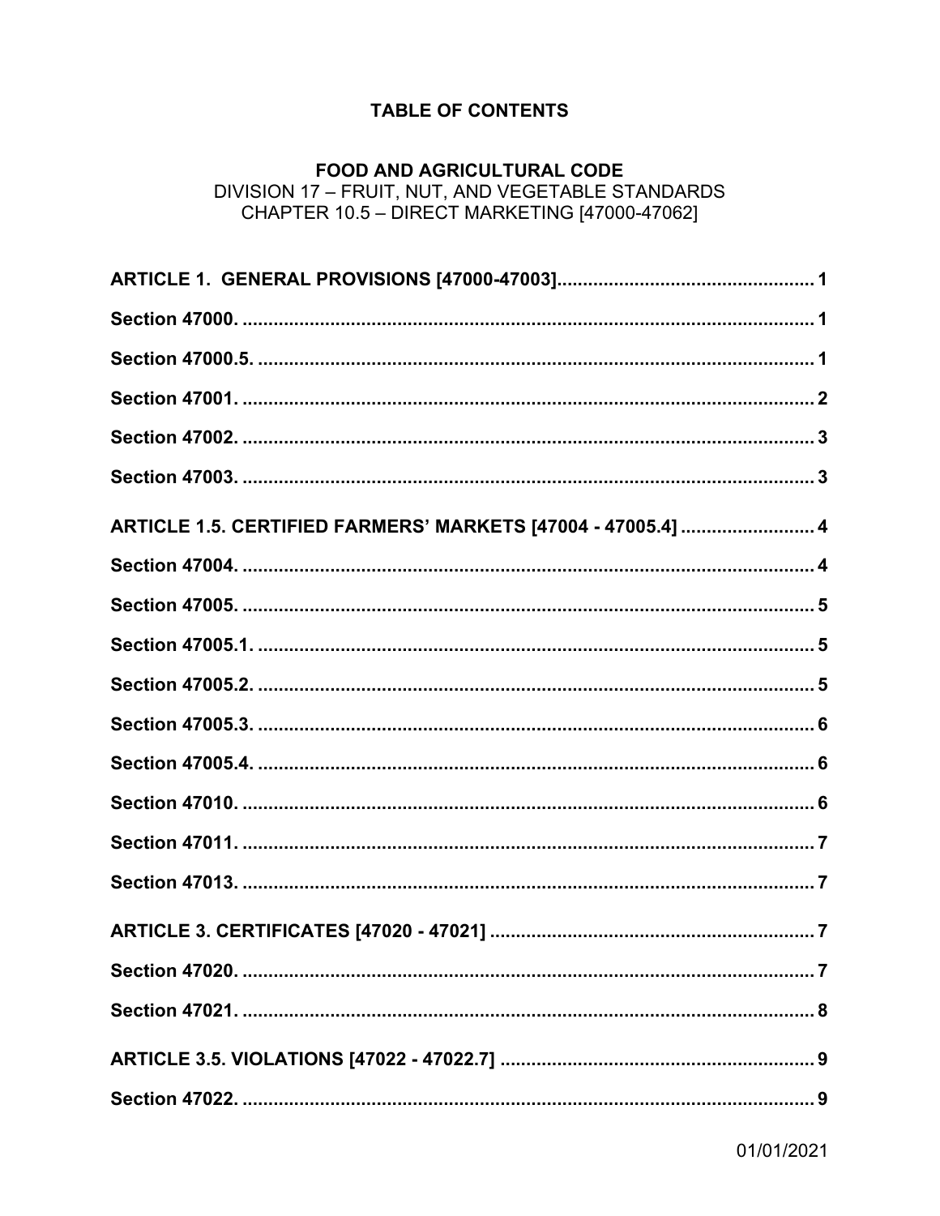# TABLE OF CONTENTS

## FOOD AND AGRICULTURAL CODE

DIVISION 17 – FRUIT, NUT, AND VEGETABLE STANDARDS
CHAPTER 10.5 – DIRECT MARKETING [47000-47062]

**ARTICLE 1. GENERAL PROVISIONS [47000-47003]** .................................................. 1

**Section 47000.** ............................................................................................................. 1

**Section 47000.5.** .......................................................................................................... 1

**Section 47001.** ............................................................................................................. 2

**Section 47002.** ............................................................................................................. 3

**Section 47003.** ............................................................................................................. 3

**ARTICLE 1.5. CERTIFIED FARMERS' MARKETS [47004 - 47005.4]** .......................... 4

**Section 47004.** ............................................................................................................. 4

**Section 47005.** ............................................................................................................. 5

**Section 47005.1.** .......................................................................................................... 5

**Section 47005.2.** .......................................................................................................... 5

**Section 47005.3.** .......................................................................................................... 6

**Section 47005.4.** .......................................................................................................... 6

**Section 47010.** ............................................................................................................. 6

**Section 47011.** ............................................................................................................. 7

**Section 47013.** ............................................................................................................. 7

**ARTICLE 3. CERTIFICATES [47020 - 47021]** .............................................................. 7

**Section 47020.** ............................................................................................................. 7

**Section 47021.** ............................................................................................................. 8

**ARTICLE 3.5. VIOLATIONS [47022 - 47022.7]** ............................................................ 9

**Section 47022.** ............................................................................................................. 9

01/01/2021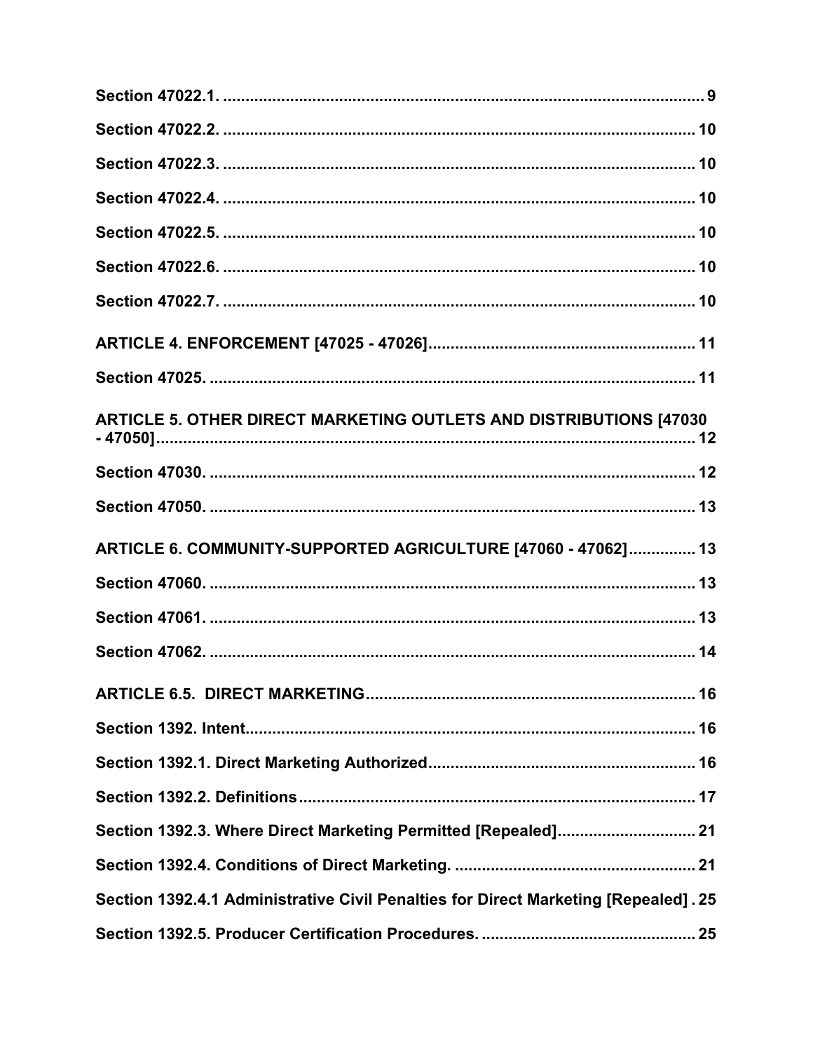Section 47022.1. .......................................................................................................... 9

Section 47022.2. ........................................................................................................ 10

Section 47022.3. ........................................................................................................ 10

Section 47022.4. ........................................................................................................ 10

Section 47022.5. ........................................................................................................ 10

Section 47022.6. ........................................................................................................ 10

Section 47022.7. ........................................................................................................ 10

ARTICLE 4. ENFORCEMENT [47025 - 47026].......................................................... 11

Section 47025. ........................................................................................................... 11

ARTICLE 5. OTHER DIRECT MARKETING OUTLETS AND DISTRIBUTIONS [47030 - 47050]........................................................................................................................ 12

Section 47030. ........................................................................................................... 12

Section 47050. ........................................................................................................... 13

ARTICLE 6. COMMUNITY-SUPPORTED AGRICULTURE [47060 - 47062].............. 13

Section 47060. ........................................................................................................... 13

Section 47061. ........................................................................................................... 13

Section 47062. ........................................................................................................... 14

ARTICLE 6.5. DIRECT MARKETING......................................................................... 16

Section 1392. Intent.................................................................................................... 16

Section 1392.1. Direct Marketing Authorized........................................................... 16

Section 1392.2. Definitions........................................................................................ 17

Section 1392.3. Where Direct Marketing Permitted [Repealed]............................... 21

Section 1392.4. Conditions of Direct Marketing. ...................................................... 21

Section 1392.4.1 Administrative Civil Penalties for Direct Marketing [Repealed] . 25

Section 1392.5. Producer Certification Procedures. ................................................ 25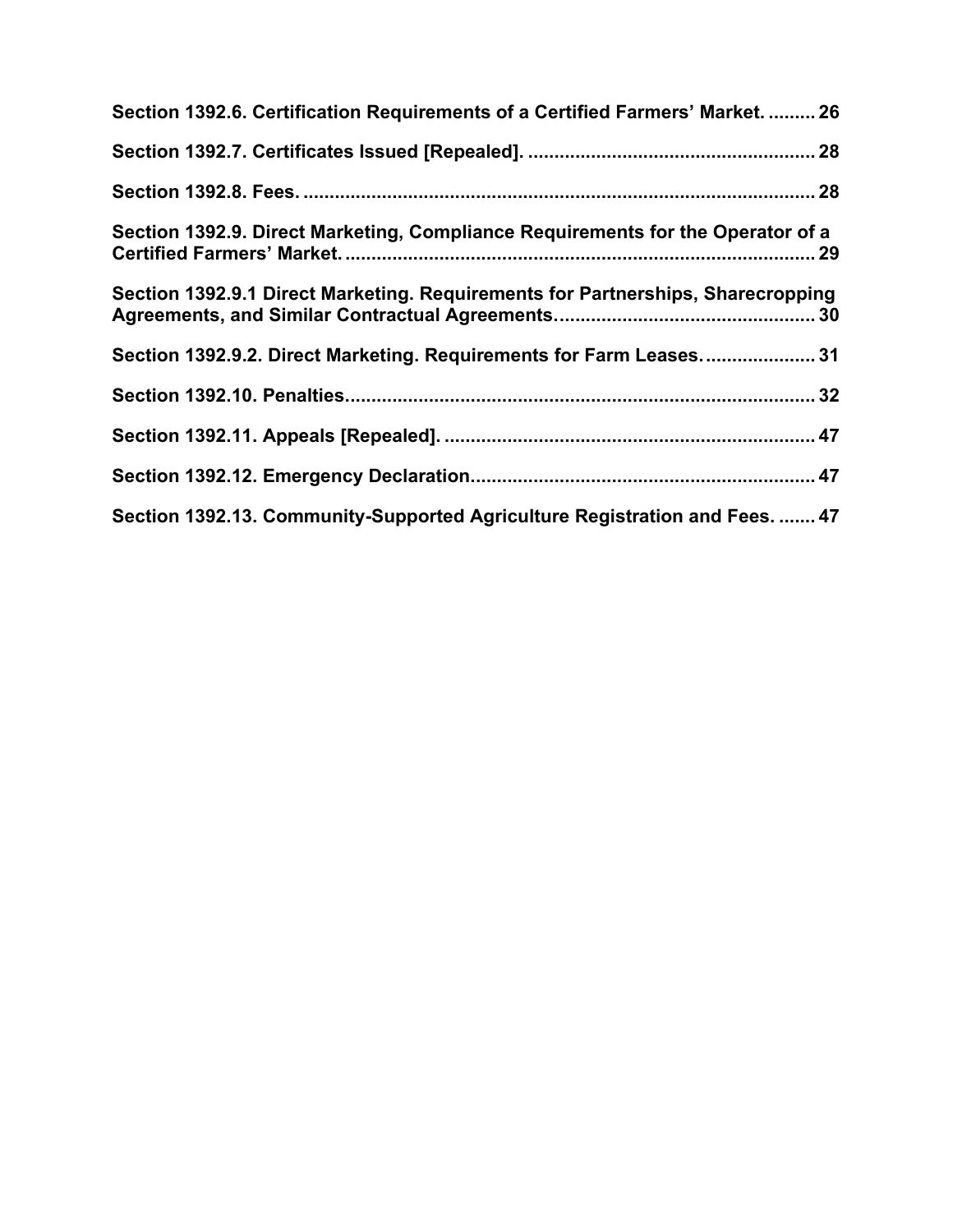**Section 1392.6. Certification Requirements of a Certified Farmers' Market. ......... 26**

**Section 1392.7. Certificates Issued [Repealed]. ...................................................... 28**

**Section 1392.8. Fees. .................................................................................................. 28**

**Section 1392.9. Direct Marketing, Compliance Requirements for the Operator of a Certified Farmers' Market. ......................................................................................... 29**

**Section 1392.9.1 Direct Marketing. Requirements for Partnerships, Sharecropping Agreements, and Similar Contractual Agreements. ................................................ 30**

**Section 1392.9.2. Direct Marketing. Requirements for Farm Leases. ..................... 31**

**Section 1392.10. Penalties. ......................................................................................... 32**

**Section 1392.11. Appeals [Repealed]. ...................................................................... 47**

**Section 1392.12. Emergency Declaration. ................................................................. 47**

**Section 1392.13. Community-Supported Agriculture Registration and Fees. ....... 47**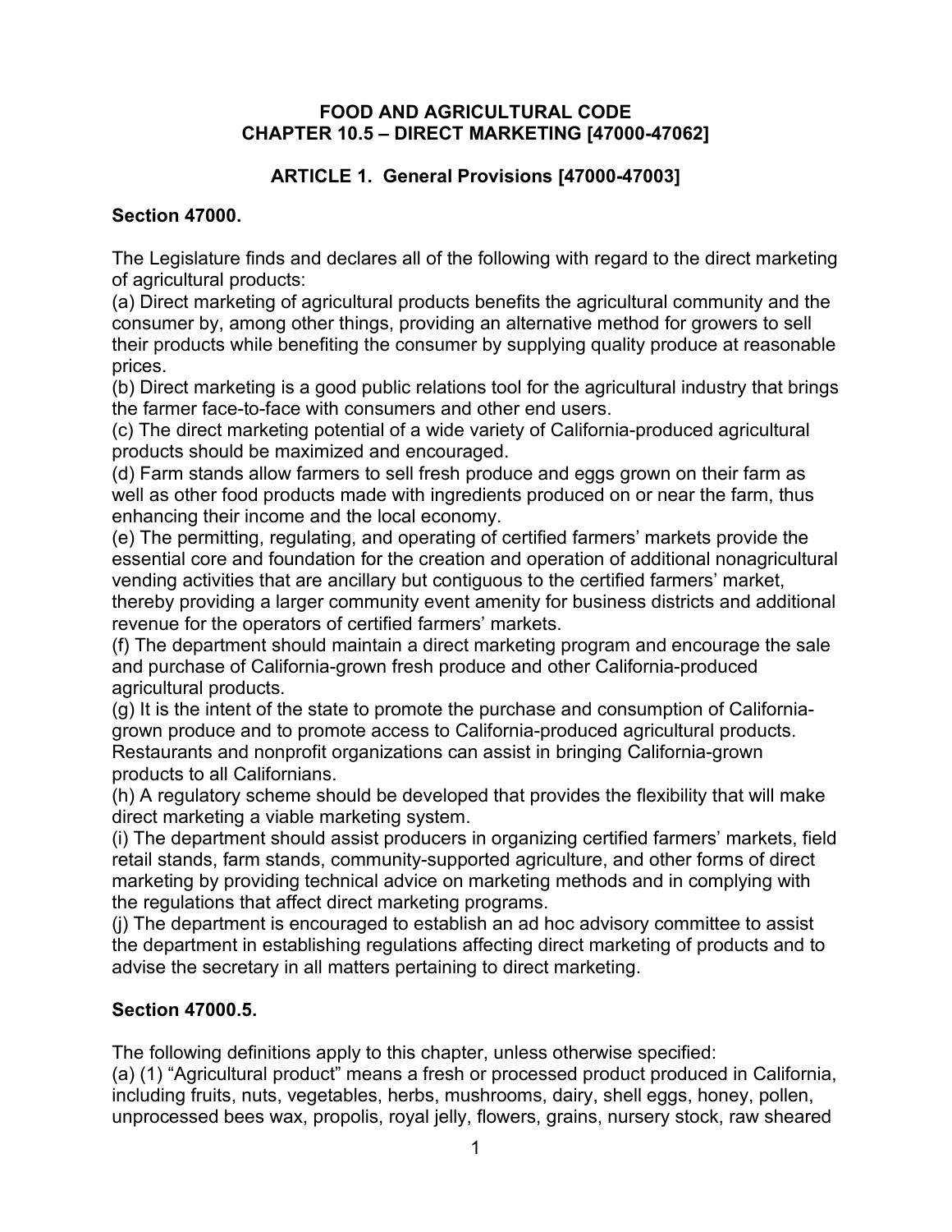# FOOD AND AGRICULTURAL CODE
# CHAPTER 10.5 – DIRECT MARKETING [47000-47062]

## ARTICLE 1. General Provisions [47000-47003]

### Section 47000.

The Legislature finds and declares all of the following with regard to the direct marketing of agricultural products:

(a) Direct marketing of agricultural products benefits the agricultural community and the consumer by, among other things, providing an alternative method for growers to sell their products while benefiting the consumer by supplying quality produce at reasonable prices.

(b) Direct marketing is a good public relations tool for the agricultural industry that brings the farmer face-to-face with consumers and other end users.

(c) The direct marketing potential of a wide variety of California-produced agricultural products should be maximized and encouraged.

(d) Farm stands allow farmers to sell fresh produce and eggs grown on their farm as well as other food products made with ingredients produced on or near the farm, thus enhancing their income and the local economy.

(e) The permitting, regulating, and operating of certified farmers' markets provide the essential core and foundation for the creation and operation of additional nonagricultural vending activities that are ancillary but contiguous to the certified farmers' market, thereby providing a larger community event amenity for business districts and additional revenue for the operators of certified farmers' markets.

(f) The department should maintain a direct marketing program and encourage the sale and purchase of California-grown fresh produce and other California-produced agricultural products.

(g) It is the intent of the state to promote the purchase and consumption of California-grown produce and to promote access to California-produced agricultural products. Restaurants and nonprofit organizations can assist in bringing California-grown products to all Californians.

(h) A regulatory scheme should be developed that provides the flexibility that will make direct marketing a viable marketing system.

(i) The department should assist producers in organizing certified farmers' markets, field retail stands, farm stands, community-supported agriculture, and other forms of direct marketing by providing technical advice on marketing methods and in complying with the regulations that affect direct marketing programs.

(j) The department is encouraged to establish an ad hoc advisory committee to assist the department in establishing regulations affecting direct marketing of products and to advise the secretary in all matters pertaining to direct marketing.

### Section 47000.5.

The following definitions apply to this chapter, unless otherwise specified:

(a) (1) "Agricultural product" means a fresh or processed product produced in California, including fruits, nuts, vegetables, herbs, mushrooms, dairy, shell eggs, honey, pollen, unprocessed bees wax, propolis, royal jelly, flowers, grains, nursery stock, raw sheared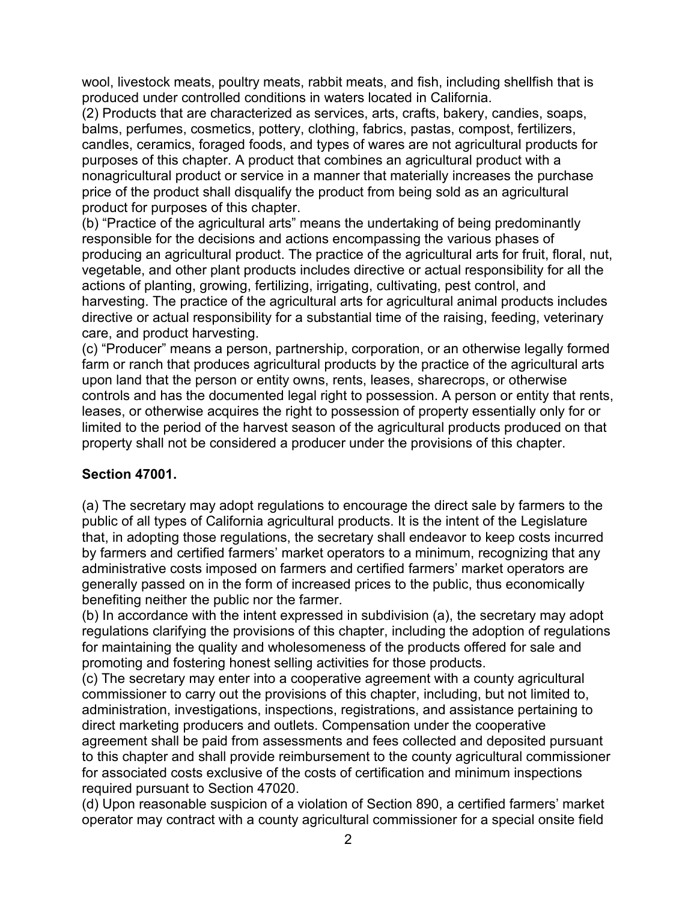wool, livestock meats, poultry meats, rabbit meats, and fish, including shellfish that is produced under controlled conditions in waters located in California.

(2) Products that are characterized as services, arts, crafts, bakery, candies, soaps, balms, perfumes, cosmetics, pottery, clothing, fabrics, pastas, compost, fertilizers, candles, ceramics, foraged foods, and types of wares are not agricultural products for purposes of this chapter. A product that combines an agricultural product with a nonagricultural product or service in a manner that materially increases the purchase price of the product shall disqualify the product from being sold as an agricultural product for purposes of this chapter.

(b) "Practice of the agricultural arts" means the undertaking of being predominantly responsible for the decisions and actions encompassing the various phases of producing an agricultural product. The practice of the agricultural arts for fruit, floral, nut, vegetable, and other plant products includes directive or actual responsibility for all the actions of planting, growing, fertilizing, irrigating, cultivating, pest control, and harvesting. The practice of the agricultural arts for agricultural animal products includes directive or actual responsibility for a substantial time of the raising, feeding, veterinary care, and product harvesting.

(c) "Producer" means a person, partnership, corporation, or an otherwise legally formed farm or ranch that produces agricultural products by the practice of the agricultural arts upon land that the person or entity owns, rents, leases, sharecrops, or otherwise controls and has the documented legal right to possession. A person or entity that rents, leases, or otherwise acquires the right to possession of property essentially only for or limited to the period of the harvest season of the agricultural products produced on that property shall not be considered a producer under the provisions of this chapter.

**Section 47001.**

(a) The secretary may adopt regulations to encourage the direct sale by farmers to the public of all types of California agricultural products. It is the intent of the Legislature that, in adopting those regulations, the secretary shall endeavor to keep costs incurred by farmers and certified farmers' market operators to a minimum, recognizing that any administrative costs imposed on farmers and certified farmers' market operators are generally passed on in the form of increased prices to the public, thus economically benefiting neither the public nor the farmer.

(b) In accordance with the intent expressed in subdivision (a), the secretary may adopt regulations clarifying the provisions of this chapter, including the adoption of regulations for maintaining the quality and wholesomeness of the products offered for sale and promoting and fostering honest selling activities for those products.

(c) The secretary may enter into a cooperative agreement with a county agricultural commissioner to carry out the provisions of this chapter, including, but not limited to, administration, investigations, inspections, registrations, and assistance pertaining to direct marketing producers and outlets. Compensation under the cooperative agreement shall be paid from assessments and fees collected and deposited pursuant to this chapter and shall provide reimbursement to the county agricultural commissioner for associated costs exclusive of the costs of certification and minimum inspections required pursuant to Section 47020.

(d) Upon reasonable suspicion of a violation of Section 890, a certified farmers' market operator may contract with a county agricultural commissioner for a special onsite field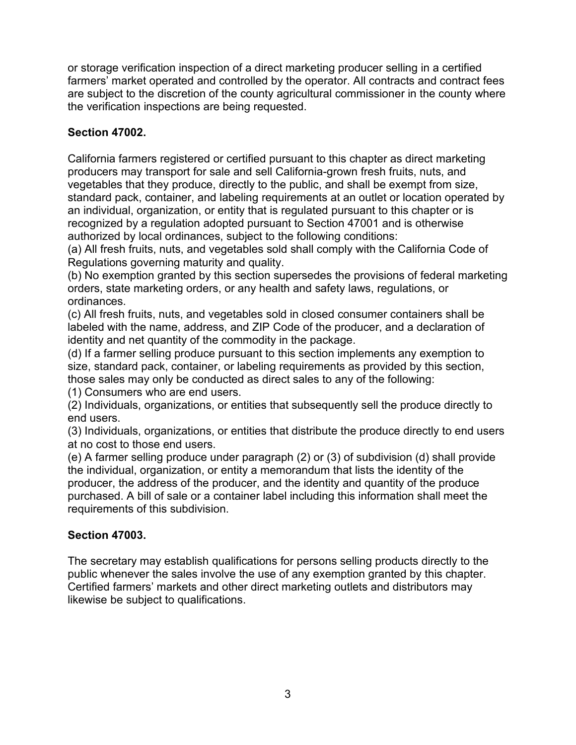or storage verification inspection of a direct marketing producer selling in a certified farmers' market operated and controlled by the operator. All contracts and contract fees are subject to the discretion of the county agricultural commissioner in the county where the verification inspections are being requested.

**Section 47002.**

California farmers registered or certified pursuant to this chapter as direct marketing producers may transport for sale and sell California-grown fresh fruits, nuts, and vegetables that they produce, directly to the public, and shall be exempt from size, standard pack, container, and labeling requirements at an outlet or location operated by an individual, organization, or entity that is regulated pursuant to this chapter or is recognized by a regulation adopted pursuant to Section 47001 and is otherwise authorized by local ordinances, subject to the following conditions:

(a) All fresh fruits, nuts, and vegetables sold shall comply with the California Code of Regulations governing maturity and quality.

(b) No exemption granted by this section supersedes the provisions of federal marketing orders, state marketing orders, or any health and safety laws, regulations, or ordinances.

(c) All fresh fruits, nuts, and vegetables sold in closed consumer containers shall be labeled with the name, address, and ZIP Code of the producer, and a declaration of identity and net quantity of the commodity in the package.

(d) If a farmer selling produce pursuant to this section implements any exemption to size, standard pack, container, or labeling requirements as provided by this section, those sales may only be conducted as direct sales to any of the following:

(1) Consumers who are end users.

(2) Individuals, organizations, or entities that subsequently sell the produce directly to end users.

(3) Individuals, organizations, or entities that distribute the produce directly to end users at no cost to those end users.

(e) A farmer selling produce under paragraph (2) or (3) of subdivision (d) shall provide the individual, organization, or entity a memorandum that lists the identity of the producer, the address of the producer, and the identity and quantity of the produce purchased. A bill of sale or a container label including this information shall meet the requirements of this subdivision.

**Section 47003.**

The secretary may establish qualifications for persons selling products directly to the public whenever the sales involve the use of any exemption granted by this chapter. Certified farmers' markets and other direct marketing outlets and distributors may likewise be subject to qualifications.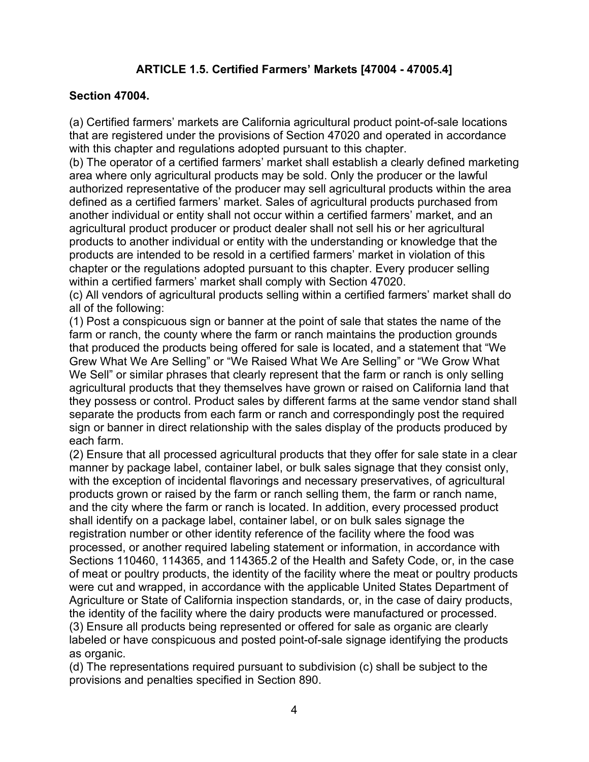## ARTICLE 1.5. Certified Farmers' Markets [47004 - 47005.4]

### Section 47004.

(a) Certified farmers' markets are California agricultural product point-of-sale locations that are registered under the provisions of Section 47020 and operated in accordance with this chapter and regulations adopted pursuant to this chapter.
(b) The operator of a certified farmers' market shall establish a clearly defined marketing area where only agricultural products may be sold. Only the producer or the lawful authorized representative of the producer may sell agricultural products within the area defined as a certified farmers' market. Sales of agricultural products purchased from another individual or entity shall not occur within a certified farmers' market, and an agricultural product producer or product dealer shall not sell his or her agricultural products to another individual or entity with the understanding or knowledge that the products are intended to be resold in a certified farmers' market in violation of this chapter or the regulations adopted pursuant to this chapter. Every producer selling within a certified farmers' market shall comply with Section 47020.
(c) All vendors of agricultural products selling within a certified farmers' market shall do all of the following:
(1) Post a conspicuous sign or banner at the point of sale that states the name of the farm or ranch, the county where the farm or ranch maintains the production grounds that produced the products being offered for sale is located, and a statement that "We Grew What We Are Selling" or "We Raised What We Are Selling" or "We Grow What We Sell" or similar phrases that clearly represent that the farm or ranch is only selling agricultural products that they themselves have grown or raised on California land that they possess or control. Product sales by different farms at the same vendor stand shall separate the products from each farm or ranch and correspondingly post the required sign or banner in direct relationship with the sales display of the products produced by each farm.
(2) Ensure that all processed agricultural products that they offer for sale state in a clear manner by package label, container label, or bulk sales signage that they consist only, with the exception of incidental flavorings and necessary preservatives, of agricultural products grown or raised by the farm or ranch selling them, the farm or ranch name, and the city where the farm or ranch is located. In addition, every processed product shall identify on a package label, container label, or on bulk sales signage the registration number or other identity reference of the facility where the food was processed, or another required labeling statement or information, in accordance with Sections 110460, 114365, and 114365.2 of the Health and Safety Code, or, in the case of meat or poultry products, the identity of the facility where the meat or poultry products were cut and wrapped, in accordance with the applicable United States Department of Agriculture or State of California inspection standards, or, in the case of dairy products, the identity of the facility where the dairy products were manufactured or processed.
(3) Ensure all products being represented or offered for sale as organic are clearly labeled or have conspicuous and posted point-of-sale signage identifying the products as organic.
(d) The representations required pursuant to subdivision (c) shall be subject to the provisions and penalties specified in Section 890.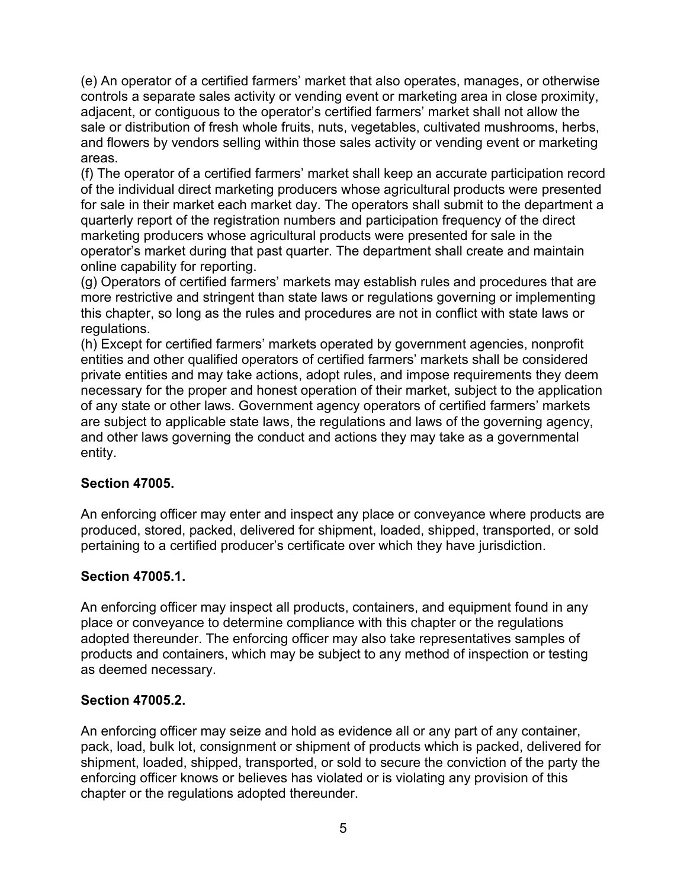(e) An operator of a certified farmers' market that also operates, manages, or otherwise controls a separate sales activity or vending event or marketing area in close proximity, adjacent, or contiguous to the operator's certified farmers' market shall not allow the sale or distribution of fresh whole fruits, nuts, vegetables, cultivated mushrooms, herbs, and flowers by vendors selling within those sales activity or vending event or marketing areas.

(f) The operator of a certified farmers' market shall keep an accurate participation record of the individual direct marketing producers whose agricultural products were presented for sale in their market each market day. The operators shall submit to the department a quarterly report of the registration numbers and participation frequency of the direct marketing producers whose agricultural products were presented for sale in the operator's market during that past quarter. The department shall create and maintain online capability for reporting.

(g) Operators of certified farmers' markets may establish rules and procedures that are more restrictive and stringent than state laws or regulations governing or implementing this chapter, so long as the rules and procedures are not in conflict with state laws or regulations.

(h) Except for certified farmers' markets operated by government agencies, nonprofit entities and other qualified operators of certified farmers' markets shall be considered private entities and may take actions, adopt rules, and impose requirements they deem necessary for the proper and honest operation of their market, subject to the application of any state or other laws. Government agency operators of certified farmers' markets are subject to applicable state laws, the regulations and laws of the governing agency, and other laws governing the conduct and actions they may take as a governmental entity.

**Section 47005.**

An enforcing officer may enter and inspect any place or conveyance where products are produced, stored, packed, delivered for shipment, loaded, shipped, transported, or sold pertaining to a certified producer's certificate over which they have jurisdiction.

**Section 47005.1.**

An enforcing officer may inspect all products, containers, and equipment found in any place or conveyance to determine compliance with this chapter or the regulations adopted thereunder. The enforcing officer may also take representatives samples of products and containers, which may be subject to any method of inspection or testing as deemed necessary.

**Section 47005.2.**

An enforcing officer may seize and hold as evidence all or any part of any container, pack, load, bulk lot, consignment or shipment of products which is packed, delivered for shipment, loaded, shipped, transported, or sold to secure the conviction of the party the enforcing officer knows or believes has violated or is violating any provision of this chapter or the regulations adopted thereunder.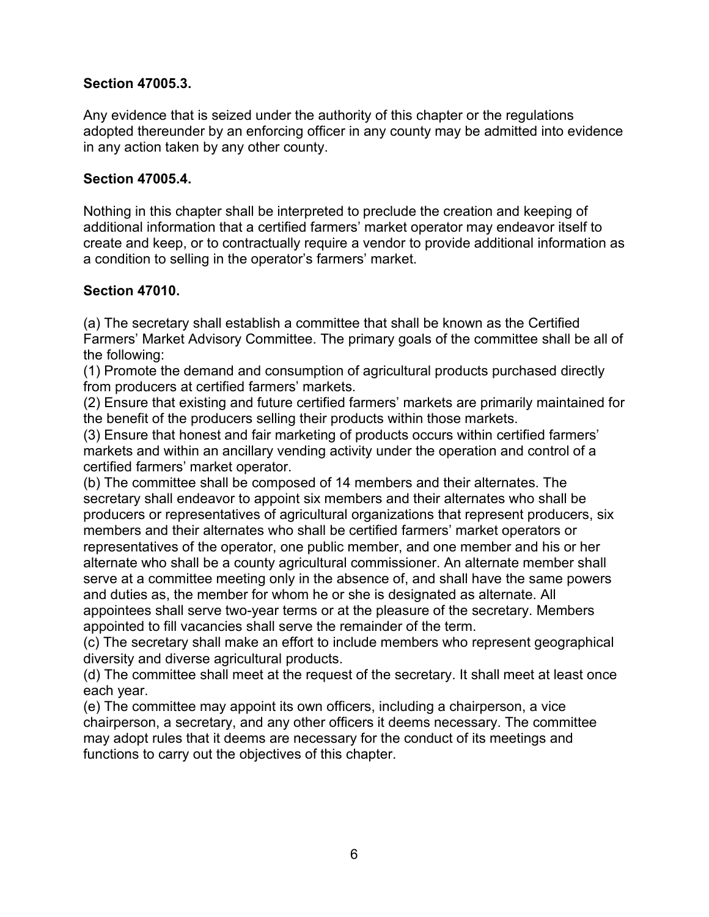### Section 47005.3.

Any evidence that is seized under the authority of this chapter or the regulations adopted thereunder by an enforcing officer in any county may be admitted into evidence in any action taken by any other county.

### Section 47005.4.

Nothing in this chapter shall be interpreted to preclude the creation and keeping of additional information that a certified farmers' market operator may endeavor itself to create and keep, or to contractually require a vendor to provide additional information as a condition to selling in the operator's farmers' market.

### Section 47010.

(a) The secretary shall establish a committee that shall be known as the Certified Farmers' Market Advisory Committee. The primary goals of the committee shall be all of the following:
(1) Promote the demand and consumption of agricultural products purchased directly from producers at certified farmers' markets.
(2) Ensure that existing and future certified farmers' markets are primarily maintained for the benefit of the producers selling their products within those markets.
(3) Ensure that honest and fair marketing of products occurs within certified farmers' markets and within an ancillary vending activity under the operation and control of a certified farmers' market operator.
(b) The committee shall be composed of 14 members and their alternates. The secretary shall endeavor to appoint six members and their alternates who shall be producers or representatives of agricultural organizations that represent producers, six members and their alternates who shall be certified farmers' market operators or representatives of the operator, one public member, and one member and his or her alternate who shall be a county agricultural commissioner. An alternate member shall serve at a committee meeting only in the absence of, and shall have the same powers and duties as, the member for whom he or she is designated as alternate. All appointees shall serve two-year terms or at the pleasure of the secretary. Members appointed to fill vacancies shall serve the remainder of the term.
(c) The secretary shall make an effort to include members who represent geographical diversity and diverse agricultural products.
(d) The committee shall meet at the request of the secretary. It shall meet at least once each year.
(e) The committee may appoint its own officers, including a chairperson, a vice chairperson, a secretary, and any other officers it deems necessary. The committee may adopt rules that it deems are necessary for the conduct of its meetings and functions to carry out the objectives of this chapter.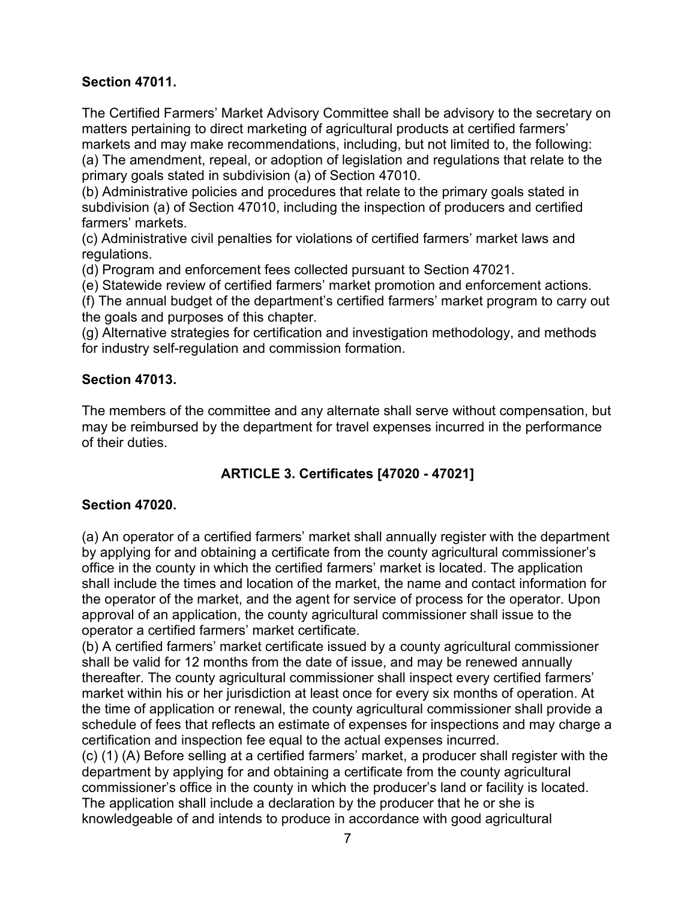**Section 47011.**

The Certified Farmers' Market Advisory Committee shall be advisory to the secretary on matters pertaining to direct marketing of agricultural products at certified farmers' markets and may make recommendations, including, but not limited to, the following:
(a) The amendment, repeal, or adoption of legislation and regulations that relate to the primary goals stated in subdivision (a) of Section 47010.
(b) Administrative policies and procedures that relate to the primary goals stated in subdivision (a) of Section 47010, including the inspection of producers and certified farmers' markets.
(c) Administrative civil penalties for violations of certified farmers' market laws and regulations.
(d) Program and enforcement fees collected pursuant to Section 47021.
(e) Statewide review of certified farmers' market promotion and enforcement actions.
(f) The annual budget of the department's certified farmers' market program to carry out the goals and purposes of this chapter.
(g) Alternative strategies for certification and investigation methodology, and methods for industry self-regulation and commission formation.

**Section 47013.**

The members of the committee and any alternate shall serve without compensation, but may be reimbursed by the department for travel expenses incurred in the performance of their duties.

## ARTICLE 3. Certificates [47020 - 47021]

**Section 47020.**

(a) An operator of a certified farmers' market shall annually register with the department by applying for and obtaining a certificate from the county agricultural commissioner's office in the county in which the certified farmers' market is located. The application shall include the times and location of the market, the name and contact information for the operator of the market, and the agent for service of process for the operator. Upon approval of an application, the county agricultural commissioner shall issue to the operator a certified farmers' market certificate.
(b) A certified farmers' market certificate issued by a county agricultural commissioner shall be valid for 12 months from the date of issue, and may be renewed annually thereafter. The county agricultural commissioner shall inspect every certified farmers' market within his or her jurisdiction at least once for every six months of operation. At the time of application or renewal, the county agricultural commissioner shall provide a schedule of fees that reflects an estimate of expenses for inspections and may charge a certification and inspection fee equal to the actual expenses incurred.
(c) (1) (A) Before selling at a certified farmers' market, a producer shall register with the department by applying for and obtaining a certificate from the county agricultural commissioner's office in the county in which the producer's land or facility is located. The application shall include a declaration by the producer that he or she is knowledgeable of and intends to produce in accordance with good agricultural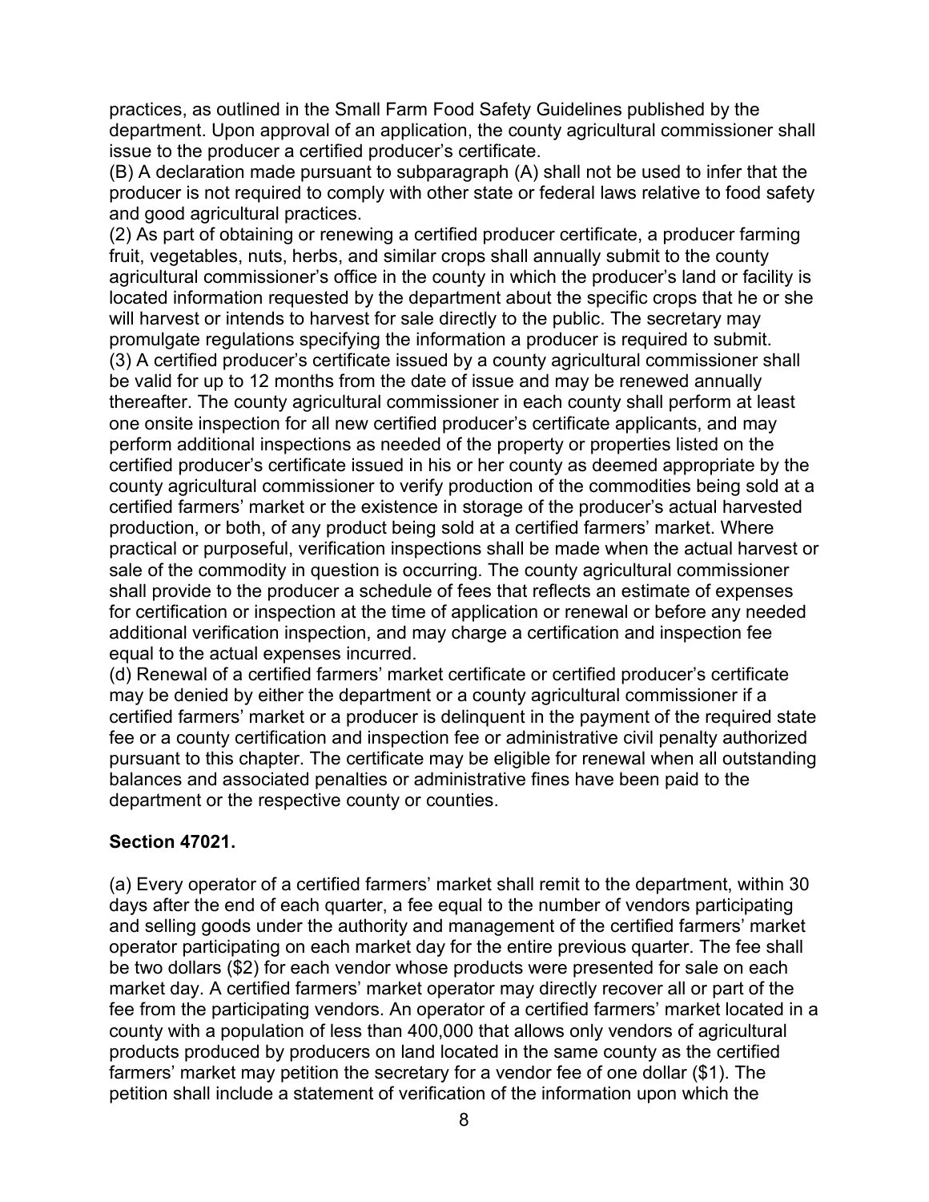practices, as outlined in the Small Farm Food Safety Guidelines published by the department. Upon approval of an application, the county agricultural commissioner shall issue to the producer a certified producer's certificate.

(B) A declaration made pursuant to subparagraph (A) shall not be used to infer that the producer is not required to comply with other state or federal laws relative to food safety and good agricultural practices.

(2) As part of obtaining or renewing a certified producer certificate, a producer farming fruit, vegetables, nuts, herbs, and similar crops shall annually submit to the county agricultural commissioner's office in the county in which the producer's land or facility is located information requested by the department about the specific crops that he or she will harvest or intends to harvest for sale directly to the public. The secretary may promulgate regulations specifying the information a producer is required to submit.

(3) A certified producer's certificate issued by a county agricultural commissioner shall be valid for up to 12 months from the date of issue and may be renewed annually thereafter. The county agricultural commissioner in each county shall perform at least one onsite inspection for all new certified producer's certificate applicants, and may perform additional inspections as needed of the property or properties listed on the certified producer's certificate issued in his or her county as deemed appropriate by the county agricultural commissioner to verify production of the commodities being sold at a certified farmers' market or the existence in storage of the producer's actual harvested production, or both, of any product being sold at a certified farmers' market. Where practical or purposeful, verification inspections shall be made when the actual harvest or sale of the commodity in question is occurring. The county agricultural commissioner shall provide to the producer a schedule of fees that reflects an estimate of expenses for certification or inspection at the time of application or renewal or before any needed additional verification inspection, and may charge a certification and inspection fee equal to the actual expenses incurred.

(d) Renewal of a certified farmers' market certificate or certified producer's certificate may be denied by either the department or a county agricultural commissioner if a certified farmers' market or a producer is delinquent in the payment of the required state fee or a county certification and inspection fee or administrative civil penalty authorized pursuant to this chapter. The certificate may be eligible for renewal when all outstanding balances and associated penalties or administrative fines have been paid to the department or the respective county or counties.

**Section 47021.**

(a) Every operator of a certified farmers' market shall remit to the department, within 30 days after the end of each quarter, a fee equal to the number of vendors participating and selling goods under the authority and management of the certified farmers' market operator participating on each market day for the entire previous quarter. The fee shall be two dollars ($2) for each vendor whose products were presented for sale on each market day. A certified farmers' market operator may directly recover all or part of the fee from the participating vendors. An operator of a certified farmers' market located in a county with a population of less than 400,000 that allows only vendors of agricultural products produced by producers on land located in the same county as the certified farmers' market may petition the secretary for a vendor fee of one dollar ($1). The petition shall include a statement of verification of the information upon which the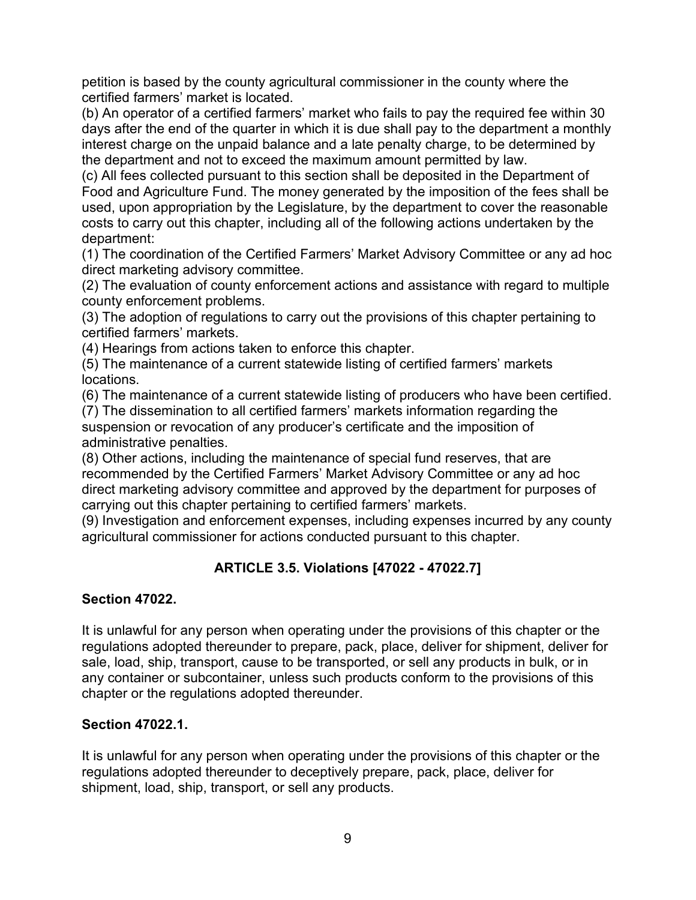petition is based by the county agricultural commissioner in the county where the certified farmers' market is located.

(b) An operator of a certified farmers' market who fails to pay the required fee within 30 days after the end of the quarter in which it is due shall pay to the department a monthly interest charge on the unpaid balance and a late penalty charge, to be determined by the department and not to exceed the maximum amount permitted by law.

(c) All fees collected pursuant to this section shall be deposited in the Department of Food and Agriculture Fund. The money generated by the imposition of the fees shall be used, upon appropriation by the Legislature, by the department to cover the reasonable costs to carry out this chapter, including all of the following actions undertaken by the department:

(1) The coordination of the Certified Farmers' Market Advisory Committee or any ad hoc direct marketing advisory committee.

(2) The evaluation of county enforcement actions and assistance with regard to multiple county enforcement problems.

(3) The adoption of regulations to carry out the provisions of this chapter pertaining to certified farmers' markets.

(4) Hearings from actions taken to enforce this chapter.

(5) The maintenance of a current statewide listing of certified farmers' markets locations.

(6) The maintenance of a current statewide listing of producers who have been certified.

(7) The dissemination to all certified farmers' markets information regarding the suspension or revocation of any producer's certificate and the imposition of administrative penalties.

(8) Other actions, including the maintenance of special fund reserves, that are recommended by the Certified Farmers' Market Advisory Committee or any ad hoc direct marketing advisory committee and approved by the department for purposes of carrying out this chapter pertaining to certified farmers' markets.

(9) Investigation and enforcement expenses, including expenses incurred by any county agricultural commissioner for actions conducted pursuant to this chapter.

## ARTICLE 3.5. Violations [47022 - 47022.7]

### Section 47022.

It is unlawful for any person when operating under the provisions of this chapter or the regulations adopted thereunder to prepare, pack, place, deliver for shipment, deliver for sale, load, ship, transport, cause to be transported, or sell any products in bulk, or in any container or subcontainer, unless such products conform to the provisions of this chapter or the regulations adopted thereunder.

### Section 47022.1.

It is unlawful for any person when operating under the provisions of this chapter or the regulations adopted thereunder to deceptively prepare, pack, place, deliver for shipment, load, ship, transport, or sell any products.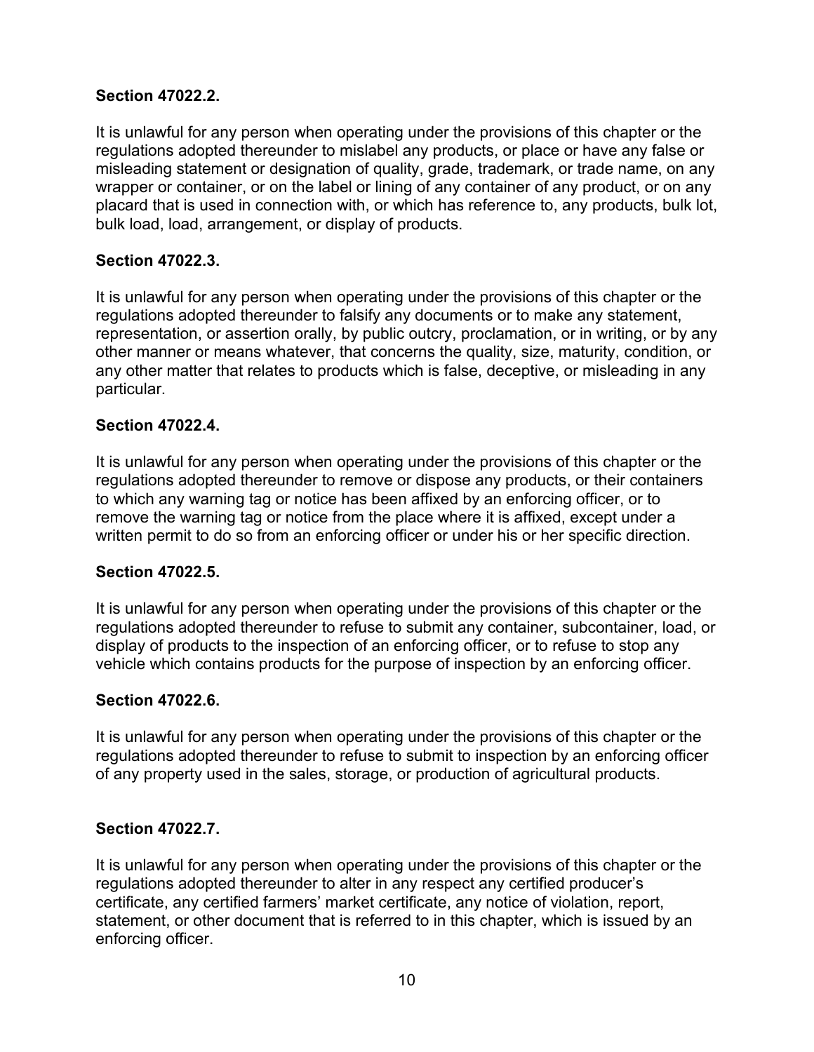**Section 47022.2.**

It is unlawful for any person when operating under the provisions of this chapter or the regulations adopted thereunder to mislabel any products, or place or have any false or misleading statement or designation of quality, grade, trademark, or trade name, on any wrapper or container, or on the label or lining of any container of any product, or on any placard that is used in connection with, or which has reference to, any products, bulk lot, bulk load, load, arrangement, or display of products.

**Section 47022.3.**

It is unlawful for any person when operating under the provisions of this chapter or the regulations adopted thereunder to falsify any documents or to make any statement, representation, or assertion orally, by public outcry, proclamation, or in writing, or by any other manner or means whatever, that concerns the quality, size, maturity, condition, or any other matter that relates to products which is false, deceptive, or misleading in any particular.

**Section 47022.4.**

It is unlawful for any person when operating under the provisions of this chapter or the regulations adopted thereunder to remove or dispose any products, or their containers to which any warning tag or notice has been affixed by an enforcing officer, or to remove the warning tag or notice from the place where it is affixed, except under a written permit to do so from an enforcing officer or under his or her specific direction.

**Section 47022.5.**

It is unlawful for any person when operating under the provisions of this chapter or the regulations adopted thereunder to refuse to submit any container, subcontainer, load, or display of products to the inspection of an enforcing officer, or to refuse to stop any vehicle which contains products for the purpose of inspection by an enforcing officer.

**Section 47022.6.**

It is unlawful for any person when operating under the provisions of this chapter or the regulations adopted thereunder to refuse to submit to inspection by an enforcing officer of any property used in the sales, storage, or production of agricultural products.

**Section 47022.7.**

It is unlawful for any person when operating under the provisions of this chapter or the regulations adopted thereunder to alter in any respect any certified producer's certificate, any certified farmers' market certificate, any notice of violation, report, statement, or other document that is referred to in this chapter, which is issued by an enforcing officer.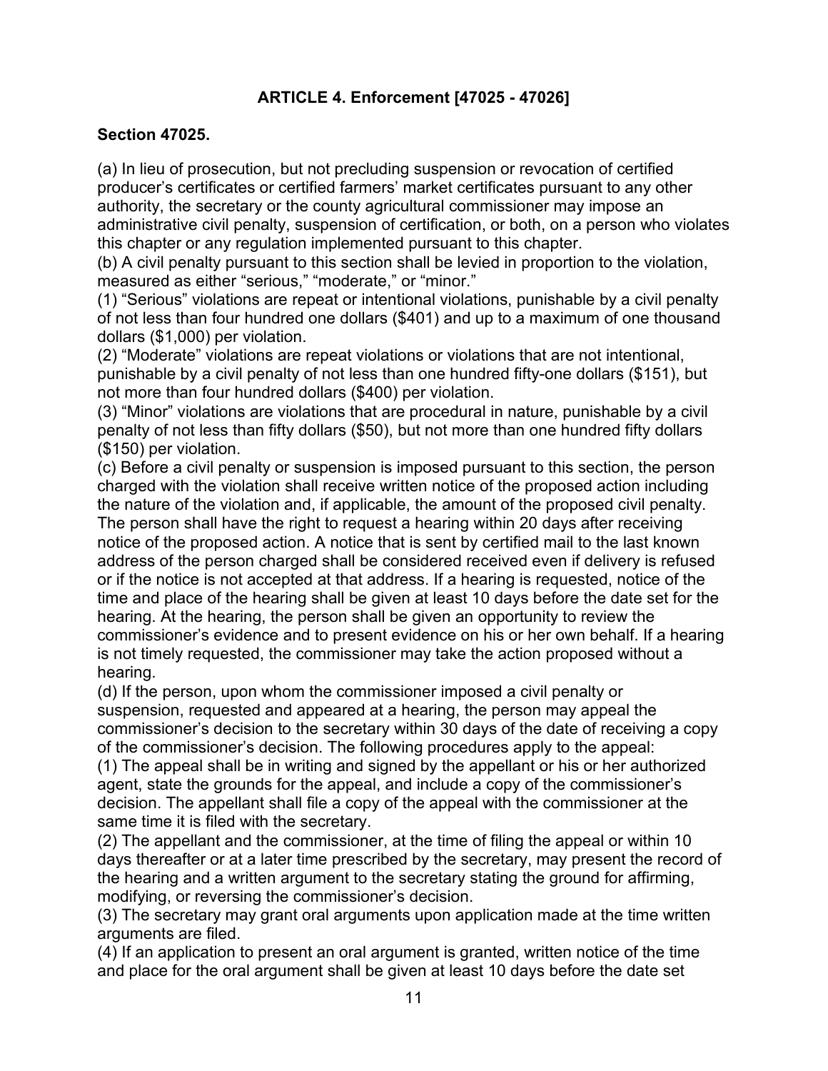## ARTICLE 4. Enforcement [47025 - 47026]

### Section 47025.

(a) In lieu of prosecution, but not precluding suspension or revocation of certified producer's certificates or certified farmers' market certificates pursuant to any other authority, the secretary or the county agricultural commissioner may impose an administrative civil penalty, suspension of certification, or both, on a person who violates this chapter or any regulation implemented pursuant to this chapter.

(b) A civil penalty pursuant to this section shall be levied in proportion to the violation, measured as either "serious," "moderate," or "minor."

(1) "Serious" violations are repeat or intentional violations, punishable by a civil penalty of not less than four hundred one dollars ($401) and up to a maximum of one thousand dollars ($1,000) per violation.

(2) "Moderate" violations are repeat violations or violations that are not intentional, punishable by a civil penalty of not less than one hundred fifty-one dollars ($151), but not more than four hundred dollars ($400) per violation.

(3) "Minor" violations are violations that are procedural in nature, punishable by a civil penalty of not less than fifty dollars ($50), but not more than one hundred fifty dollars ($150) per violation.

(c) Before a civil penalty or suspension is imposed pursuant to this section, the person charged with the violation shall receive written notice of the proposed action including the nature of the violation and, if applicable, the amount of the proposed civil penalty. The person shall have the right to request a hearing within 20 days after receiving notice of the proposed action. A notice that is sent by certified mail to the last known address of the person charged shall be considered received even if delivery is refused or if the notice is not accepted at that address. If a hearing is requested, notice of the time and place of the hearing shall be given at least 10 days before the date set for the hearing. At the hearing, the person shall be given an opportunity to review the commissioner's evidence and to present evidence on his or her own behalf. If a hearing is not timely requested, the commissioner may take the action proposed without a hearing.

(d) If the person, upon whom the commissioner imposed a civil penalty or suspension, requested and appeared at a hearing, the person may appeal the commissioner's decision to the secretary within 30 days of the date of receiving a copy of the commissioner's decision. The following procedures apply to the appeal:

(1) The appeal shall be in writing and signed by the appellant or his or her authorized agent, state the grounds for the appeal, and include a copy of the commissioner's decision. The appellant shall file a copy of the appeal with the commissioner at the same time it is filed with the secretary.

(2) The appellant and the commissioner, at the time of filing the appeal or within 10 days thereafter or at a later time prescribed by the secretary, may present the record of the hearing and a written argument to the secretary stating the ground for affirming, modifying, or reversing the commissioner's decision.

(3) The secretary may grant oral arguments upon application made at the time written arguments are filed.

(4) If an application to present an oral argument is granted, written notice of the time and place for the oral argument shall be given at least 10 days before the date set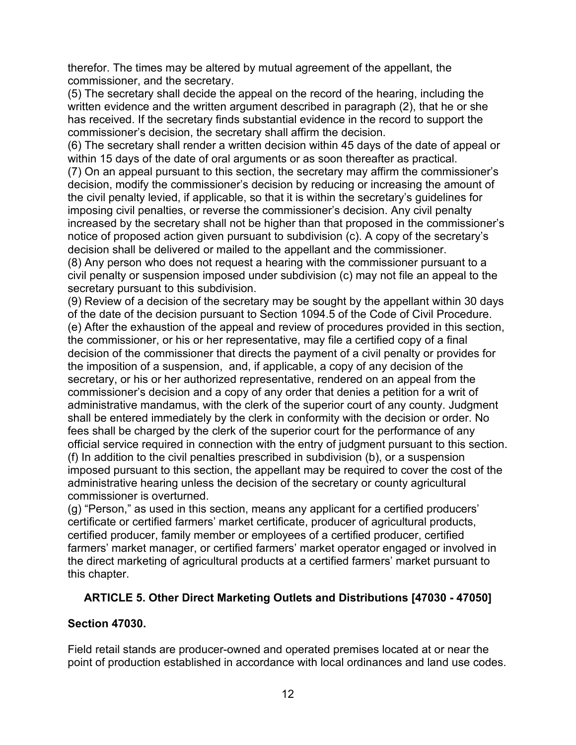therefor. The times may be altered by mutual agreement of the appellant, the commissioner, and the secretary.

(5) The secretary shall decide the appeal on the record of the hearing, including the written evidence and the written argument described in paragraph (2), that he or she has received. If the secretary finds substantial evidence in the record to support the commissioner's decision, the secretary shall affirm the decision.

(6) The secretary shall render a written decision within 45 days of the date of appeal or within 15 days of the date of oral arguments or as soon thereafter as practical.

(7) On an appeal pursuant to this section, the secretary may affirm the commissioner's decision, modify the commissioner's decision by reducing or increasing the amount of the civil penalty levied, if applicable, so that it is within the secretary's guidelines for imposing civil penalties, or reverse the commissioner's decision. Any civil penalty increased by the secretary shall not be higher than that proposed in the commissioner's notice of proposed action given pursuant to subdivision (c). A copy of the secretary's decision shall be delivered or mailed to the appellant and the commissioner.

(8) Any person who does not request a hearing with the commissioner pursuant to a civil penalty or suspension imposed under subdivision (c) may not file an appeal to the secretary pursuant to this subdivision.

(9) Review of a decision of the secretary may be sought by the appellant within 30 days of the date of the decision pursuant to Section 1094.5 of the Code of Civil Procedure.

(e) After the exhaustion of the appeal and review of procedures provided in this section, the commissioner, or his or her representative, may file a certified copy of a final decision of the commissioner that directs the payment of a civil penalty or provides for the imposition of a suspension, and, if applicable, a copy of any decision of the secretary, or his or her authorized representative, rendered on an appeal from the commissioner's decision and a copy of any order that denies a petition for a writ of administrative mandamus, with the clerk of the superior court of any county. Judgment shall be entered immediately by the clerk in conformity with the decision or order. No fees shall be charged by the clerk of the superior court for the performance of any official service required in connection with the entry of judgment pursuant to this section.

(f) In addition to the civil penalties prescribed in subdivision (b), or a suspension imposed pursuant to this section, the appellant may be required to cover the cost of the administrative hearing unless the decision of the secretary or county agricultural commissioner is overturned.

(g) "Person," as used in this section, means any applicant for a certified producers' certificate or certified farmers' market certificate, producer of agricultural products, certified producer, family member or employees of a certified producer, certified farmers' market manager, or certified farmers' market operator engaged or involved in the direct marketing of agricultural products at a certified farmers' market pursuant to this chapter.

## ARTICLE 5. Other Direct Marketing Outlets and Distributions [47030 - 47050]

### Section 47030.

Field retail stands are producer-owned and operated premises located at or near the point of production established in accordance with local ordinances and land use codes.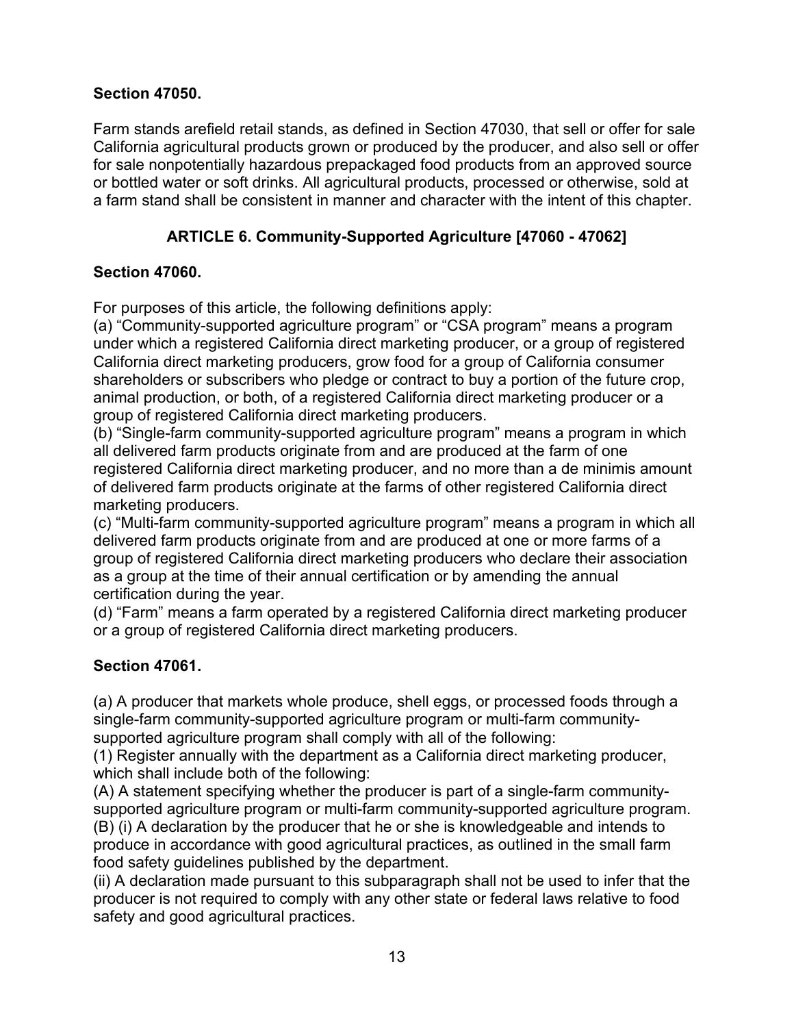**Section 47050.**

Farm stands arefield retail stands, as defined in Section 47030, that sell or offer for sale California agricultural products grown or produced by the producer, and also sell or offer for sale nonpotentially hazardous prepackaged food products from an approved source or bottled water or soft drinks. All agricultural products, processed or otherwise, sold at a farm stand shall be consistent in manner and character with the intent of this chapter.

## ARTICLE 6. Community-Supported Agriculture [47060 - 47062]

**Section 47060.**

For purposes of this article, the following definitions apply:

(a) “Community-supported agriculture program” or “CSA program” means a program under which a registered California direct marketing producer, or a group of registered California direct marketing producers, grow food for a group of California consumer shareholders or subscribers who pledge or contract to buy a portion of the future crop, animal production, or both, of a registered California direct marketing producer or a group of registered California direct marketing producers.

(b) “Single-farm community-supported agriculture program” means a program in which all delivered farm products originate from and are produced at the farm of one registered California direct marketing producer, and no more than a de minimis amount of delivered farm products originate at the farms of other registered California direct marketing producers.

(c) “Multi-farm community-supported agriculture program” means a program in which all delivered farm products originate from and are produced at one or more farms of a group of registered California direct marketing producers who declare their association as a group at the time of their annual certification or by amending the annual certification during the year.

(d) “Farm” means a farm operated by a registered California direct marketing producer or a group of registered California direct marketing producers.

**Section 47061.**

(a) A producer that markets whole produce, shell eggs, or processed foods through a single-farm community-supported agriculture program or multi-farm community-supported agriculture program shall comply with all of the following:

(1) Register annually with the department as a California direct marketing producer, which shall include both of the following:

(A) A statement specifying whether the producer is part of a single-farm community-supported agriculture program or multi-farm community-supported agriculture program.

(B) (i) A declaration by the producer that he or she is knowledgeable and intends to produce in accordance with good agricultural practices, as outlined in the small farm food safety guidelines published by the department.

(ii) A declaration made pursuant to this subparagraph shall not be used to infer that the producer is not required to comply with any other state or federal laws relative to food safety and good agricultural practices.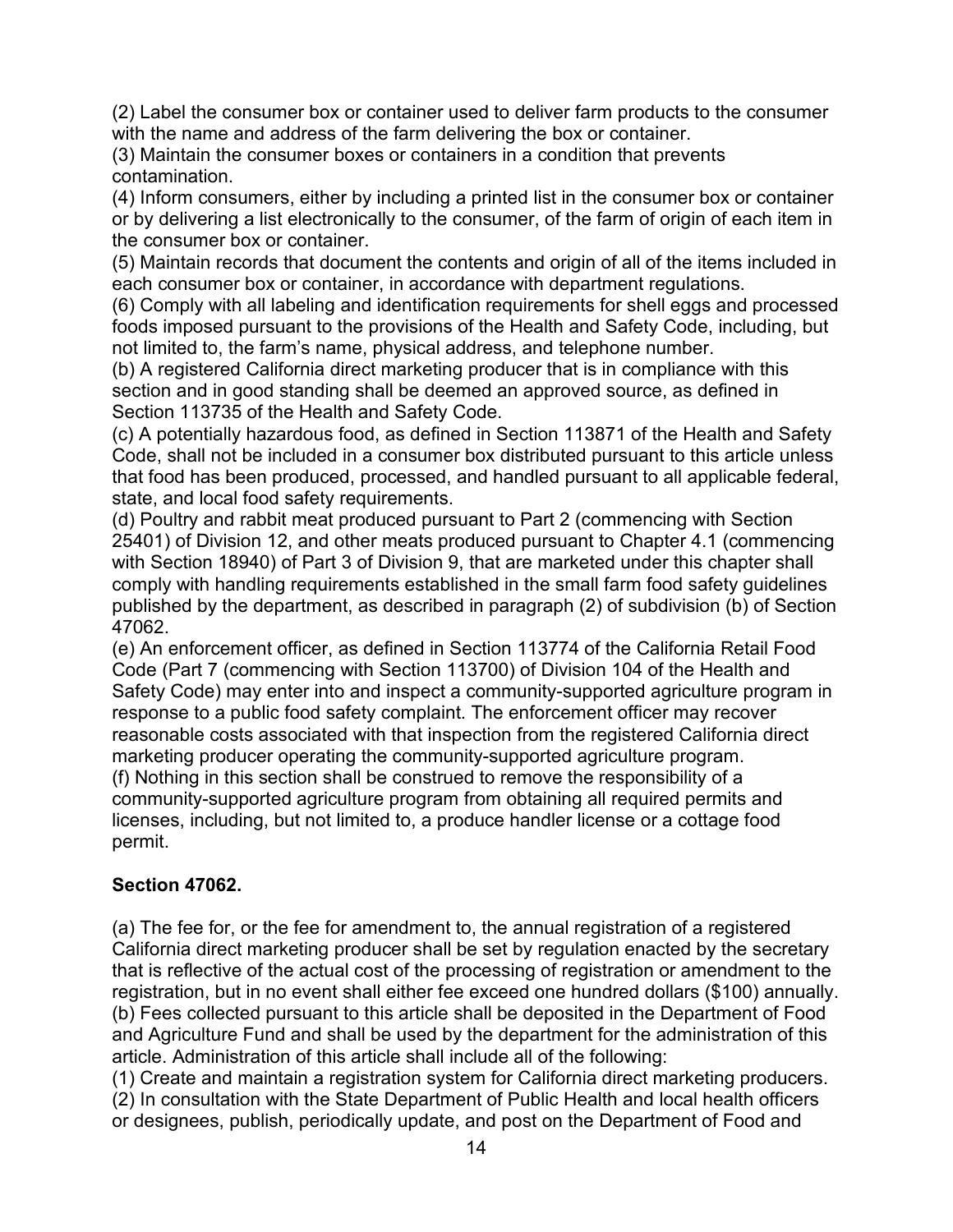(2) Label the consumer box or container used to deliver farm products to the consumer with the name and address of the farm delivering the box or container.
(3) Maintain the consumer boxes or containers in a condition that prevents contamination.
(4) Inform consumers, either by including a printed list in the consumer box or container or by delivering a list electronically to the consumer, of the farm of origin of each item in the consumer box or container.
(5) Maintain records that document the contents and origin of all of the items included in each consumer box or container, in accordance with department regulations.
(6) Comply with all labeling and identification requirements for shell eggs and processed foods imposed pursuant to the provisions of the Health and Safety Code, including, but not limited to, the farm's name, physical address, and telephone number.
(b) A registered California direct marketing producer that is in compliance with this section and in good standing shall be deemed an approved source, as defined in Section 113735 of the Health and Safety Code.
(c) A potentially hazardous food, as defined in Section 113871 of the Health and Safety Code, shall not be included in a consumer box distributed pursuant to this article unless that food has been produced, processed, and handled pursuant to all applicable federal, state, and local food safety requirements.
(d) Poultry and rabbit meat produced pursuant to Part 2 (commencing with Section 25401) of Division 12, and other meats produced pursuant to Chapter 4.1 (commencing with Section 18940) of Part 3 of Division 9, that are marketed under this chapter shall comply with handling requirements established in the small farm food safety guidelines published by the department, as described in paragraph (2) of subdivision (b) of Section 47062.
(e) An enforcement officer, as defined in Section 113774 of the California Retail Food Code (Part 7 (commencing with Section 113700) of Division 104 of the Health and Safety Code) may enter into and inspect a community-supported agriculture program in response to a public food safety complaint. The enforcement officer may recover reasonable costs associated with that inspection from the registered California direct marketing producer operating the community-supported agriculture program.
(f) Nothing in this section shall be construed to remove the responsibility of a community-supported agriculture program from obtaining all required permits and licenses, including, but not limited to, a produce handler license or a cottage food permit.

**Section 47062.**

(a) The fee for, or the fee for amendment to, the annual registration of a registered California direct marketing producer shall be set by regulation enacted by the secretary that is reflective of the actual cost of the processing of registration or amendment to the registration, but in no event shall either fee exceed one hundred dollars ($100) annually.
(b) Fees collected pursuant to this article shall be deposited in the Department of Food and Agriculture Fund and shall be used by the department for the administration of this article. Administration of this article shall include all of the following:
(1) Create and maintain a registration system for California direct marketing producers.
(2) In consultation with the State Department of Public Health and local health officers or designees, publish, periodically update, and post on the Department of Food and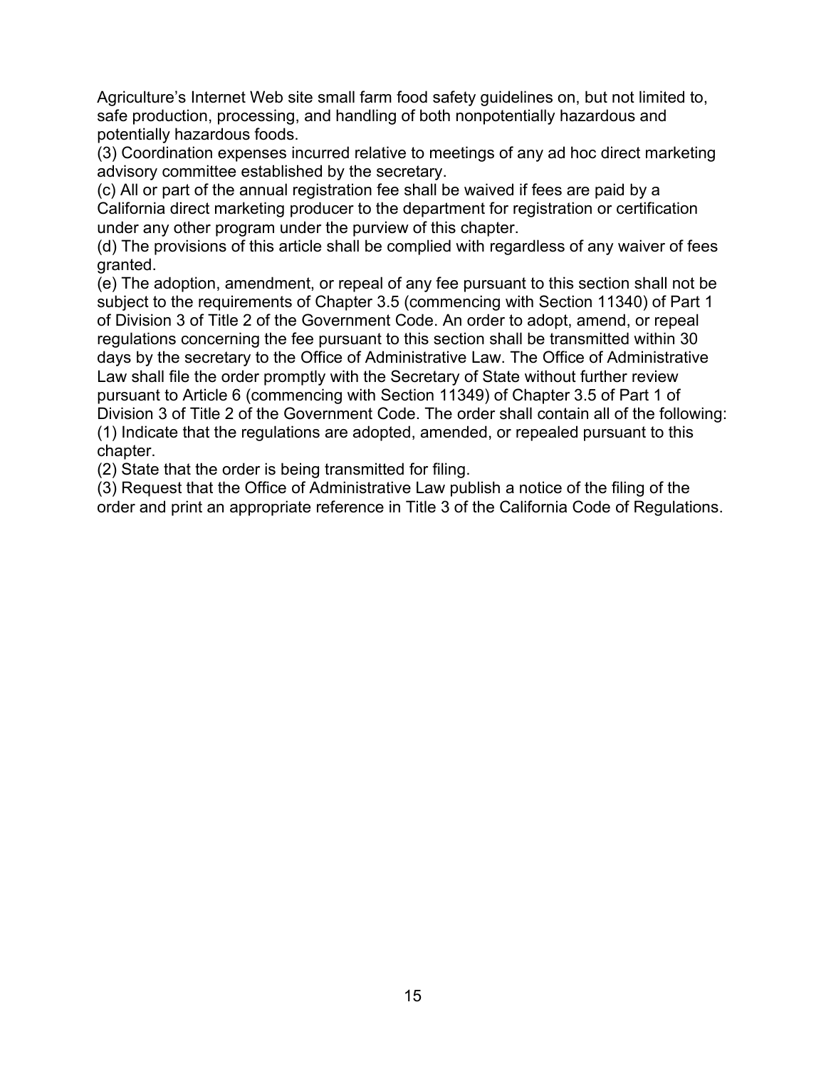Agriculture's Internet Web site small farm food safety guidelines on, but not limited to, safe production, processing, and handling of both nonpotentially hazardous and potentially hazardous foods.

(3) Coordination expenses incurred relative to meetings of any ad hoc direct marketing advisory committee established by the secretary.

(c) All or part of the annual registration fee shall be waived if fees are paid by a California direct marketing producer to the department for registration or certification under any other program under the purview of this chapter.

(d) The provisions of this article shall be complied with regardless of any waiver of fees granted.

(e) The adoption, amendment, or repeal of any fee pursuant to this section shall not be subject to the requirements of Chapter 3.5 (commencing with Section 11340) of Part 1 of Division 3 of Title 2 of the Government Code. An order to adopt, amend, or repeal regulations concerning the fee pursuant to this section shall be transmitted within 30 days by the secretary to the Office of Administrative Law. The Office of Administrative Law shall file the order promptly with the Secretary of State without further review pursuant to Article 6 (commencing with Section 11349) of Chapter 3.5 of Part 1 of Division 3 of Title 2 of the Government Code. The order shall contain all of the following:

(1) Indicate that the regulations are adopted, amended, or repealed pursuant to this chapter.

(2) State that the order is being transmitted for filing.

(3) Request that the Office of Administrative Law publish a notice of the filing of the order and print an appropriate reference in Title 3 of the California Code of Regulations.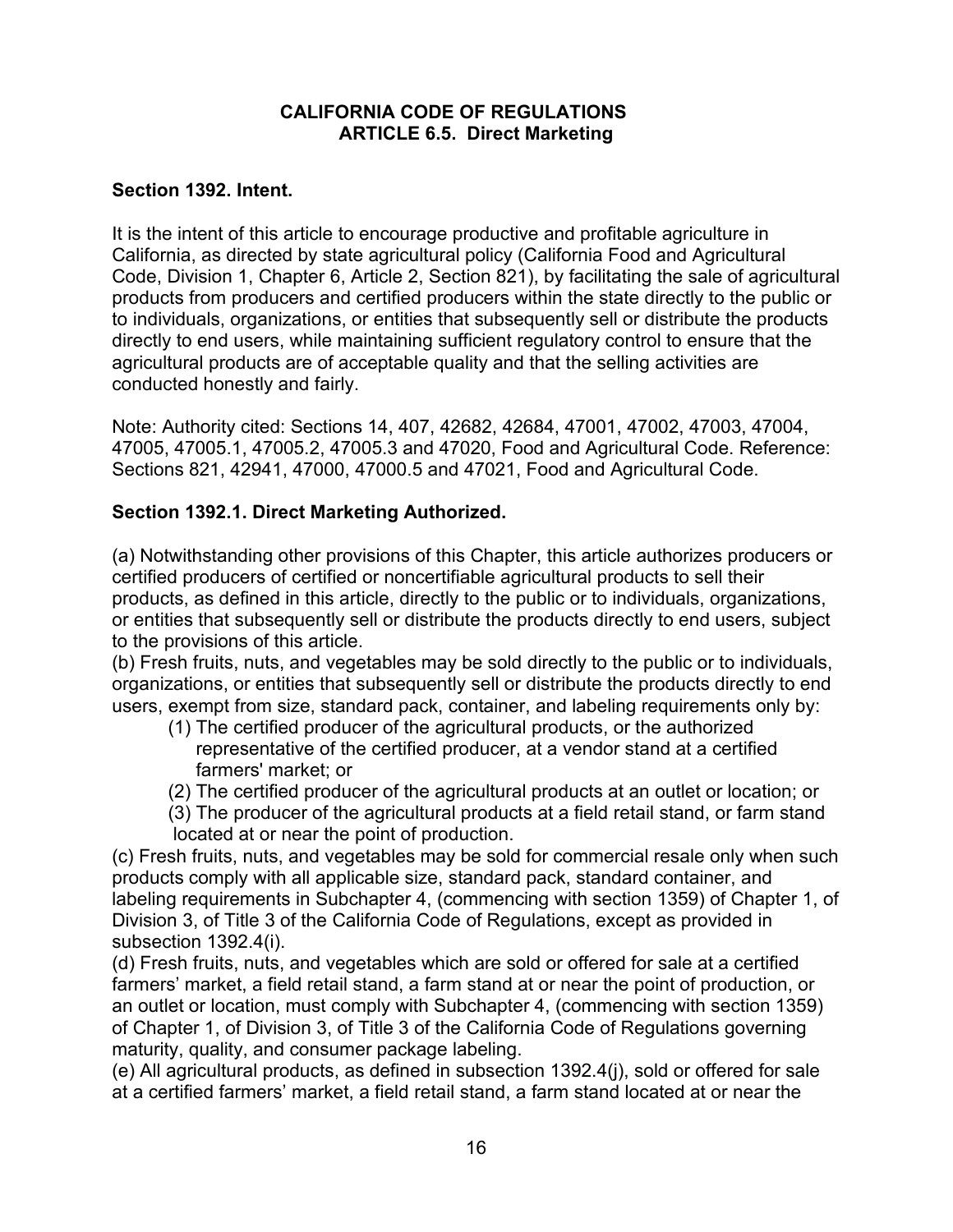**CALIFORNIA CODE OF REGULATIONS**
**ARTICLE 6.5. Direct Marketing**

### Section 1392. Intent.

It is the intent of this article to encourage productive and profitable agriculture in California, as directed by state agricultural policy (California Food and Agricultural Code, Division 1, Chapter 6, Article 2, Section 821), by facilitating the sale of agricultural products from producers and certified producers within the state directly to the public or to individuals, organizations, or entities that subsequently sell or distribute the products directly to end users, while maintaining sufficient regulatory control to ensure that the agricultural products are of acceptable quality and that the selling activities are conducted honestly and fairly.

Note: Authority cited: Sections 14, 407, 42682, 42684, 47001, 47002, 47003, 47004, 47005, 47005.1, 47005.2, 47005.3 and 47020, Food and Agricultural Code. Reference: Sections 821, 42941, 47000, 47000.5 and 47021, Food and Agricultural Code.

### Section 1392.1. Direct Marketing Authorized.

(a) Notwithstanding other provisions of this Chapter, this article authorizes producers or certified producers of certified or noncertifiable agricultural products to sell their products, as defined in this article, directly to the public or to individuals, organizations, or entities that subsequently sell or distribute the products directly to end users, subject to the provisions of this article.

(b) Fresh fruits, nuts, and vegetables may be sold directly to the public or to individuals, organizations, or entities that subsequently sell or distribute the products directly to end users, exempt from size, standard pack, container, and labeling requirements only by:

(1) The certified producer of the agricultural products, or the authorized representative of the certified producer, at a vendor stand at a certified farmers' market; or

(2) The certified producer of the agricultural products at an outlet or location; or

(3) The producer of the agricultural products at a field retail stand, or farm stand located at or near the point of production.

(c) Fresh fruits, nuts, and vegetables may be sold for commercial resale only when such products comply with all applicable size, standard pack, standard container, and labeling requirements in Subchapter 4, (commencing with section 1359) of Chapter 1, of Division 3, of Title 3 of the California Code of Regulations, except as provided in subsection 1392.4(i).

(d) Fresh fruits, nuts, and vegetables which are sold or offered for sale at a certified farmers' market, a field retail stand, a farm stand at or near the point of production, or an outlet or location, must comply with Subchapter 4, (commencing with section 1359) of Chapter 1, of Division 3, of Title 3 of the California Code of Regulations governing maturity, quality, and consumer package labeling.

(e) All agricultural products, as defined in subsection 1392.4(j), sold or offered for sale at a certified farmers' market, a field retail stand, a farm stand located at or near the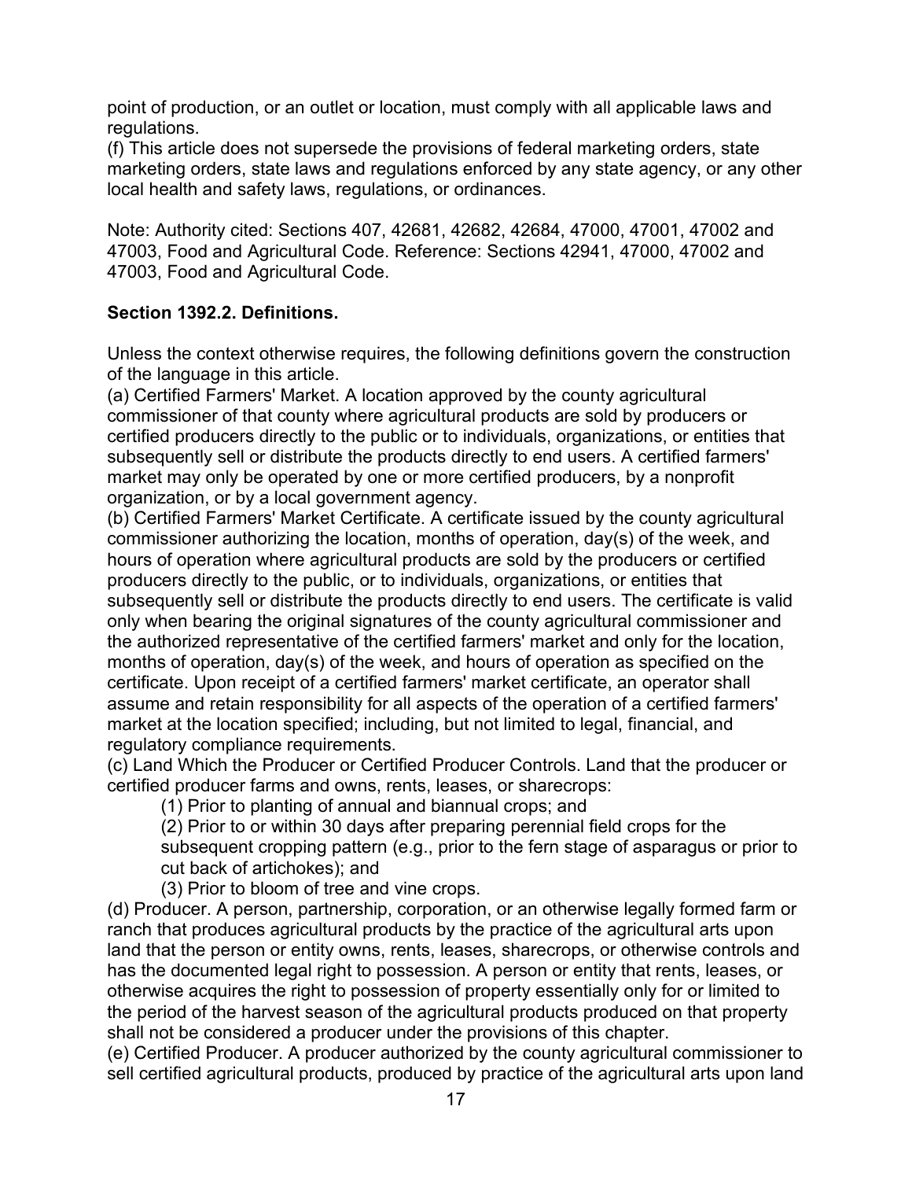point of production, or an outlet or location, must comply with all applicable laws and regulations.

(f) This article does not supersede the provisions of federal marketing orders, state marketing orders, state laws and regulations enforced by any state agency, or any other local health and safety laws, regulations, or ordinances.

Note: Authority cited: Sections 407, 42681, 42682, 42684, 47000, 47001, 47002 and 47003, Food and Agricultural Code. Reference: Sections 42941, 47000, 47002 and 47003, Food and Agricultural Code.

**Section 1392.2. Definitions.**

Unless the context otherwise requires, the following definitions govern the construction of the language in this article.

(a) Certified Farmers' Market. A location approved by the county agricultural commissioner of that county where agricultural products are sold by producers or certified producers directly to the public or to individuals, organizations, or entities that subsequently sell or distribute the products directly to end users. A certified farmers' market may only be operated by one or more certified producers, by a nonprofit organization, or by a local government agency.

(b) Certified Farmers' Market Certificate. A certificate issued by the county agricultural commissioner authorizing the location, months of operation, day(s) of the week, and hours of operation where agricultural products are sold by the producers or certified producers directly to the public, or to individuals, organizations, or entities that subsequently sell or distribute the products directly to end users. The certificate is valid only when bearing the original signatures of the county agricultural commissioner and the authorized representative of the certified farmers' market and only for the location, months of operation, day(s) of the week, and hours of operation as specified on the certificate. Upon receipt of a certified farmers' market certificate, an operator shall assume and retain responsibility for all aspects of the operation of a certified farmers' market at the location specified; including, but not limited to legal, financial, and regulatory compliance requirements.

(c) Land Which the Producer or Certified Producer Controls. Land that the producer or certified producer farms and owns, rents, leases, or sharecrops:

(1) Prior to planting of annual and biannual crops; and

(2) Prior to or within 30 days after preparing perennial field crops for the subsequent cropping pattern (e.g., prior to the fern stage of asparagus or prior to cut back of artichokes); and

(3) Prior to bloom of tree and vine crops.

(d) Producer. A person, partnership, corporation, or an otherwise legally formed farm or ranch that produces agricultural products by the practice of the agricultural arts upon land that the person or entity owns, rents, leases, sharecrops, or otherwise controls and has the documented legal right to possession. A person or entity that rents, leases, or otherwise acquires the right to possession of property essentially only for or limited to the period of the harvest season of the agricultural products produced on that property shall not be considered a producer under the provisions of this chapter.

(e) Certified Producer. A producer authorized by the county agricultural commissioner to sell certified agricultural products, produced by practice of the agricultural arts upon land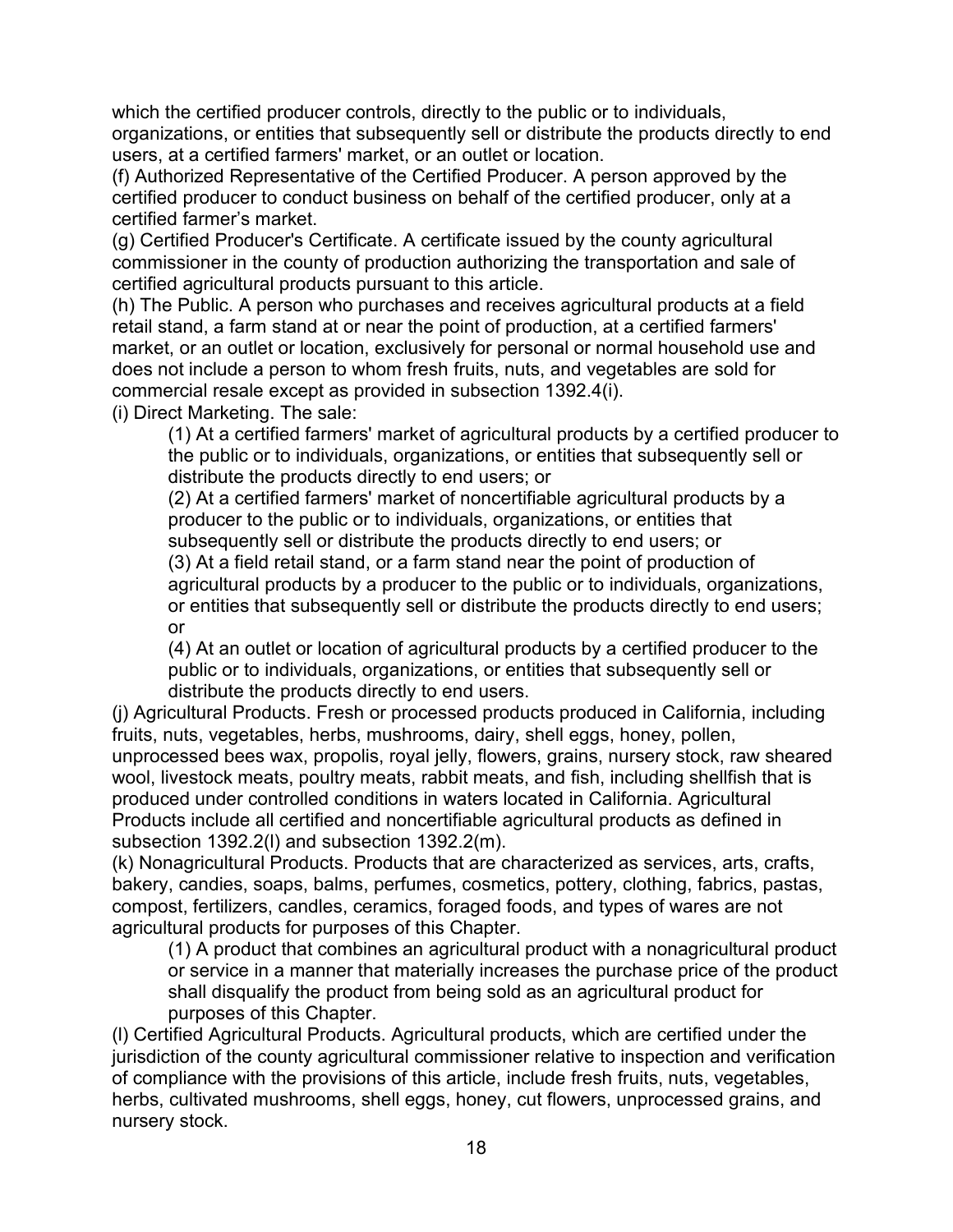which the certified producer controls, directly to the public or to individuals, organizations, or entities that subsequently sell or distribute the products directly to end users, at a certified farmers' market, or an outlet or location.

(f) Authorized Representative of the Certified Producer. A person approved by the certified producer to conduct business on behalf of the certified producer, only at a certified farmer's market.

(g) Certified Producer's Certificate. A certificate issued by the county agricultural commissioner in the county of production authorizing the transportation and sale of certified agricultural products pursuant to this article.

(h) The Public. A person who purchases and receives agricultural products at a field retail stand, a farm stand at or near the point of production, at a certified farmers' market, or an outlet or location, exclusively for personal or normal household use and does not include a person to whom fresh fruits, nuts, and vegetables are sold for commercial resale except as provided in subsection 1392.4(i).

(i) Direct Marketing. The sale:

> (1) At a certified farmers' market of agricultural products by a certified producer to the public or to individuals, organizations, or entities that subsequently sell or distribute the products directly to end users; or
>
> (2) At a certified farmers' market of noncertifiable agricultural products by a producer to the public or to individuals, organizations, or entities that subsequently sell or distribute the products directly to end users; or
>
> (3) At a field retail stand, or a farm stand near the point of production of agricultural products by a producer to the public or to individuals, organizations, or entities that subsequently sell or distribute the products directly to end users; or
>
> (4) At an outlet or location of agricultural products by a certified producer to the public or to individuals, organizations, or entities that subsequently sell or distribute the products directly to end users.

(j) Agricultural Products. Fresh or processed products produced in California, including fruits, nuts, vegetables, herbs, mushrooms, dairy, shell eggs, honey, pollen, unprocessed bees wax, propolis, royal jelly, flowers, grains, nursery stock, raw sheared wool, livestock meats, poultry meats, rabbit meats, and fish, including shellfish that is produced under controlled conditions in waters located in California. Agricultural Products include all certified and noncertifiable agricultural products as defined in subsection 1392.2(l) and subsection 1392.2(m).

(k) Nonagricultural Products. Products that are characterized as services, arts, crafts, bakery, candies, soaps, balms, perfumes, cosmetics, pottery, clothing, fabrics, pastas, compost, fertilizers, candles, ceramics, foraged foods, and types of wares are not agricultural products for purposes of this Chapter.

> (1) A product that combines an agricultural product with a nonagricultural product or service in a manner that materially increases the purchase price of the product shall disqualify the product from being sold as an agricultural product for purposes of this Chapter.

(l) Certified Agricultural Products. Agricultural products, which are certified under the jurisdiction of the county agricultural commissioner relative to inspection and verification of compliance with the provisions of this article, include fresh fruits, nuts, vegetables, herbs, cultivated mushrooms, shell eggs, honey, cut flowers, unprocessed grains, and nursery stock.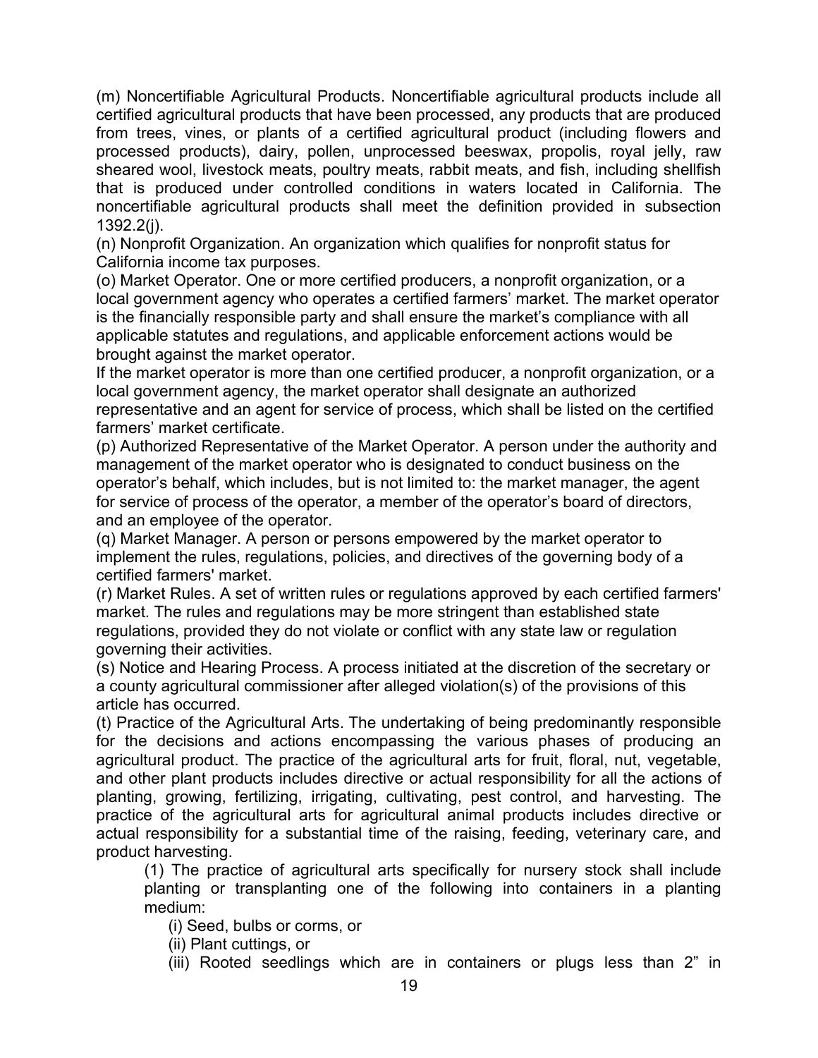(m) Noncertifiable Agricultural Products. Noncertifiable agricultural products include all certified agricultural products that have been processed, any products that are produced from trees, vines, or plants of a certified agricultural product (including flowers and processed products), dairy, pollen, unprocessed beeswax, propolis, royal jelly, raw sheared wool, livestock meats, poultry meats, rabbit meats, and fish, including shellfish that is produced under controlled conditions in waters located in California. The noncertifiable agricultural products shall meet the definition provided in subsection 1392.2(j).

(n) Nonprofit Organization. An organization which qualifies for nonprofit status for California income tax purposes.

(o) Market Operator. One or more certified producers, a nonprofit organization, or a local government agency who operates a certified farmers' market. The market operator is the financially responsible party and shall ensure the market's compliance with all applicable statutes and regulations, and applicable enforcement actions would be brought against the market operator.

If the market operator is more than one certified producer, a nonprofit organization, or a local government agency, the market operator shall designate an authorized representative and an agent for service of process, which shall be listed on the certified farmers' market certificate.

(p) Authorized Representative of the Market Operator. A person under the authority and management of the market operator who is designated to conduct business on the operator's behalf, which includes, but is not limited to: the market manager, the agent for service of process of the operator, a member of the operator's board of directors, and an employee of the operator.

(q) Market Manager. A person or persons empowered by the market operator to implement the rules, regulations, policies, and directives of the governing body of a certified farmers' market.

(r) Market Rules. A set of written rules or regulations approved by each certified farmers' market. The rules and regulations may be more stringent than established state regulations, provided they do not violate or conflict with any state law or regulation governing their activities.

(s) Notice and Hearing Process. A process initiated at the discretion of the secretary or a county agricultural commissioner after alleged violation(s) of the provisions of this article has occurred.

(t) Practice of the Agricultural Arts. The undertaking of being predominantly responsible for the decisions and actions encompassing the various phases of producing an agricultural product. The practice of the agricultural arts for fruit, floral, nut, vegetable, and other plant products includes directive or actual responsibility for all the actions of planting, growing, fertilizing, irrigating, cultivating, pest control, and harvesting. The practice of the agricultural arts for agricultural animal products includes directive or actual responsibility for a substantial time of the raising, feeding, veterinary care, and product harvesting.

(1) The practice of agricultural arts specifically for nursery stock shall include planting or transplanting one of the following into containers in a planting medium:

(i) Seed, bulbs or corms, or

(ii) Plant cuttings, or

(iii) Rooted seedlings which are in containers or plugs less than 2" in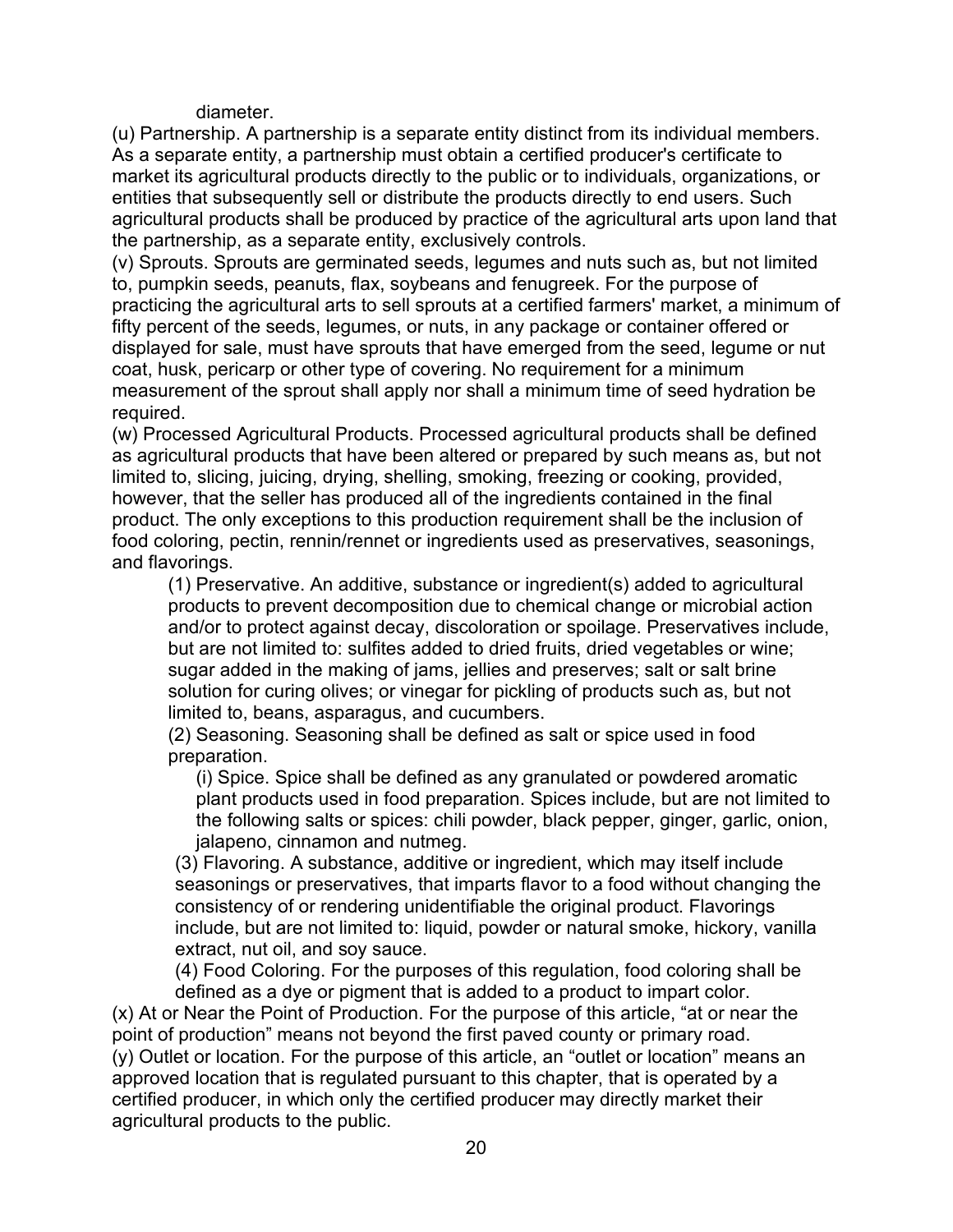diameter.

(u) Partnership. A partnership is a separate entity distinct from its individual members. As a separate entity, a partnership must obtain a certified producer's certificate to market its agricultural products directly to the public or to individuals, organizations, or entities that subsequently sell or distribute the products directly to end users. Such agricultural products shall be produced by practice of the agricultural arts upon land that the partnership, as a separate entity, exclusively controls.

(v) Sprouts. Sprouts are germinated seeds, legumes and nuts such as, but not limited to, pumpkin seeds, peanuts, flax, soybeans and fenugreek. For the purpose of practicing the agricultural arts to sell sprouts at a certified farmers' market, a minimum of fifty percent of the seeds, legumes, or nuts, in any package or container offered or displayed for sale, must have sprouts that have emerged from the seed, legume or nut coat, husk, pericarp or other type of covering. No requirement for a minimum measurement of the sprout shall apply nor shall a minimum time of seed hydration be required.

(w) Processed Agricultural Products. Processed agricultural products shall be defined as agricultural products that have been altered or prepared by such means as, but not limited to, slicing, juicing, drying, shelling, smoking, freezing or cooking, provided, however, that the seller has produced all of the ingredients contained in the final product. The only exceptions to this production requirement shall be the inclusion of food coloring, pectin, rennin/rennet or ingredients used as preservatives, seasonings, and flavorings.

> (1) Preservative. An additive, substance or ingredient(s) added to agricultural products to prevent decomposition due to chemical change or microbial action and/or to protect against decay, discoloration or spoilage. Preservatives include, but are not limited to: sulfites added to dried fruits, dried vegetables or wine; sugar added in the making of jams, jellies and preserves; salt or salt brine solution for curing olives; or vinegar for pickling of products such as, but not limited to, beans, asparagus, and cucumbers.
>
> (2) Seasoning. Seasoning shall be defined as salt or spice used in food preparation.
>
> > (i) Spice. Spice shall be defined as any granulated or powdered aromatic plant products used in food preparation. Spices include, but are not limited to the following salts or spices: chili powder, black pepper, ginger, garlic, onion, jalapeno, cinnamon and nutmeg.
>
> (3) Flavoring. A substance, additive or ingredient, which may itself include seasonings or preservatives, that imparts flavor to a food without changing the consistency of or rendering unidentifiable the original product. Flavorings include, but are not limited to: liquid, powder or natural smoke, hickory, vanilla extract, nut oil, and soy sauce.
>
> (4) Food Coloring. For the purposes of this regulation, food coloring shall be defined as a dye or pigment that is added to a product to impart color.

(x) At or Near the Point of Production. For the purpose of this article, "at or near the point of production" means not beyond the first paved county or primary road.

(y) Outlet or location. For the purpose of this article, an "outlet or location" means an approved location that is regulated pursuant to this chapter, that is operated by a certified producer, in which only the certified producer may directly market their agricultural products to the public.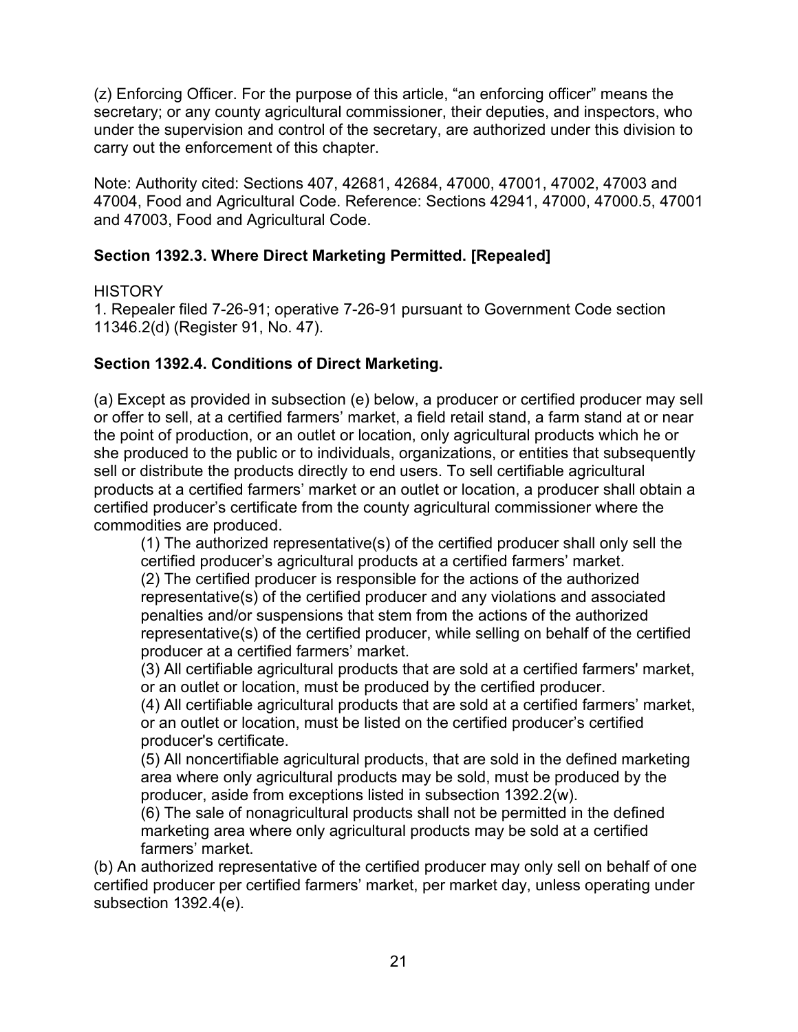(z) Enforcing Officer. For the purpose of this article, “an enforcing officer” means the secretary; or any county agricultural commissioner, their deputies, and inspectors, who under the supervision and control of the secretary, are authorized under this division to carry out the enforcement of this chapter.

Note: Authority cited: Sections 407, 42681, 42684, 47000, 47001, 47002, 47003 and 47004, Food and Agricultural Code. Reference: Sections 42941, 47000, 47000.5, 47001 and 47003, Food and Agricultural Code.

**Section 1392.3. Where Direct Marketing Permitted. [Repealed]**

HISTORY
1. Repealer filed 7-26-91; operative 7-26-91 pursuant to Government Code section 11346.2(d) (Register 91, No. 47).

**Section 1392.4. Conditions of Direct Marketing.**

(a) Except as provided in subsection (e) below, a producer or certified producer may sell or offer to sell, at a certified farmers’ market, a field retail stand, a farm stand at or near the point of production, or an outlet or location, only agricultural products which he or she produced to the public or to individuals, organizations, or entities that subsequently sell or distribute the products directly to end users. To sell certifiable agricultural products at a certified farmers’ market or an outlet or location, a producer shall obtain a certified producer’s certificate from the county agricultural commissioner where the commodities are produced.

(1) The authorized representative(s) of the certified producer shall only sell the certified producer’s agricultural products at a certified farmers’ market.

(2) The certified producer is responsible for the actions of the authorized representative(s) of the certified producer and any violations and associated penalties and/or suspensions that stem from the actions of the authorized representative(s) of the certified producer, while selling on behalf of the certified producer at a certified farmers’ market.

(3) All certifiable agricultural products that are sold at a certified farmers' market, or an outlet or location, must be produced by the certified producer.

(4) All certifiable agricultural products that are sold at a certified farmers’ market, or an outlet or location, must be listed on the certified producer’s certified producer's certificate.

(5) All noncertifiable agricultural products, that are sold in the defined marketing area where only agricultural products may be sold, must be produced by the producer, aside from exceptions listed in subsection 1392.2(w).

(6) The sale of nonagricultural products shall not be permitted in the defined marketing area where only agricultural products may be sold at a certified farmers’ market.

(b) An authorized representative of the certified producer may only sell on behalf of one certified producer per certified farmers’ market, per market day, unless operating under subsection 1392.4(e).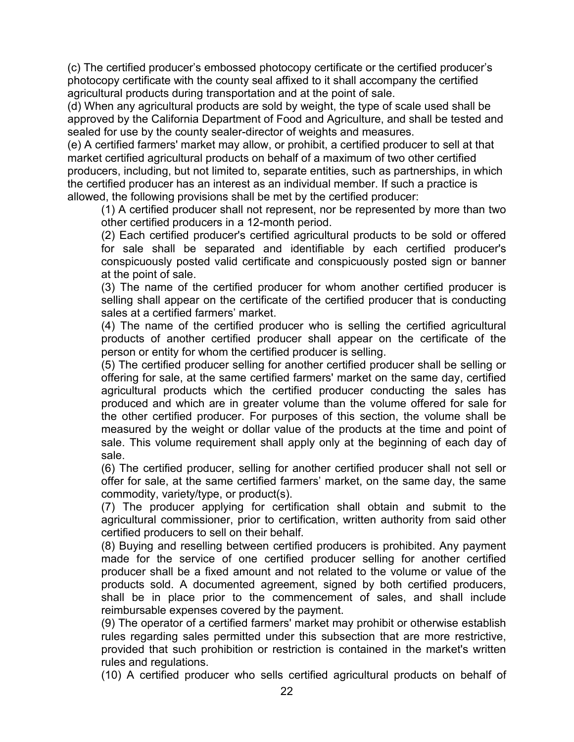(c) The certified producer's embossed photocopy certificate or the certified producer's photocopy certificate with the county seal affixed to it shall accompany the certified agricultural products during transportation and at the point of sale.

(d) When any agricultural products are sold by weight, the type of scale used shall be approved by the California Department of Food and Agriculture, and shall be tested and sealed for use by the county sealer-director of weights and measures.

(e) A certified farmers' market may allow, or prohibit, a certified producer to sell at that market certified agricultural products on behalf of a maximum of two other certified producers, including, but not limited to, separate entities, such as partnerships, in which the certified producer has an interest as an individual member. If such a practice is allowed, the following provisions shall be met by the certified producer:

(1) A certified producer shall not represent, nor be represented by more than two other certified producers in a 12-month period.

(2) Each certified producer's certified agricultural products to be sold or offered for sale shall be separated and identifiable by each certified producer's conspicuously posted valid certificate and conspicuously posted sign or banner at the point of sale.

(3) The name of the certified producer for whom another certified producer is selling shall appear on the certificate of the certified producer that is conducting sales at a certified farmers' market.

(4) The name of the certified producer who is selling the certified agricultural products of another certified producer shall appear on the certificate of the person or entity for whom the certified producer is selling.

(5) The certified producer selling for another certified producer shall be selling or offering for sale, at the same certified farmers' market on the same day, certified agricultural products which the certified producer conducting the sales has produced and which are in greater volume than the volume offered for sale for the other certified producer. For purposes of this section, the volume shall be measured by the weight or dollar value of the products at the time and point of sale. This volume requirement shall apply only at the beginning of each day of sale.

(6) The certified producer, selling for another certified producer shall not sell or offer for sale, at the same certified farmers' market, on the same day, the same commodity, variety/type, or product(s).

(7) The producer applying for certification shall obtain and submit to the agricultural commissioner, prior to certification, written authority from said other certified producers to sell on their behalf.

(8) Buying and reselling between certified producers is prohibited. Any payment made for the service of one certified producer selling for another certified producer shall be a fixed amount and not related to the volume or value of the products sold. A documented agreement, signed by both certified producers, shall be in place prior to the commencement of sales, and shall include reimbursable expenses covered by the payment.

(9) The operator of a certified farmers' market may prohibit or otherwise establish rules regarding sales permitted under this subsection that are more restrictive, provided that such prohibition or restriction is contained in the market's written rules and regulations.

(10) A certified producer who sells certified agricultural products on behalf of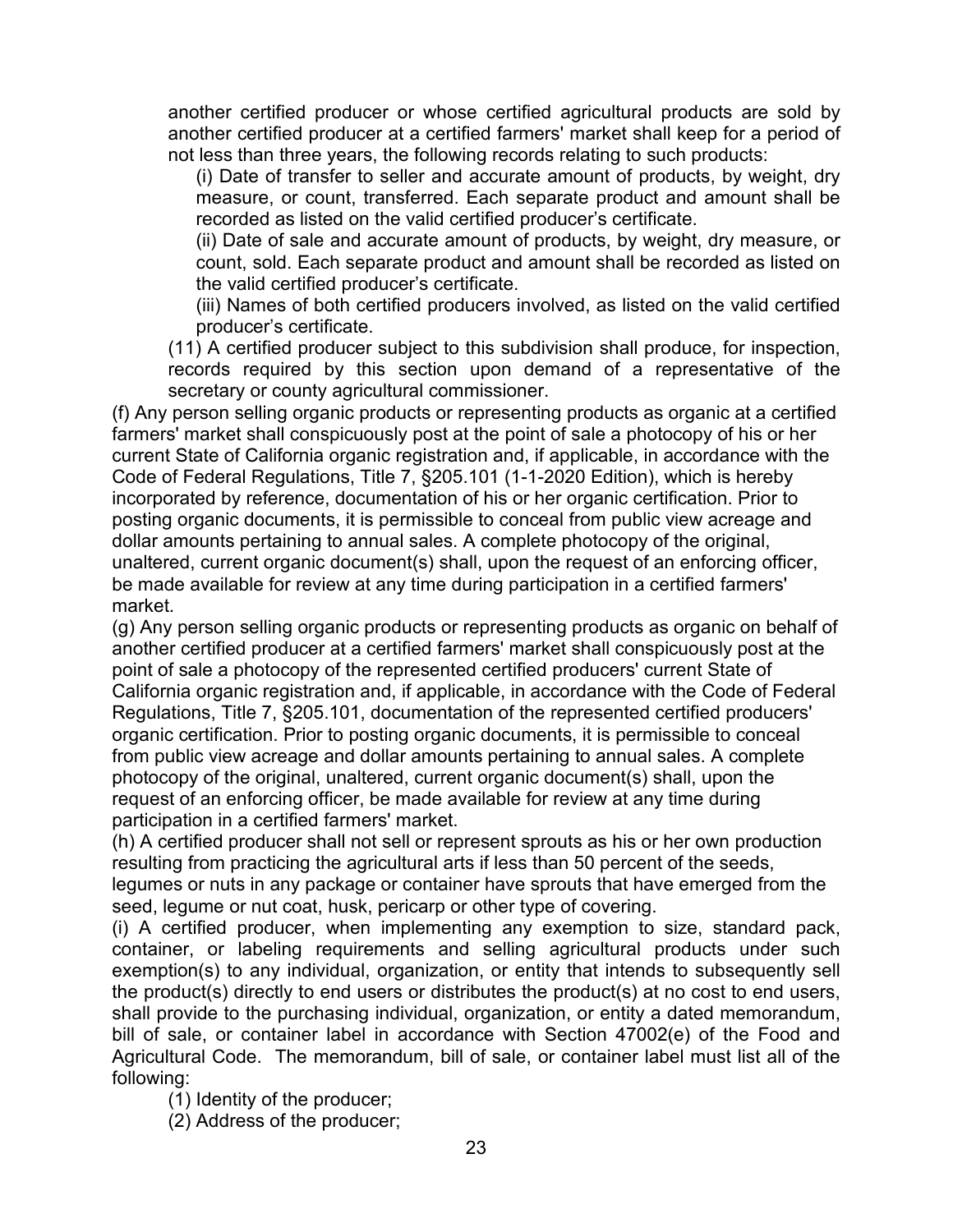another certified producer or whose certified agricultural products are sold by another certified producer at a certified farmers' market shall keep for a period of not less than three years, the following records relating to such products:

(i) Date of transfer to seller and accurate amount of products, by weight, dry measure, or count, transferred. Each separate product and amount shall be recorded as listed on the valid certified producer's certificate.

(ii) Date of sale and accurate amount of products, by weight, dry measure, or count, sold. Each separate product and amount shall be recorded as listed on the valid certified producer's certificate.

(iii) Names of both certified producers involved, as listed on the valid certified producer's certificate.

(11) A certified producer subject to this subdivision shall produce, for inspection, records required by this section upon demand of a representative of the secretary or county agricultural commissioner.

(f) Any person selling organic products or representing products as organic at a certified farmers' market shall conspicuously post at the point of sale a photocopy of his or her current State of California organic registration and, if applicable, in accordance with the Code of Federal Regulations, Title 7, §205.101 (1-1-2020 Edition), which is hereby incorporated by reference, documentation of his or her organic certification. Prior to posting organic documents, it is permissible to conceal from public view acreage and dollar amounts pertaining to annual sales. A complete photocopy of the original, unaltered, current organic document(s) shall, upon the request of an enforcing officer, be made available for review at any time during participation in a certified farmers' market.

(g) Any person selling organic products or representing products as organic on behalf of another certified producer at a certified farmers' market shall conspicuously post at the point of sale a photocopy of the represented certified producers' current State of California organic registration and, if applicable, in accordance with the Code of Federal Regulations, Title 7, §205.101, documentation of the represented certified producers' organic certification. Prior to posting organic documents, it is permissible to conceal from public view acreage and dollar amounts pertaining to annual sales. A complete photocopy of the original, unaltered, current organic document(s) shall, upon the request of an enforcing officer, be made available for review at any time during participation in a certified farmers' market.

(h) A certified producer shall not sell or represent sprouts as his or her own production resulting from practicing the agricultural arts if less than 50 percent of the seeds, legumes or nuts in any package or container have sprouts that have emerged from the seed, legume or nut coat, husk, pericarp or other type of covering.

(i) A certified producer, when implementing any exemption to size, standard pack, container, or labeling requirements and selling agricultural products under such exemption(s) to any individual, organization, or entity that intends to subsequently sell the product(s) directly to end users or distributes the product(s) at no cost to end users, shall provide to the purchasing individual, organization, or entity a dated memorandum, bill of sale, or container label in accordance with Section 47002(e) of the Food and Agricultural Code. The memorandum, bill of sale, or container label must list all of the following:

(1) Identity of the producer;

(2) Address of the producer;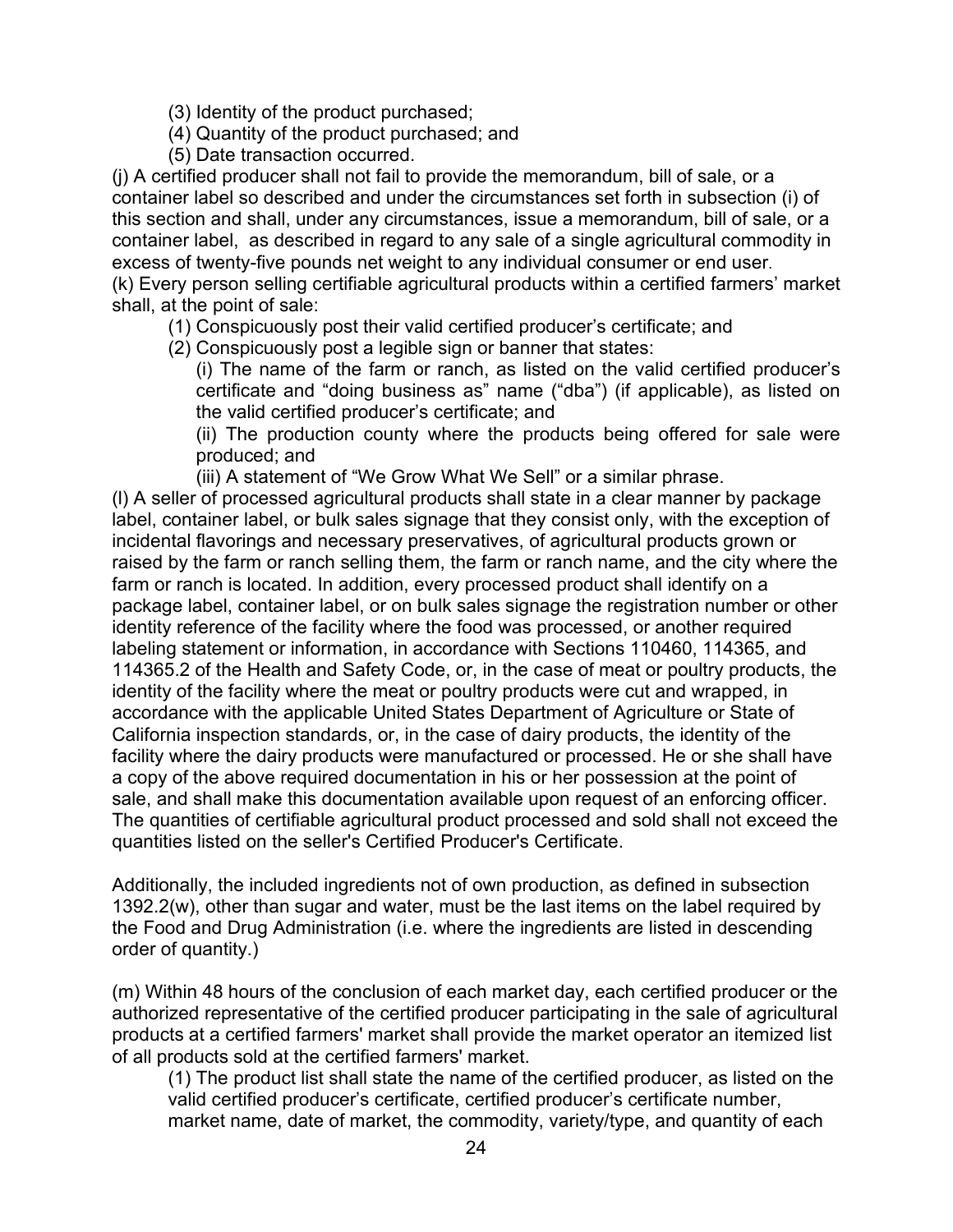(3) Identity of the product purchased;

(4) Quantity of the product purchased; and

(5) Date transaction occurred.

(j) A certified producer shall not fail to provide the memorandum, bill of sale, or a container label so described and under the circumstances set forth in subsection (i) of this section and shall, under any circumstances, issue a memorandum, bill of sale, or a container label, as described in regard to any sale of a single agricultural commodity in excess of twenty-five pounds net weight to any individual consumer or end user.

(k) Every person selling certifiable agricultural products within a certified farmers' market shall, at the point of sale:

(1) Conspicuously post their valid certified producer's certificate; and

(2) Conspicuously post a legible sign or banner that states:

(i) The name of the farm or ranch, as listed on the valid certified producer's certificate and "doing business as" name ("dba") (if applicable), as listed on the valid certified producer's certificate; and

(ii) The production county where the products being offered for sale were produced; and

(iii) A statement of "We Grow What We Sell" or a similar phrase.

(l) A seller of processed agricultural products shall state in a clear manner by package label, container label, or bulk sales signage that they consist only, with the exception of incidental flavorings and necessary preservatives, of agricultural products grown or raised by the farm or ranch selling them, the farm or ranch name, and the city where the farm or ranch is located. In addition, every processed product shall identify on a package label, container label, or on bulk sales signage the registration number or other identity reference of the facility where the food was processed, or another required labeling statement or information, in accordance with Sections 110460, 114365, and 114365.2 of the Health and Safety Code, or, in the case of meat or poultry products, the identity of the facility where the meat or poultry products were cut and wrapped, in accordance with the applicable United States Department of Agriculture or State of California inspection standards, or, in the case of dairy products, the identity of the facility where the dairy products were manufactured or processed. He or she shall have a copy of the above required documentation in his or her possession at the point of sale, and shall make this documentation available upon request of an enforcing officer. The quantities of certifiable agricultural product processed and sold shall not exceed the quantities listed on the seller's Certified Producer's Certificate.

Additionally, the included ingredients not of own production, as defined in subsection 1392.2(w), other than sugar and water, must be the last items on the label required by the Food and Drug Administration (i.e. where the ingredients are listed in descending order of quantity.)

(m) Within 48 hours of the conclusion of each market day, each certified producer or the authorized representative of the certified producer participating in the sale of agricultural products at a certified farmers' market shall provide the market operator an itemized list of all products sold at the certified farmers' market.

(1) The product list shall state the name of the certified producer, as listed on the valid certified producer's certificate, certified producer's certificate number, market name, date of market, the commodity, variety/type, and quantity of each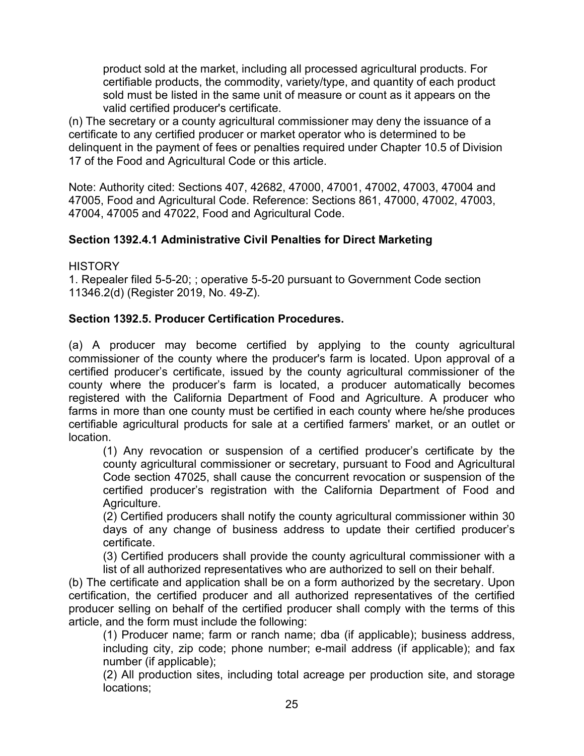product sold at the market, including all processed agricultural products. For certifiable products, the commodity, variety/type, and quantity of each product sold must be listed in the same unit of measure or count as it appears on the valid certified producer's certificate.

(n) The secretary or a county agricultural commissioner may deny the issuance of a certificate to any certified producer or market operator who is determined to be delinquent in the payment of fees or penalties required under Chapter 10.5 of Division 17 of the Food and Agricultural Code or this article.

Note: Authority cited: Sections 407, 42682, 47000, 47001, 47002, 47003, 47004 and 47005, Food and Agricultural Code. Reference: Sections 861, 47000, 47002, 47003, 47004, 47005 and 47022, Food and Agricultural Code.

**Section 1392.4.1 Administrative Civil Penalties for Direct Marketing**

HISTORY

1. Repealer filed 5-5-20; ; operative 5-5-20 pursuant to Government Code section 11346.2(d) (Register 2019, No. 49-Z).

**Section 1392.5. Producer Certification Procedures.**

(a) A producer may become certified by applying to the county agricultural commissioner of the county where the producer's farm is located. Upon approval of a certified producer's certificate, issued by the county agricultural commissioner of the county where the producer's farm is located, a producer automatically becomes registered with the California Department of Food and Agriculture. A producer who farms in more than one county must be certified in each county where he/she produces certifiable agricultural products for sale at a certified farmers' market, or an outlet or location.

(1) Any revocation or suspension of a certified producer's certificate by the county agricultural commissioner or secretary, pursuant to Food and Agricultural Code section 47025, shall cause the concurrent revocation or suspension of the certified producer's registration with the California Department of Food and Agriculture.

(2) Certified producers shall notify the county agricultural commissioner within 30 days of any change of business address to update their certified producer's certificate.

(3) Certified producers shall provide the county agricultural commissioner with a list of all authorized representatives who are authorized to sell on their behalf.

(b) The certificate and application shall be on a form authorized by the secretary. Upon certification, the certified producer and all authorized representatives of the certified producer selling on behalf of the certified producer shall comply with the terms of this article, and the form must include the following:

(1) Producer name; farm or ranch name; dba (if applicable); business address, including city, zip code; phone number; e-mail address (if applicable); and fax number (if applicable);

(2) All production sites, including total acreage per production site, and storage locations;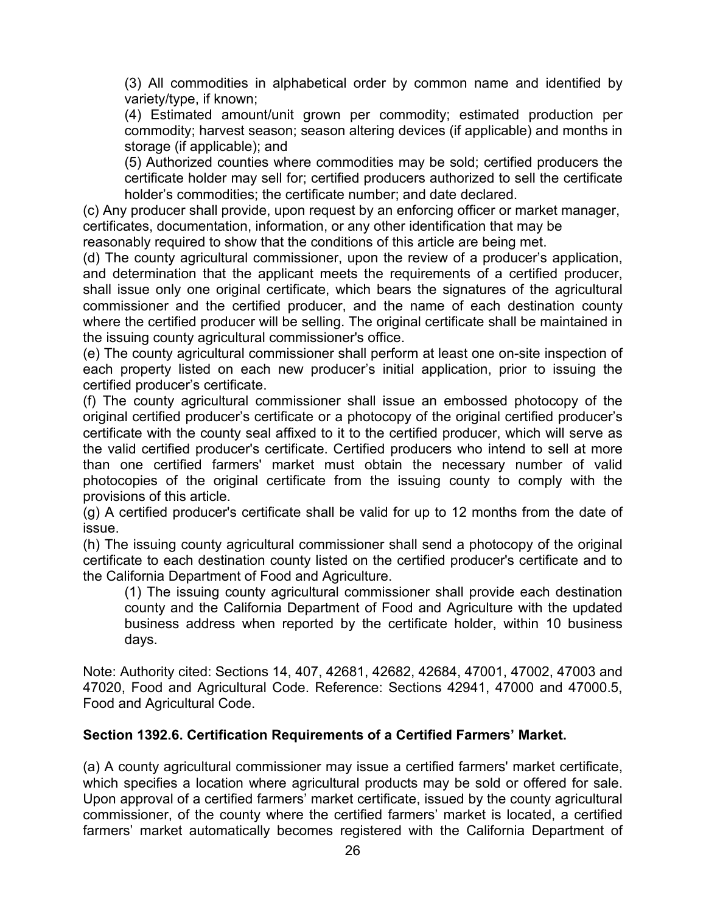(3) All commodities in alphabetical order by common name and identified by variety/type, if known;

(4) Estimated amount/unit grown per commodity; estimated production per commodity; harvest season; season altering devices (if applicable) and months in storage (if applicable); and

(5) Authorized counties where commodities may be sold; certified producers the certificate holder may sell for; certified producers authorized to sell the certificate holder's commodities; the certificate number; and date declared.

(c) Any producer shall provide, upon request by an enforcing officer or market manager, certificates, documentation, information, or any other identification that may be reasonably required to show that the conditions of this article are being met.

(d) The county agricultural commissioner, upon the review of a producer's application, and determination that the applicant meets the requirements of a certified producer, shall issue only one original certificate, which bears the signatures of the agricultural commissioner and the certified producer, and the name of each destination county where the certified producer will be selling. The original certificate shall be maintained in the issuing county agricultural commissioner's office.

(e) The county agricultural commissioner shall perform at least one on-site inspection of each property listed on each new producer's initial application, prior to issuing the certified producer's certificate.

(f) The county agricultural commissioner shall issue an embossed photocopy of the original certified producer's certificate or a photocopy of the original certified producer's certificate with the county seal affixed to it to the certified producer, which will serve as the valid certified producer's certificate. Certified producers who intend to sell at more than one certified farmers' market must obtain the necessary number of valid photocopies of the original certificate from the issuing county to comply with the provisions of this article.

(g) A certified producer's certificate shall be valid for up to 12 months from the date of issue.

(h) The issuing county agricultural commissioner shall send a photocopy of the original certificate to each destination county listed on the certified producer's certificate and to the California Department of Food and Agriculture.

(1) The issuing county agricultural commissioner shall provide each destination county and the California Department of Food and Agriculture with the updated business address when reported by the certificate holder, within 10 business days.

Note: Authority cited: Sections 14, 407, 42681, 42682, 42684, 47001, 47002, 47003 and 47020, Food and Agricultural Code. Reference: Sections 42941, 47000 and 47000.5, Food and Agricultural Code.

**Section 1392.6. Certification Requirements of a Certified Farmers' Market.**

(a) A county agricultural commissioner may issue a certified farmers' market certificate, which specifies a location where agricultural products may be sold or offered for sale. Upon approval of a certified farmers' market certificate, issued by the county agricultural commissioner, of the county where the certified farmers' market is located, a certified farmers' market automatically becomes registered with the California Department of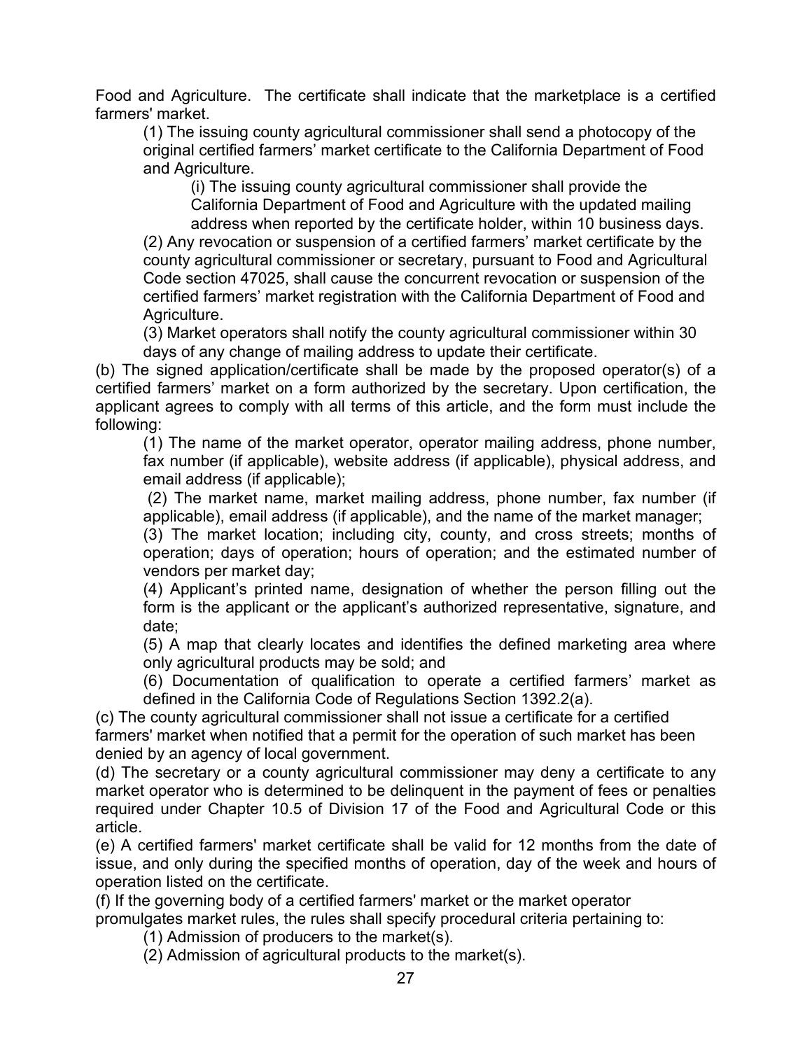Food and Agriculture. The certificate shall indicate that the marketplace is a certified farmers' market.

(1) The issuing county agricultural commissioner shall send a photocopy of the original certified farmers' market certificate to the California Department of Food and Agriculture.

(i) The issuing county agricultural commissioner shall provide the California Department of Food and Agriculture with the updated mailing address when reported by the certificate holder, within 10 business days.

(2) Any revocation or suspension of a certified farmers' market certificate by the county agricultural commissioner or secretary, pursuant to Food and Agricultural Code section 47025, shall cause the concurrent revocation or suspension of the certified farmers' market registration with the California Department of Food and Agriculture.

(3) Market operators shall notify the county agricultural commissioner within 30 days of any change of mailing address to update their certificate.

(b) The signed application/certificate shall be made by the proposed operator(s) of a certified farmers' market on a form authorized by the secretary. Upon certification, the applicant agrees to comply with all terms of this article, and the form must include the following:

(1) The name of the market operator, operator mailing address, phone number, fax number (if applicable), website address (if applicable), physical address, and email address (if applicable);

(2) The market name, market mailing address, phone number, fax number (if applicable), email address (if applicable), and the name of the market manager;

(3) The market location; including city, county, and cross streets; months of operation; days of operation; hours of operation; and the estimated number of vendors per market day;

(4) Applicant's printed name, designation of whether the person filling out the form is the applicant or the applicant's authorized representative, signature, and date;

(5) A map that clearly locates and identifies the defined marketing area where only agricultural products may be sold; and

(6) Documentation of qualification to operate a certified farmers' market as defined in the California Code of Regulations Section 1392.2(a).

(c) The county agricultural commissioner shall not issue a certificate for a certified farmers' market when notified that a permit for the operation of such market has been denied by an agency of local government.

(d) The secretary or a county agricultural commissioner may deny a certificate to any market operator who is determined to be delinquent in the payment of fees or penalties required under Chapter 10.5 of Division 17 of the Food and Agricultural Code or this article.

(e) A certified farmers' market certificate shall be valid for 12 months from the date of issue, and only during the specified months of operation, day of the week and hours of operation listed on the certificate.

(f) If the governing body of a certified farmers' market or the market operator promulgates market rules, the rules shall specify procedural criteria pertaining to:

(1) Admission of producers to the market(s).

(2) Admission of agricultural products to the market(s).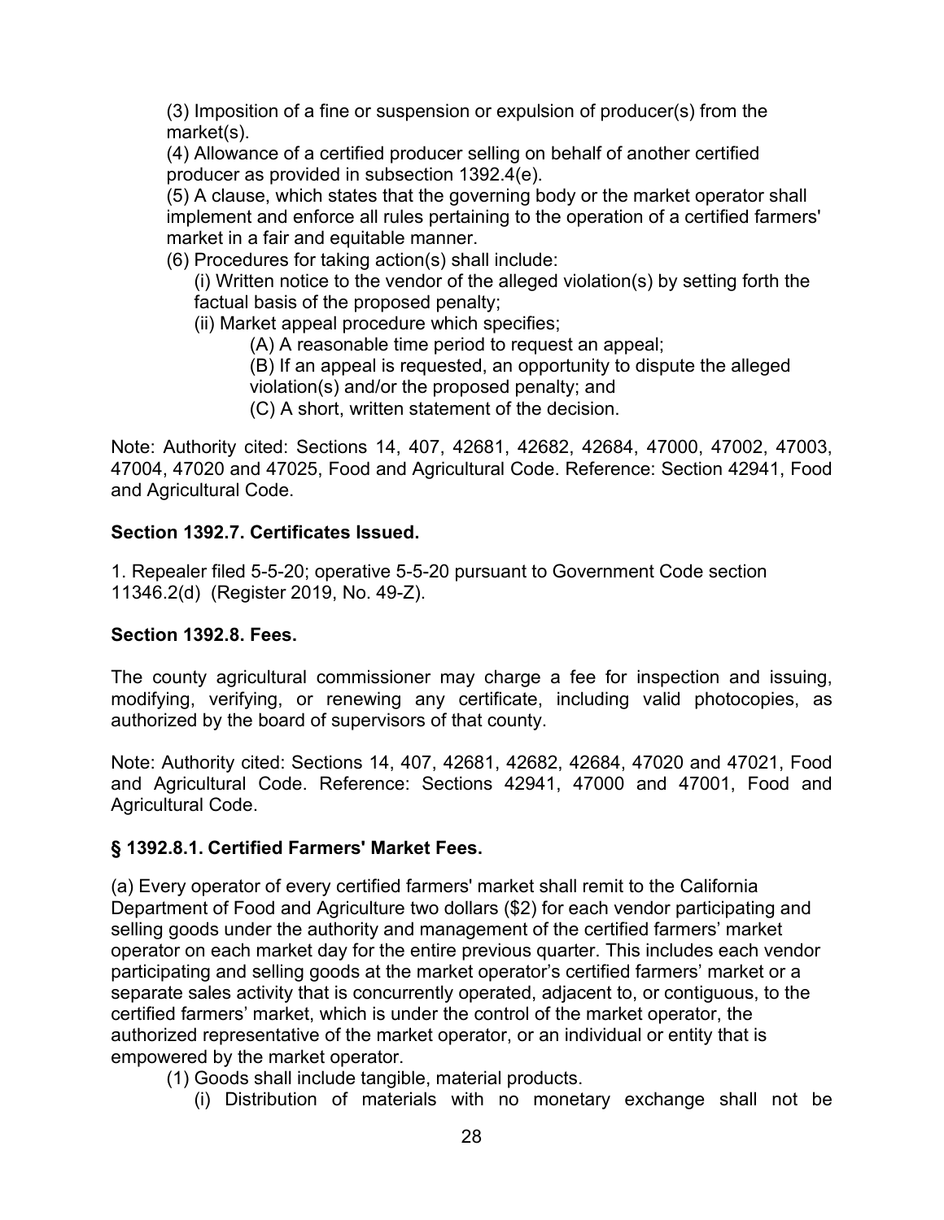(3) Imposition of a fine or suspension or expulsion of producer(s) from the market(s).

(4) Allowance of a certified producer selling on behalf of another certified producer as provided in subsection 1392.4(e).

(5) A clause, which states that the governing body or the market operator shall implement and enforce all rules pertaining to the operation of a certified farmers' market in a fair and equitable manner.

(6) Procedures for taking action(s) shall include:

(i) Written notice to the vendor of the alleged violation(s) by setting forth the factual basis of the proposed penalty;

(ii) Market appeal procedure which specifies;

(A) A reasonable time period to request an appeal;

(B) If an appeal is requested, an opportunity to dispute the alleged violation(s) and/or the proposed penalty; and

(C) A short, written statement of the decision.

Note: Authority cited: Sections 14, 407, 42681, 42682, 42684, 47000, 47002, 47003, 47004, 47020 and 47025, Food and Agricultural Code. Reference: Section 42941, Food and Agricultural Code.

**Section 1392.7. Certificates Issued.**

1. Repealer filed 5-5-20; operative 5-5-20 pursuant to Government Code section 11346.2(d) (Register 2019, No. 49-Z).

**Section 1392.8. Fees.**

The county agricultural commissioner may charge a fee for inspection and issuing, modifying, verifying, or renewing any certificate, including valid photocopies, as authorized by the board of supervisors of that county.

Note: Authority cited: Sections 14, 407, 42681, 42682, 42684, 47020 and 47021, Food and Agricultural Code. Reference: Sections 42941, 47000 and 47001, Food and Agricultural Code.

**§ 1392.8.1. Certified Farmers' Market Fees.**

(a) Every operator of every certified farmers' market shall remit to the California Department of Food and Agriculture two dollars ($2) for each vendor participating and selling goods under the authority and management of the certified farmers' market operator on each market day for the entire previous quarter. This includes each vendor participating and selling goods at the market operator's certified farmers' market or a separate sales activity that is concurrently operated, adjacent to, or contiguous, to the certified farmers' market, which is under the control of the market operator, the authorized representative of the market operator, or an individual or entity that is empowered by the market operator.

(1) Goods shall include tangible, material products.

(i) Distribution of materials with no monetary exchange shall not be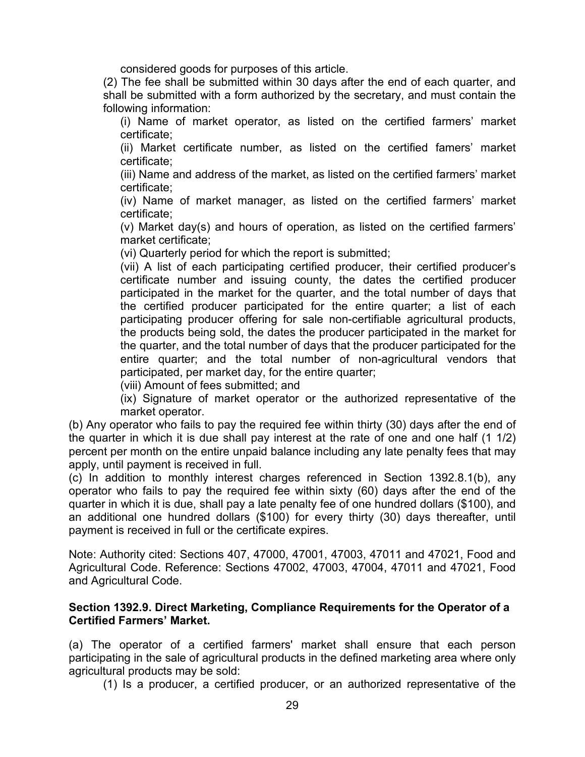considered goods for purposes of this article.

(2) The fee shall be submitted within 30 days after the end of each quarter, and shall be submitted with a form authorized by the secretary, and must contain the following information:

(i) Name of market operator, as listed on the certified farmers' market certificate;

(ii) Market certificate number, as listed on the certified famers' market certificate;

(iii) Name and address of the market, as listed on the certified farmers' market certificate;

(iv) Name of market manager, as listed on the certified farmers' market certificate;

(v) Market day(s) and hours of operation, as listed on the certified farmers' market certificate;

(vi) Quarterly period for which the report is submitted;

(vii) A list of each participating certified producer, their certified producer's certificate number and issuing county, the dates the certified producer participated in the market for the quarter, and the total number of days that the certified producer participated for the entire quarter; a list of each participating producer offering for sale non-certifiable agricultural products, the products being sold, the dates the producer participated in the market for the quarter, and the total number of days that the producer participated for the entire quarter; and the total number of non-agricultural vendors that participated, per market day, for the entire quarter;

(viii) Amount of fees submitted; and

(ix) Signature of market operator or the authorized representative of the market operator.

(b) Any operator who fails to pay the required fee within thirty (30) days after the end of the quarter in which it is due shall pay interest at the rate of one and one half (1 1/2) percent per month on the entire unpaid balance including any late penalty fees that may apply, until payment is received in full.

(c) In addition to monthly interest charges referenced in Section 1392.8.1(b), any operator who fails to pay the required fee within sixty (60) days after the end of the quarter in which it is due, shall pay a late penalty fee of one hundred dollars ($100), and an additional one hundred dollars ($100) for every thirty (30) days thereafter, until payment is received in full or the certificate expires.

Note: Authority cited: Sections 407, 47000, 47001, 47003, 47011 and 47021, Food and Agricultural Code. Reference: Sections 47002, 47003, 47004, 47011 and 47021, Food and Agricultural Code.

**Section 1392.9. Direct Marketing, Compliance Requirements for the Operator of a Certified Farmers' Market.**

(a) The operator of a certified farmers' market shall ensure that each person participating in the sale of agricultural products in the defined marketing area where only agricultural products may be sold:

(1) Is a producer, a certified producer, or an authorized representative of the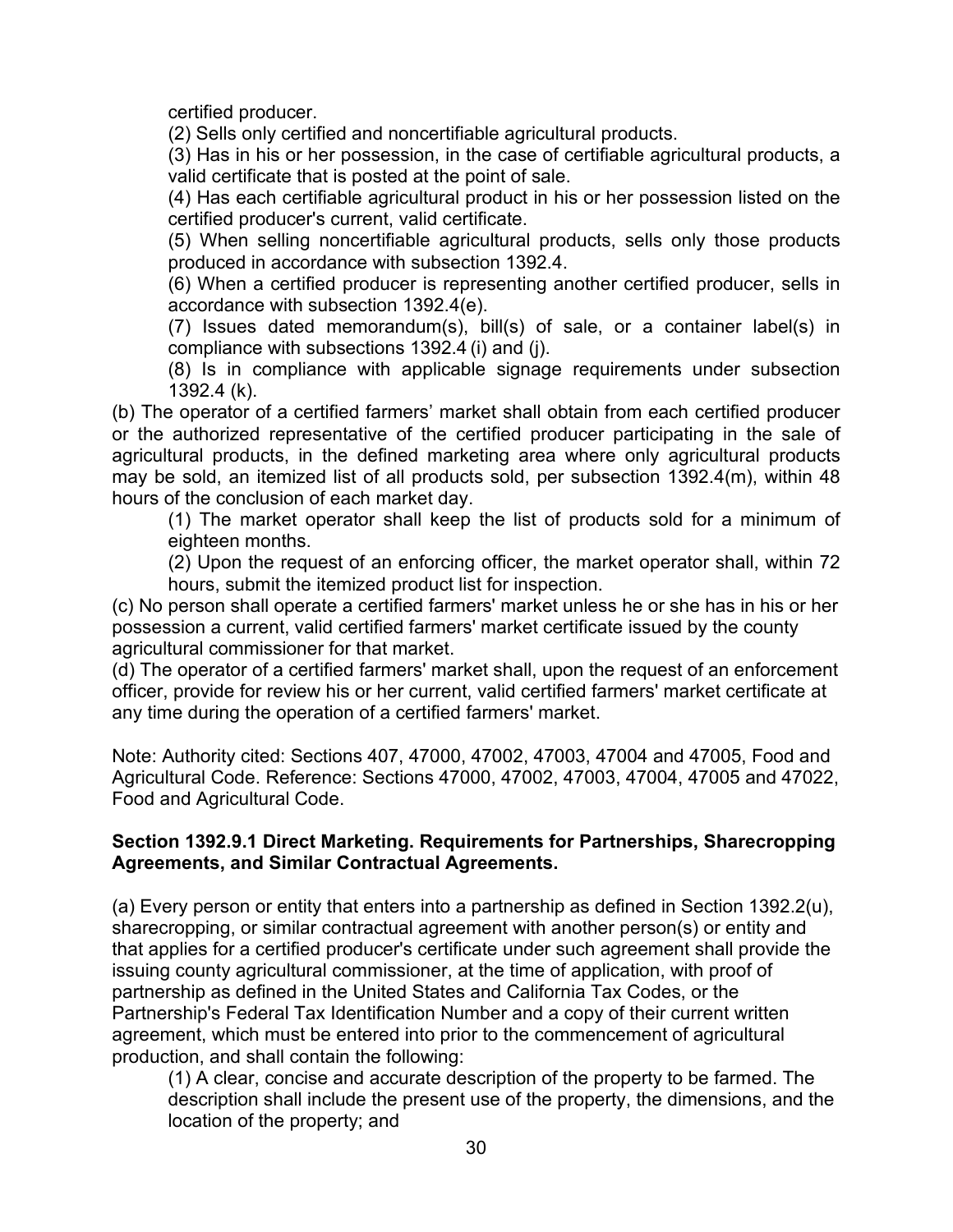certified producer.

(2) Sells only certified and noncertifiable agricultural products.

(3) Has in his or her possession, in the case of certifiable agricultural products, a valid certificate that is posted at the point of sale.

(4) Has each certifiable agricultural product in his or her possession listed on the certified producer's current, valid certificate.

(5) When selling noncertifiable agricultural products, sells only those products produced in accordance with subsection 1392.4.

(6) When a certified producer is representing another certified producer, sells in accordance with subsection 1392.4(e).

(7) Issues dated memorandum(s), bill(s) of sale, or a container label(s) in compliance with subsections 1392.4 (i) and (j).

(8) Is in compliance with applicable signage requirements under subsection 1392.4 (k).

(b) The operator of a certified farmers' market shall obtain from each certified producer or the authorized representative of the certified producer participating in the sale of agricultural products, in the defined marketing area where only agricultural products may be sold, an itemized list of all products sold, per subsection 1392.4(m), within 48 hours of the conclusion of each market day.

(1) The market operator shall keep the list of products sold for a minimum of eighteen months.

(2) Upon the request of an enforcing officer, the market operator shall, within 72 hours, submit the itemized product list for inspection.

(c) No person shall operate a certified farmers' market unless he or she has in his or her possession a current, valid certified farmers' market certificate issued by the county agricultural commissioner for that market.

(d) The operator of a certified farmers' market shall, upon the request of an enforcement officer, provide for review his or her current, valid certified farmers' market certificate at any time during the operation of a certified farmers' market.

Note: Authority cited: Sections 407, 47000, 47002, 47003, 47004 and 47005, Food and Agricultural Code. Reference: Sections 47000, 47002, 47003, 47004, 47005 and 47022, Food and Agricultural Code.

**Section 1392.9.1 Direct Marketing. Requirements for Partnerships, Sharecropping Agreements, and Similar Contractual Agreements.**

(a) Every person or entity that enters into a partnership as defined in Section 1392.2(u), sharecropping, or similar contractual agreement with another person(s) or entity and that applies for a certified producer's certificate under such agreement shall provide the issuing county agricultural commissioner, at the time of application, with proof of partnership as defined in the United States and California Tax Codes, or the Partnership's Federal Tax Identification Number and a copy of their current written agreement, which must be entered into prior to the commencement of agricultural production, and shall contain the following:

(1) A clear, concise and accurate description of the property to be farmed. The description shall include the present use of the property, the dimensions, and the location of the property; and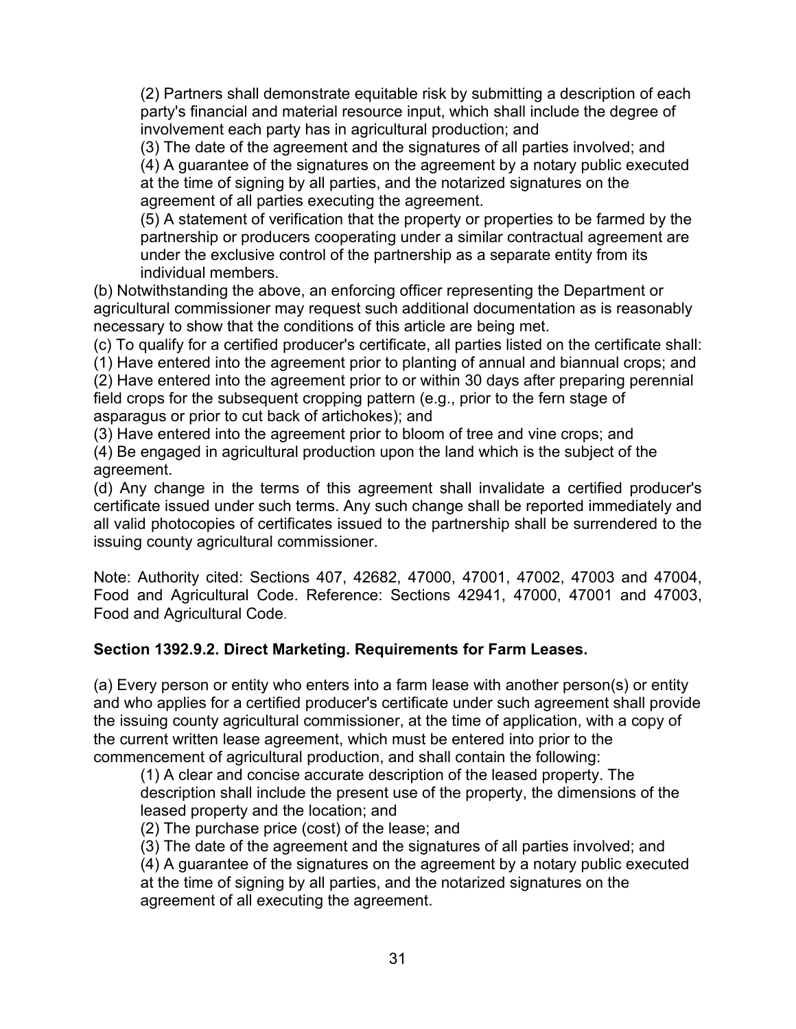(2) Partners shall demonstrate equitable risk by submitting a description of each party's financial and material resource input, which shall include the degree of involvement each party has in agricultural production; and

(3) The date of the agreement and the signatures of all parties involved; and

(4) A guarantee of the signatures on the agreement by a notary public executed at the time of signing by all parties, and the notarized signatures on the agreement of all parties executing the agreement.

(5) A statement of verification that the property or properties to be farmed by the partnership or producers cooperating under a similar contractual agreement are under the exclusive control of the partnership as a separate entity from its individual members.

(b) Notwithstanding the above, an enforcing officer representing the Department or agricultural commissioner may request such additional documentation as is reasonably necessary to show that the conditions of this article are being met.

(c) To qualify for a certified producer's certificate, all parties listed on the certificate shall:

(1) Have entered into the agreement prior to planting of annual and biannual crops; and

(2) Have entered into the agreement prior to or within 30 days after preparing perennial field crops for the subsequent cropping pattern (e.g., prior to the fern stage of asparagus or prior to cut back of artichokes); and

(3) Have entered into the agreement prior to bloom of tree and vine crops; and

(4) Be engaged in agricultural production upon the land which is the subject of the agreement.

(d) Any change in the terms of this agreement shall invalidate a certified producer's certificate issued under such terms. Any such change shall be reported immediately and all valid photocopies of certificates issued to the partnership shall be surrendered to the issuing county agricultural commissioner.

Note: Authority cited: Sections 407, 42682, 47000, 47001, 47002, 47003 and 47004, Food and Agricultural Code. Reference: Sections 42941, 47000, 47001 and 47003, Food and Agricultural Code.

**Section 1392.9.2. Direct Marketing. Requirements for Farm Leases.**

(a) Every person or entity who enters into a farm lease with another person(s) or entity and who applies for a certified producer's certificate under such agreement shall provide the issuing county agricultural commissioner, at the time of application, with a copy of the current written lease agreement, which must be entered into prior to the commencement of agricultural production, and shall contain the following:

(1) A clear and concise accurate description of the leased property. The description shall include the present use of the property, the dimensions of the leased property and the location; and

(2) The purchase price (cost) of the lease; and

(3) The date of the agreement and the signatures of all parties involved; and

(4) A guarantee of the signatures on the agreement by a notary public executed at the time of signing by all parties, and the notarized signatures on the agreement of all executing the agreement.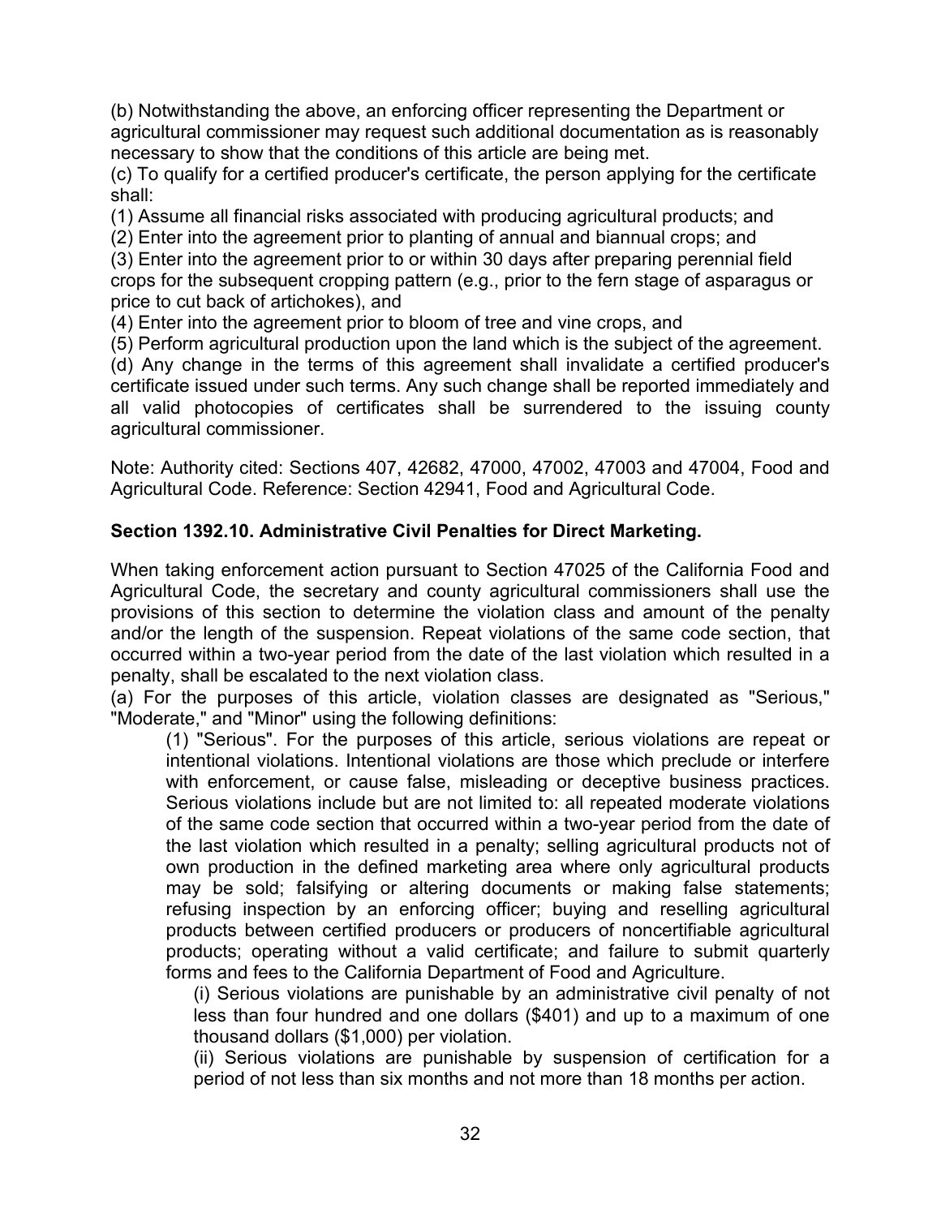(b) Notwithstanding the above, an enforcing officer representing the Department or agricultural commissioner may request such additional documentation as is reasonably necessary to show that the conditions of this article are being met.

(c) To qualify for a certified producer's certificate, the person applying for the certificate shall:

(1) Assume all financial risks associated with producing agricultural products; and

(2) Enter into the agreement prior to planting of annual and biannual crops; and

(3) Enter into the agreement prior to or within 30 days after preparing perennial field crops for the subsequent cropping pattern (e.g., prior to the fern stage of asparagus or price to cut back of artichokes), and

(4) Enter into the agreement prior to bloom of tree and vine crops, and

(5) Perform agricultural production upon the land which is the subject of the agreement.

(d) Any change in the terms of this agreement shall invalidate a certified producer's certificate issued under such terms. Any such change shall be reported immediately and all valid photocopies of certificates shall be surrendered to the issuing county agricultural commissioner.

Note: Authority cited: Sections 407, 42682, 47000, 47002, 47003 and 47004, Food and Agricultural Code. Reference: Section 42941, Food and Agricultural Code.

**Section 1392.10. Administrative Civil Penalties for Direct Marketing.**

When taking enforcement action pursuant to Section 47025 of the California Food and Agricultural Code, the secretary and county agricultural commissioners shall use the provisions of this section to determine the violation class and amount of the penalty and/or the length of the suspension. Repeat violations of the same code section, that occurred within a two-year period from the date of the last violation which resulted in a penalty, shall be escalated to the next violation class.

(a) For the purposes of this article, violation classes are designated as "Serious," "Moderate," and "Minor" using the following definitions:

(1) "Serious". For the purposes of this article, serious violations are repeat or intentional violations. Intentional violations are those which preclude or interfere with enforcement, or cause false, misleading or deceptive business practices. Serious violations include but are not limited to: all repeated moderate violations of the same code section that occurred within a two-year period from the date of the last violation which resulted in a penalty; selling agricultural products not of own production in the defined marketing area where only agricultural products may be sold; falsifying or altering documents or making false statements; refusing inspection by an enforcing officer; buying and reselling agricultural products between certified producers or producers of noncertifiable agricultural products; operating without a valid certificate; and failure to submit quarterly forms and fees to the California Department of Food and Agriculture.

(i) Serious violations are punishable by an administrative civil penalty of not less than four hundred and one dollars ($401) and up to a maximum of one thousand dollars ($1,000) per violation.

(ii) Serious violations are punishable by suspension of certification for a period of not less than six months and not more than 18 months per action.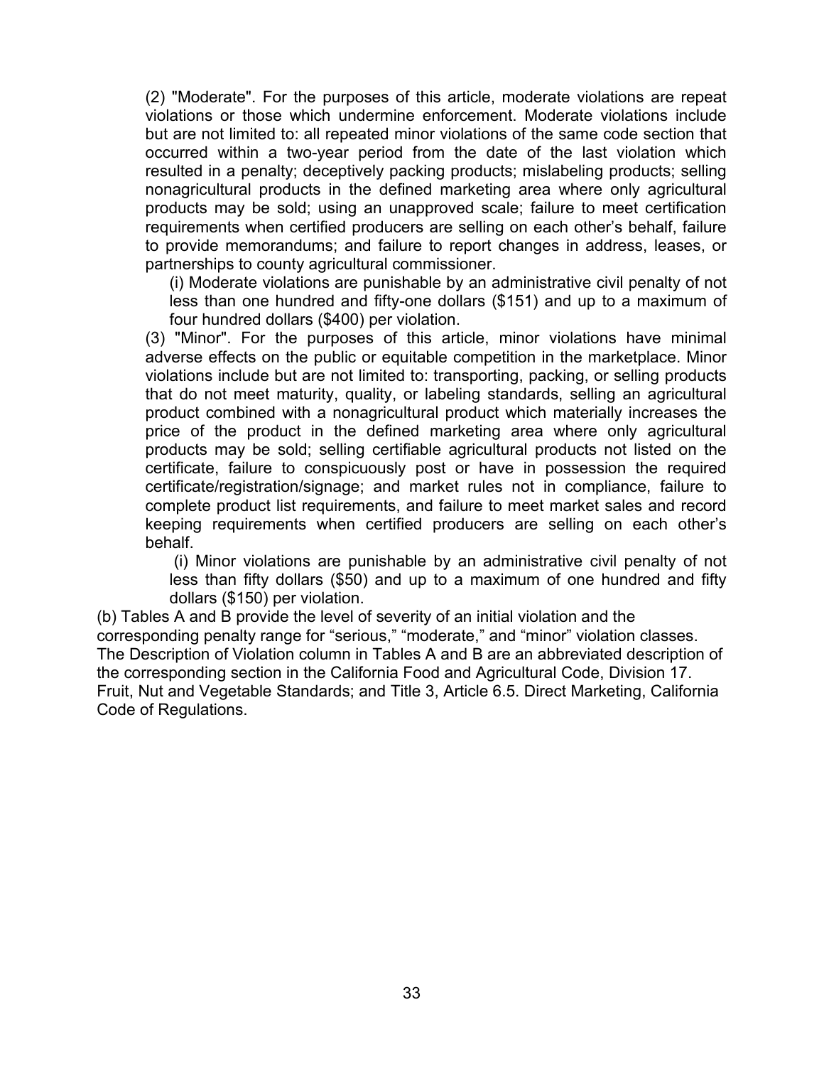(2) "Moderate". For the purposes of this article, moderate violations are repeat violations or those which undermine enforcement. Moderate violations include but are not limited to: all repeated minor violations of the same code section that occurred within a two-year period from the date of the last violation which resulted in a penalty; deceptively packing products; mislabeling products; selling nonagricultural products in the defined marketing area where only agricultural products may be sold; using an unapproved scale; failure to meet certification requirements when certified producers are selling on each other's behalf, failure to provide memorandums; and failure to report changes in address, leases, or partnerships to county agricultural commissioner.

(i) Moderate violations are punishable by an administrative civil penalty of not less than one hundred and fifty-one dollars ($151) and up to a maximum of four hundred dollars ($400) per violation.

(3) "Minor". For the purposes of this article, minor violations have minimal adverse effects on the public or equitable competition in the marketplace. Minor violations include but are not limited to: transporting, packing, or selling products that do not meet maturity, quality, or labeling standards, selling an agricultural product combined with a nonagricultural product which materially increases the price of the product in the defined marketing area where only agricultural products may be sold; selling certifiable agricultural products not listed on the certificate, failure to conspicuously post or have in possession the required certificate/registration/signage; and market rules not in compliance, failure to complete product list requirements, and failure to meet market sales and record keeping requirements when certified producers are selling on each other's behalf.

(i) Minor violations are punishable by an administrative civil penalty of not less than fifty dollars ($50) and up to a maximum of one hundred and fifty dollars ($150) per violation.

(b) Tables A and B provide the level of severity of an initial violation and the corresponding penalty range for "serious," "moderate," and "minor" violation classes. The Description of Violation column in Tables A and B are an abbreviated description of the corresponding section in the California Food and Agricultural Code, Division 17. Fruit, Nut and Vegetable Standards; and Title 3, Article 6.5. Direct Marketing, California Code of Regulations.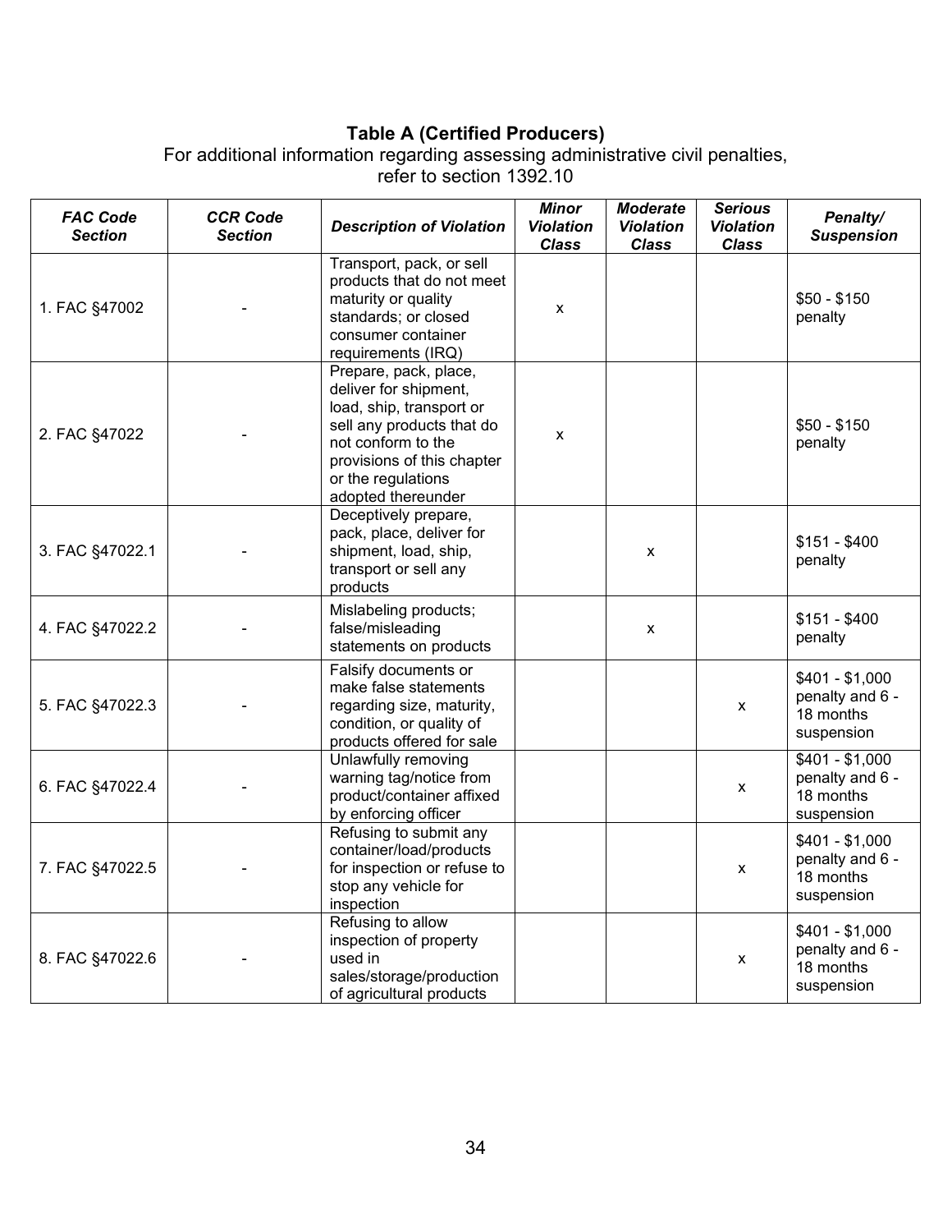## Table A (Certified Producers)

For additional information regarding assessing administrative civil penalties, refer to section 1392.10

| FAC Code Section | CCR Code Section | Description of Violation | Minor Violation Class | Moderate Violation Class | Serious Violation Class | Penalty/ Suspension |
|---|---|---|---|---|---|---|
| 1. FAC §47002 | - | Transport, pack, or sell products that do not meet maturity or quality standards; or closed consumer container requirements (IRQ) | x | | | $50 - $150 penalty |
| 2. FAC §47022 | - | Prepare, pack, place, deliver for shipment, load, ship, transport or sell any products that do not conform to the provisions of this chapter or the regulations adopted thereunder | x | | | $50 - $150 penalty |
| 3. FAC §47022.1 | - | Deceptively prepare, pack, place, deliver for shipment, load, ship, transport or sell any products | | x | | $151 - $400 penalty |
| 4. FAC §47022.2 | - | Mislabeling products; false/misleading statements on products | | x | | $151 - $400 penalty |
| 5. FAC §47022.3 | - | Falsify documents or make false statements regarding size, maturity, condition, or quality of products offered for sale | | | x | $401 - $1,000 penalty and 6 - 18 months suspension |
| 6. FAC §47022.4 | - | Unlawfully removing warning tag/notice from product/container affixed by enforcing officer | | | x | $401 - $1,000 penalty and 6 - 18 months suspension |
| 7. FAC §47022.5 | - | Refusing to submit any container/load/products for inspection or refuse to stop any vehicle for inspection | | | x | $401 - $1,000 penalty and 6 - 18 months suspension |
| 8. FAC §47022.6 | - | Refusing to allow inspection of property used in sales/storage/production of agricultural products | | | x | $401 - $1,000 penalty and 6 - 18 months suspension |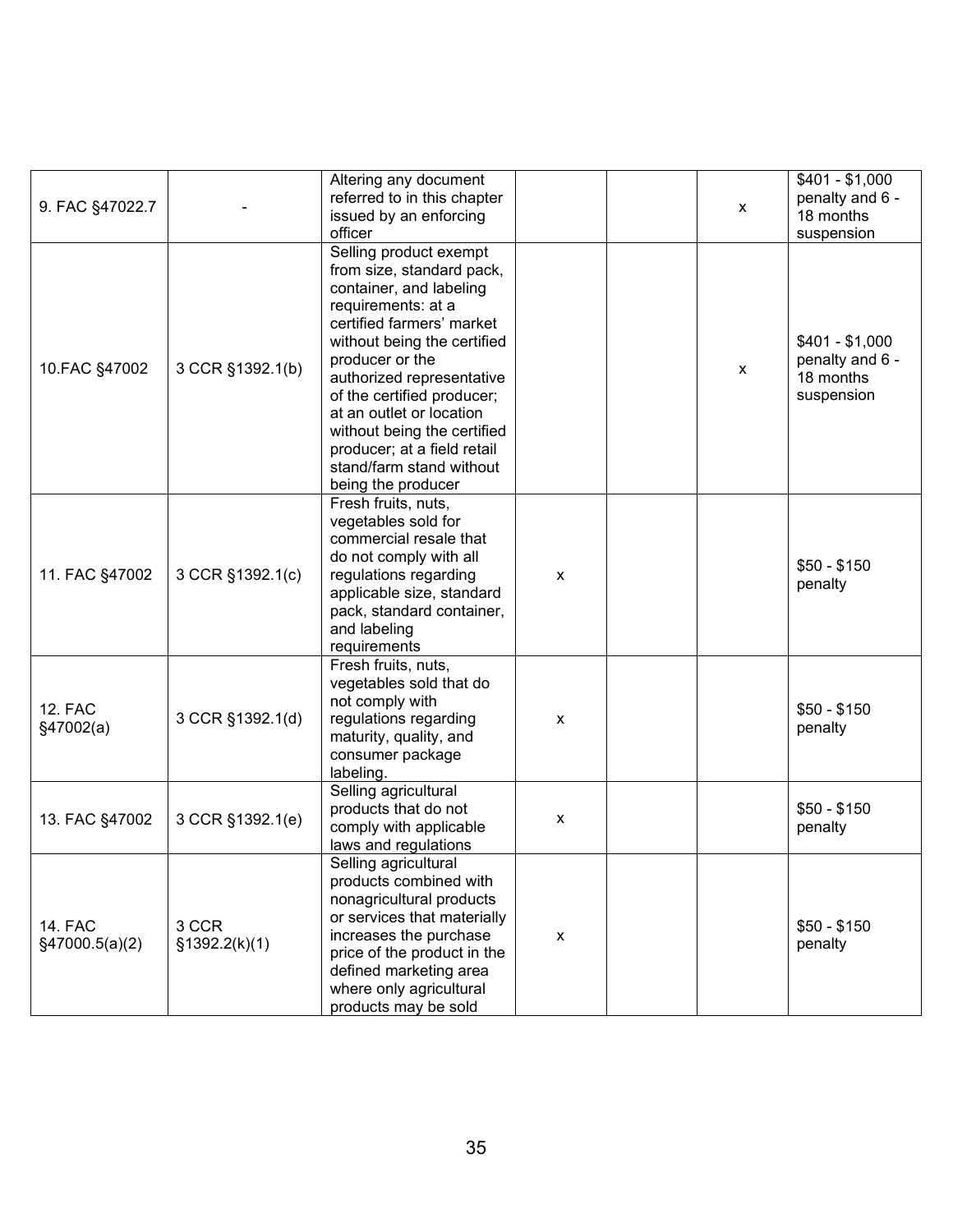| | | | | | | |
|---|---|---|---|---|---|---|
| 9. FAC §47022.7 | - | Altering any document referred to in this chapter issued by an enforcing officer | | | x | $401 - $1,000 penalty and 6 - 18 months suspension |
| 10.FAC §47002 | 3 CCR §1392.1(b) | Selling product exempt from size, standard pack, container, and labeling requirements: at a certified farmers' market without being the certified producer or the authorized representative of the certified producer; at an outlet or location without being the certified producer; at a field retail stand/farm stand without being the producer | | | x | $401 - $1,000 penalty and 6 - 18 months suspension |
| 11. FAC §47002 | 3 CCR §1392.1(c) | Fresh fruits, nuts, vegetables sold for commercial resale that do not comply with all regulations regarding applicable size, standard pack, standard container, and labeling requirements | x | | | $50 - $150 penalty |
| 12. FAC §47002(a) | 3 CCR §1392.1(d) | Fresh fruits, nuts, vegetables sold that do not comply with regulations regarding maturity, quality, and consumer package labeling. | x | | | $50 - $150 penalty |
| 13. FAC §47002 | 3 CCR §1392.1(e) | Selling agricultural products that do not comply with applicable laws and regulations | x | | | $50 - $150 penalty |
| 14. FAC §47000.5(a)(2) | 3 CCR §1392.2(k)(1) | Selling agricultural products combined with nonagricultural products or services that materially increases the purchase price of the product in the defined marketing area where only agricultural products may be sold | x | | | $50 - $150 penalty |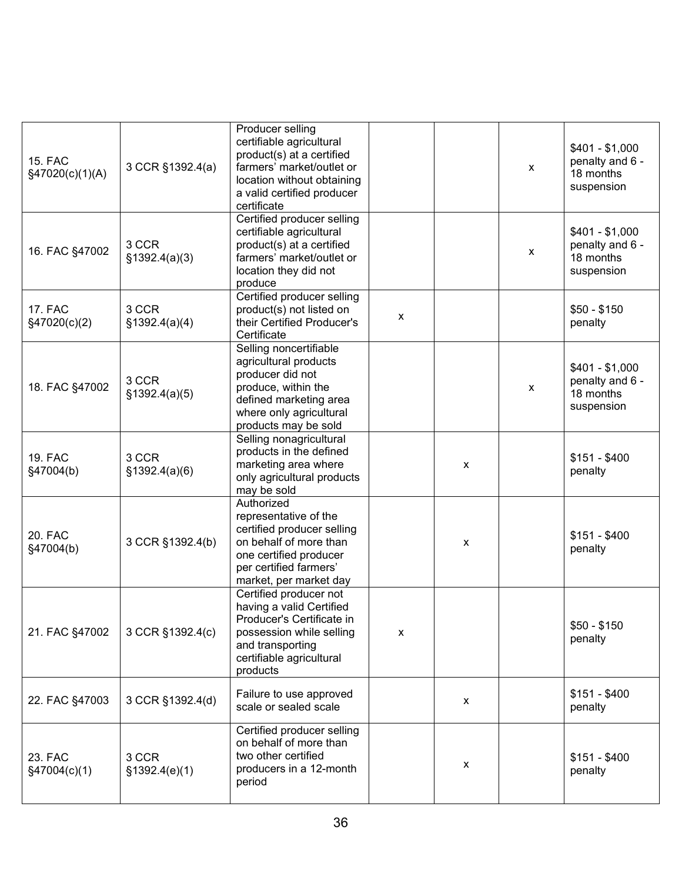| | | | | | | |
|---|---|---|---|---|---|---|
| 15. FAC §47020(c)(1)(A) | 3 CCR §1392.4(a) | Producer selling certifiable agricultural product(s) at a certified farmers' market/outlet or location without obtaining a valid certified producer certificate | | | x | $401 - $1,000 penalty and 6 - 18 months suspension |
| 16. FAC §47002 | 3 CCR §1392.4(a)(3) | Certified producer selling certifiable agricultural product(s) at a certified farmers' market/outlet or location they did not produce | | | x | $401 - $1,000 penalty and 6 - 18 months suspension |
| 17. FAC §47020(c)(2) | 3 CCR §1392.4(a)(4) | Certified producer selling product(s) not listed on their Certified Producer's Certificate | x | | | $50 - $150 penalty |
| 18. FAC §47002 | 3 CCR §1392.4(a)(5) | Selling noncertifiable agricultural products producer did not produce, within the defined marketing area where only agricultural products may be sold | | | x | $401 - $1,000 penalty and 6 - 18 months suspension |
| 19. FAC §47004(b) | 3 CCR §1392.4(a)(6) | Selling nonagricultural products in the defined marketing area where only agricultural products may be sold | | x | | $151 - $400 penalty |
| 20. FAC §47004(b) | 3 CCR §1392.4(b) | Authorized representative of the certified producer selling on behalf of more than one certified producer per certified farmers' market, per market day | | x | | $151 - $400 penalty |
| 21. FAC §47002 | 3 CCR §1392.4(c) | Certified producer not having a valid Certified Producer's Certificate in possession while selling and transporting certifiable agricultural products | x | | | $50 - $150 penalty |
| 22. FAC §47003 | 3 CCR §1392.4(d) | Failure to use approved scale or sealed scale | | x | | $151 - $400 penalty |
| 23. FAC §47004(c)(1) | 3 CCR §1392.4(e)(1) | Certified producer selling on behalf of more than two other certified producers in a 12-month period | | x | | $151 - $400 penalty |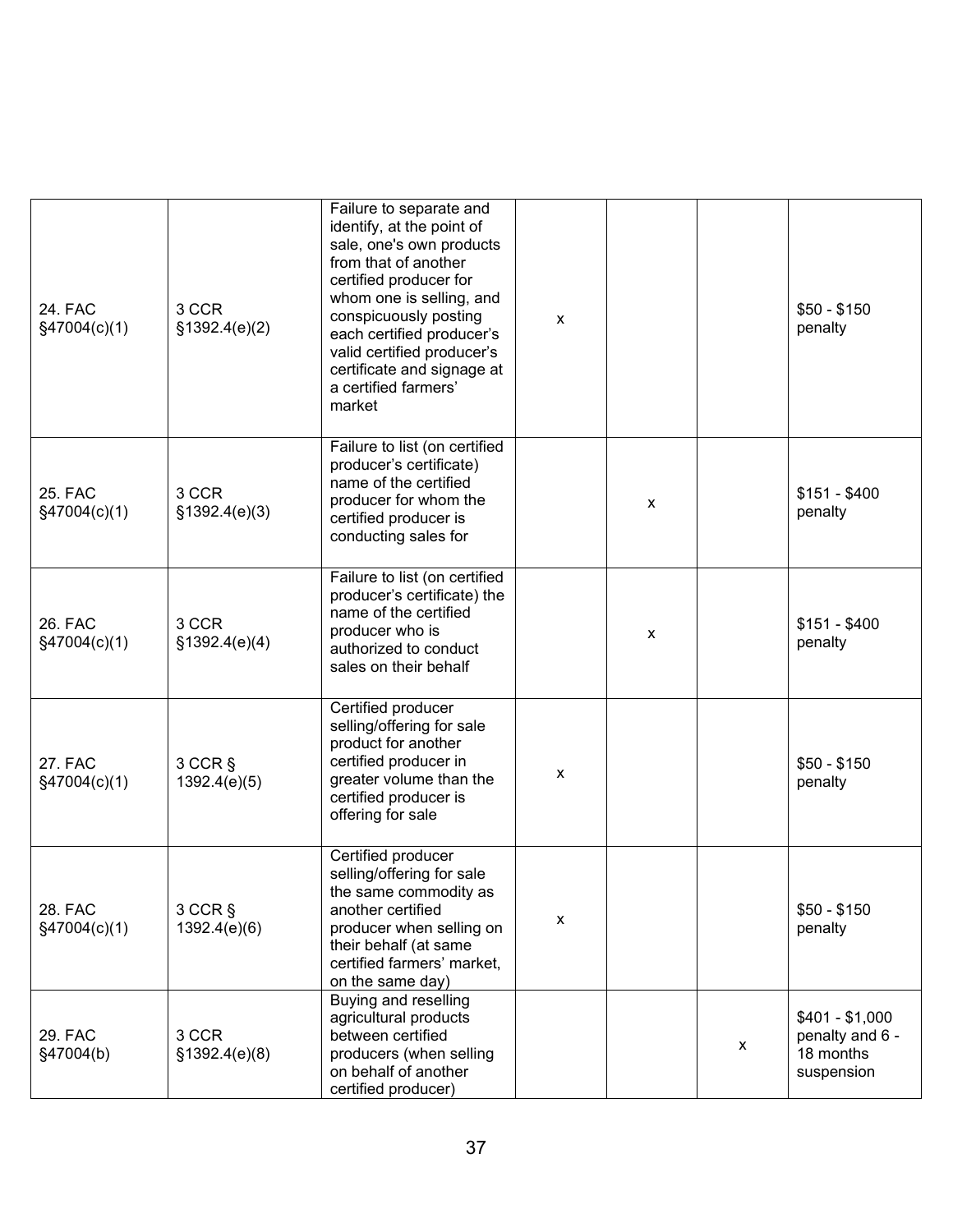| | | | | | | |
|---|---|---|---|---|---|---|
| 24. FAC §47004(c)(1) | 3 CCR §1392.4(e)(2) | Failure to separate and identify, at the point of sale, one's own products from that of another certified producer for whom one is selling, and conspicuously posting each certified producer's valid certified producer's certificate and signage at a certified farmers' market | x | | | $50 - $150 penalty |
| 25. FAC §47004(c)(1) | 3 CCR §1392.4(e)(3) | Failure to list (on certified producer's certificate) name of the certified producer for whom the certified producer is conducting sales for | | x | | $151 - $400 penalty |
| 26. FAC §47004(c)(1) | 3 CCR §1392.4(e)(4) | Failure to list (on certified producer's certificate) the name of the certified producer who is authorized to conduct sales on their behalf | | x | | $151 - $400 penalty |
| 27. FAC §47004(c)(1) | 3 CCR § 1392.4(e)(5) | Certified producer selling/offering for sale product for another certified producer in greater volume than the certified producer is offering for sale | x | | | $50 - $150 penalty |
| 28. FAC §47004(c)(1) | 3 CCR § 1392.4(e)(6) | Certified producer selling/offering for sale the same commodity as another certified producer when selling on their behalf (at same certified farmers' market, on the same day) | x | | | $50 - $150 penalty |
| 29. FAC §47004(b) | 3 CCR §1392.4(e)(8) | Buying and reselling agricultural products between certified producers (when selling on behalf of another certified producer) | | | x | $401 - $1,000 penalty and 6 - 18 months suspension |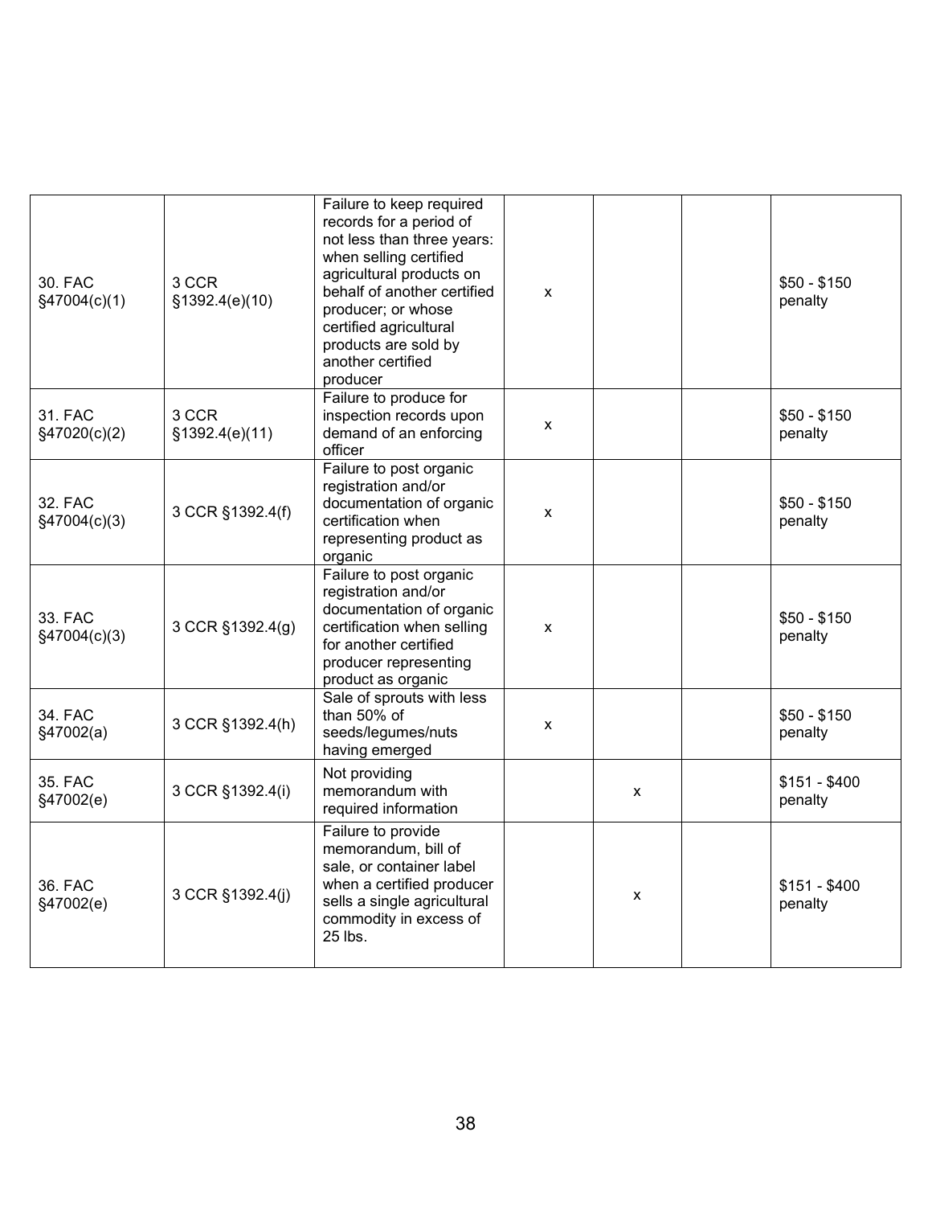| | | | | | | |
|---|---|---|---|---|---|---|
| 30. FAC §47004(c)(1) | 3 CCR §1392.4(e)(10) | Failure to keep required records for a period of not less than three years: when selling certified agricultural products on behalf of another certified producer; or whose certified agricultural products are sold by another certified producer | x | | | $50 - $150 penalty |
| 31. FAC §47020(c)(2) | 3 CCR §1392.4(e)(11) | Failure to produce for inspection records upon demand of an enforcing officer | x | | | $50 - $150 penalty |
| 32. FAC §47004(c)(3) | 3 CCR §1392.4(f) | Failure to post organic registration and/or documentation of organic certification when representing product as organic | x | | | $50 - $150 penalty |
| 33. FAC §47004(c)(3) | 3 CCR §1392.4(g) | Failure to post organic registration and/or documentation of organic certification when selling for another certified producer representing product as organic | x | | | $50 - $150 penalty |
| 34. FAC §47002(a) | 3 CCR §1392.4(h) | Sale of sprouts with less than 50% of seeds/legumes/nuts having emerged | x | | | $50 - $150 penalty |
| 35. FAC §47002(e) | 3 CCR §1392.4(i) | Not providing memorandum with required information | | x | | $151 - $400 penalty |
| 36. FAC §47002(e) | 3 CCR §1392.4(j) | Failure to provide memorandum, bill of sale, or container label when a certified producer sells a single agricultural commodity in excess of 25 lbs. | | x | | $151 - $400 penalty |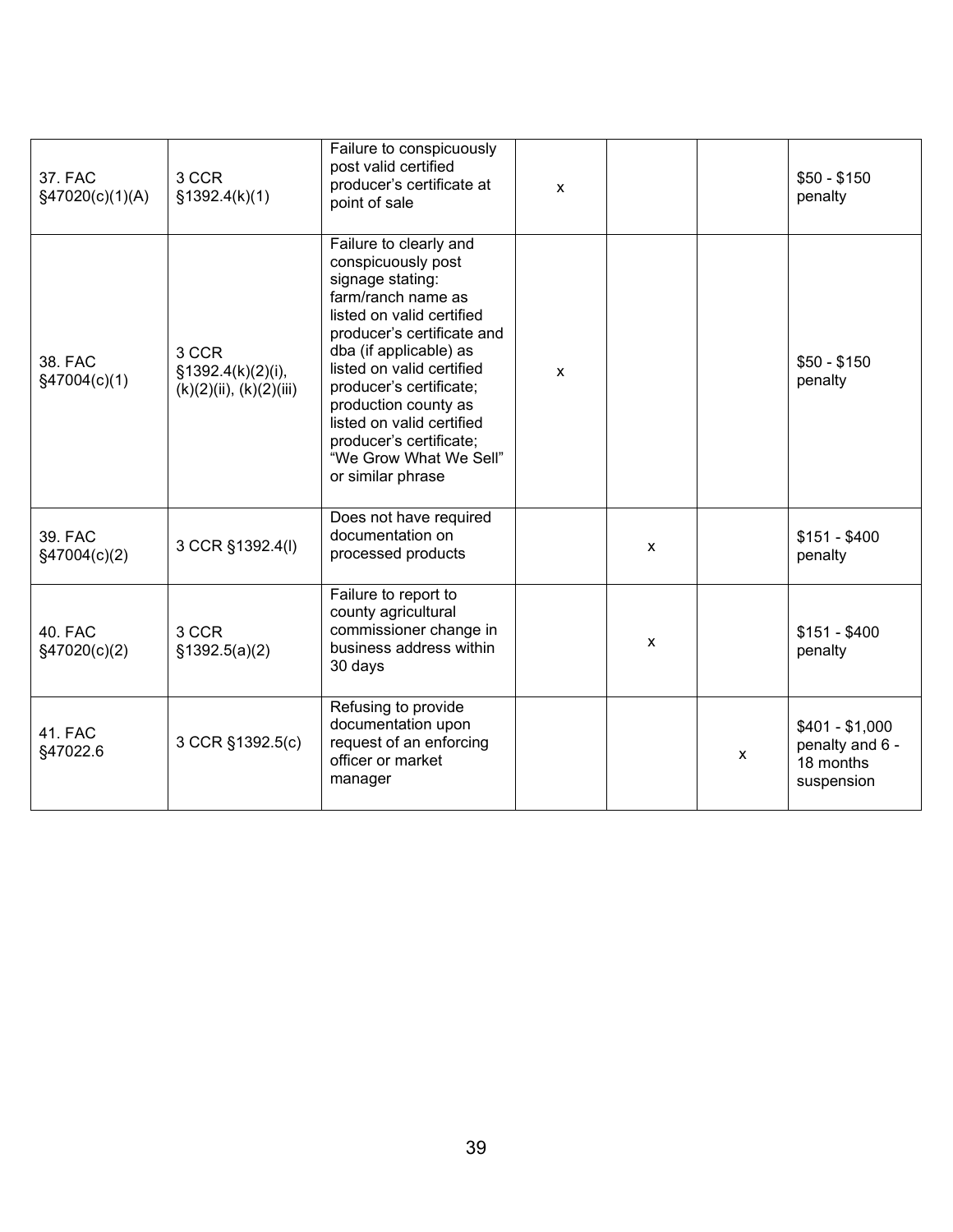| | | | | | | |
|---|---|---|---|---|---|---|
| 37. FAC §47020(c)(1)(A) | 3 CCR §1392.4(k)(1) | Failure to conspicuously post valid certified producer's certificate at point of sale | x | | | $50 - $150 penalty |
| 38. FAC §47004(c)(1) | 3 CCR §1392.4(k)(2)(i), (k)(2)(ii), (k)(2)(iii) | Failure to clearly and conspicuously post signage stating: farm/ranch name as listed on valid certified producer's certificate and dba (if applicable) as listed on valid certified producer's certificate; production county as listed on valid certified producer's certificate; "We Grow What We Sell" or similar phrase | x | | | $50 - $150 penalty |
| 39. FAC §47004(c)(2) | 3 CCR §1392.4(l) | Does not have required documentation on processed products | | x | | $151 - $400 penalty |
| 40. FAC §47020(c)(2) | 3 CCR §1392.5(a)(2) | Failure to report to county agricultural commissioner change in business address within 30 days | | x | | $151 - $400 penalty |
| 41. FAC §47022.6 | 3 CCR §1392.5(c) | Refusing to provide documentation upon request of an enforcing officer or market manager | | | x | $401 - $1,000 penalty and 6 - 18 months suspension |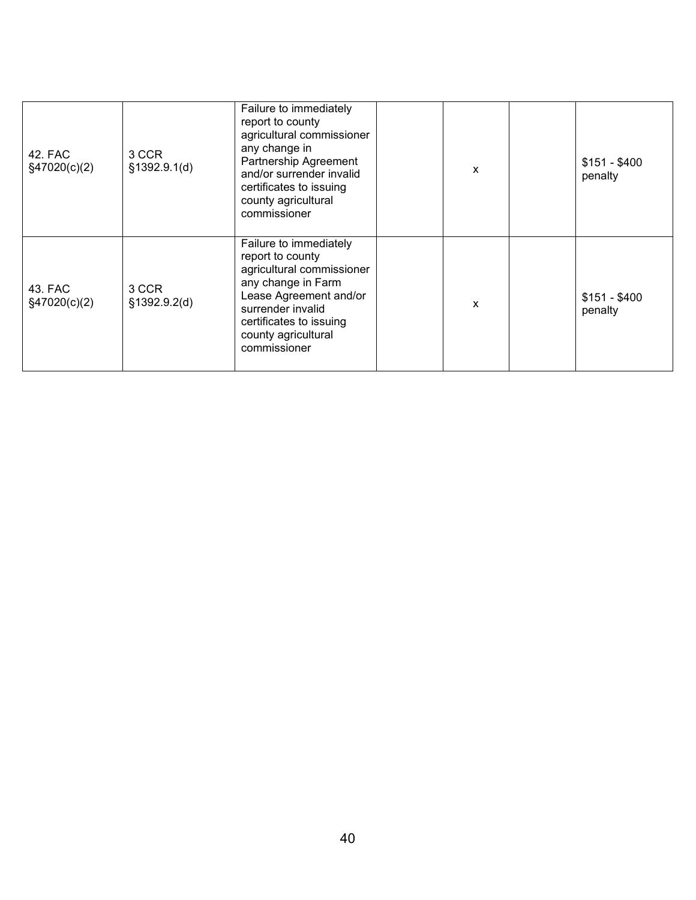| | | | | | | |
|---|---|---|---|---|---|---|
| 42. FAC §47020(c)(2) | 3 CCR §1392.9.1(d) | Failure to immediately report to county agricultural commissioner any change in Partnership Agreement and/or surrender invalid certificates to issuing county agricultural commissioner | | x | | $151 - $400 penalty |
| 43. FAC §47020(c)(2) | 3 CCR §1392.9.2(d) | Failure to immediately report to county agricultural commissioner any change in Farm Lease Agreement and/or surrender invalid certificates to issuing county agricultural commissioner | | x | | $151 - $400 penalty |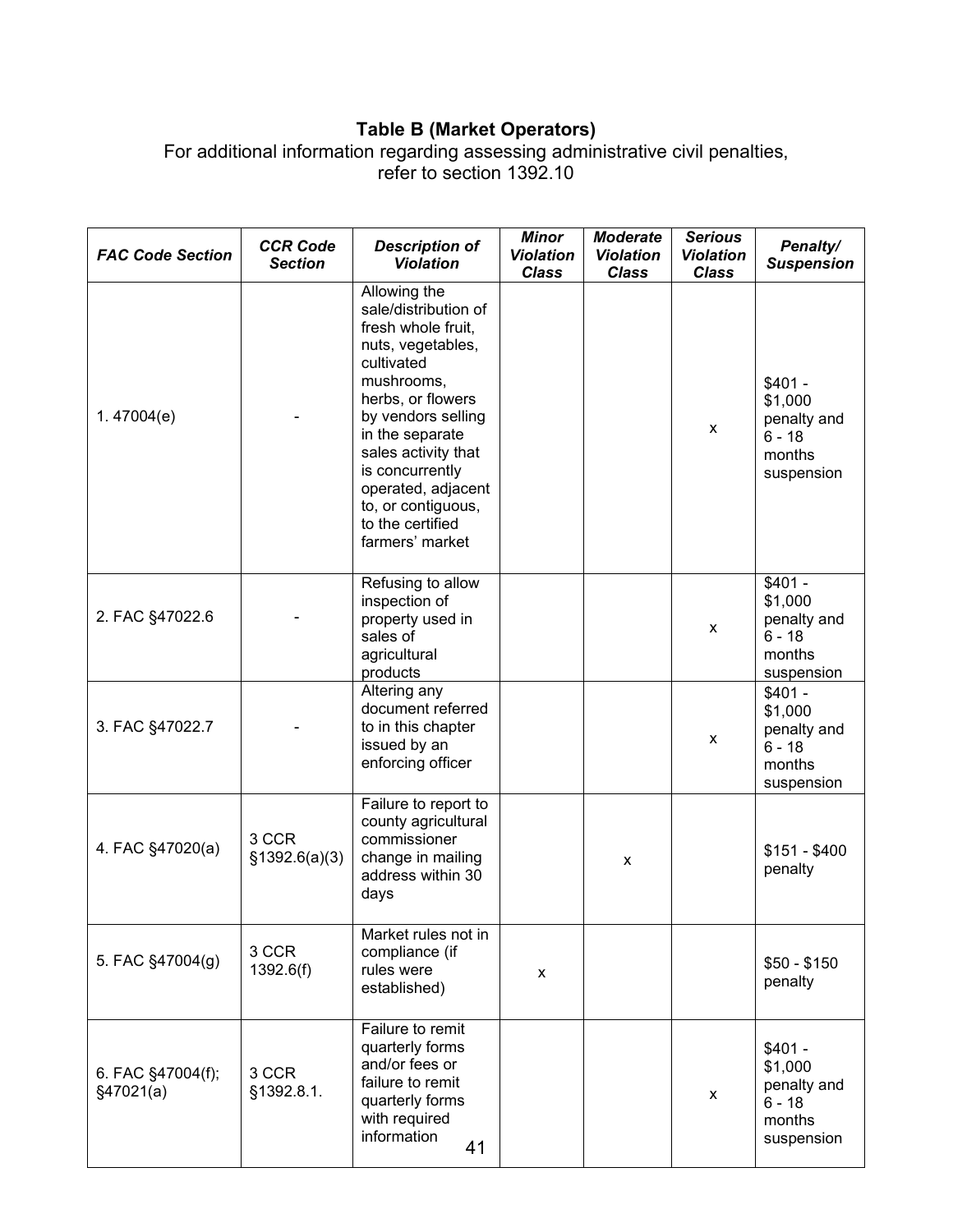### Table B (Market Operators)

For additional information regarding assessing administrative civil penalties, refer to section 1392.10

| *FAC Code Section* | *CCR Code Section* | *Description of Violation* | *Minor Violation Class* | *Moderate Violation Class* | *Serious Violation Class* | *Penalty/ Suspension* |
|---|---|---|---|---|---|---|
| 1. 47004(e) | - | Allowing the sale/distribution of fresh whole fruit, nuts, vegetables, cultivated mushrooms, herbs, or flowers by vendors selling in the separate sales activity that is concurrently operated, adjacent to, or contiguous, to the certified farmers' market | | | x | $401 - $1,000 penalty and 6 - 18 months suspension |
| 2. FAC §47022.6 | - | Refusing to allow inspection of property used in sales of agricultural products | | | x | $401 - $1,000 penalty and 6 - 18 months suspension |
| 3. FAC §47022.7 | - | Altering any document referred to in this chapter issued by an enforcing officer | | | x | $401 - $1,000 penalty and 6 - 18 months suspension |
| 4. FAC §47020(a) | 3 CCR §1392.6(a)(3) | Failure to report to county agricultural commissioner change in mailing address within 30 days | | x | | $151 - $400 penalty |
| 5. FAC §47004(g) | 3 CCR 1392.6(f) | Market rules not in compliance (if rules were established) | x | | | $50 - $150 penalty |
| 6. FAC §47004(f); §47021(a) | 3 CCR §1392.8.1. | Failure to remit quarterly forms and/or fees or failure to remit quarterly forms with required information | | | x | $401 - $1,000 penalty and 6 - 18 months suspension |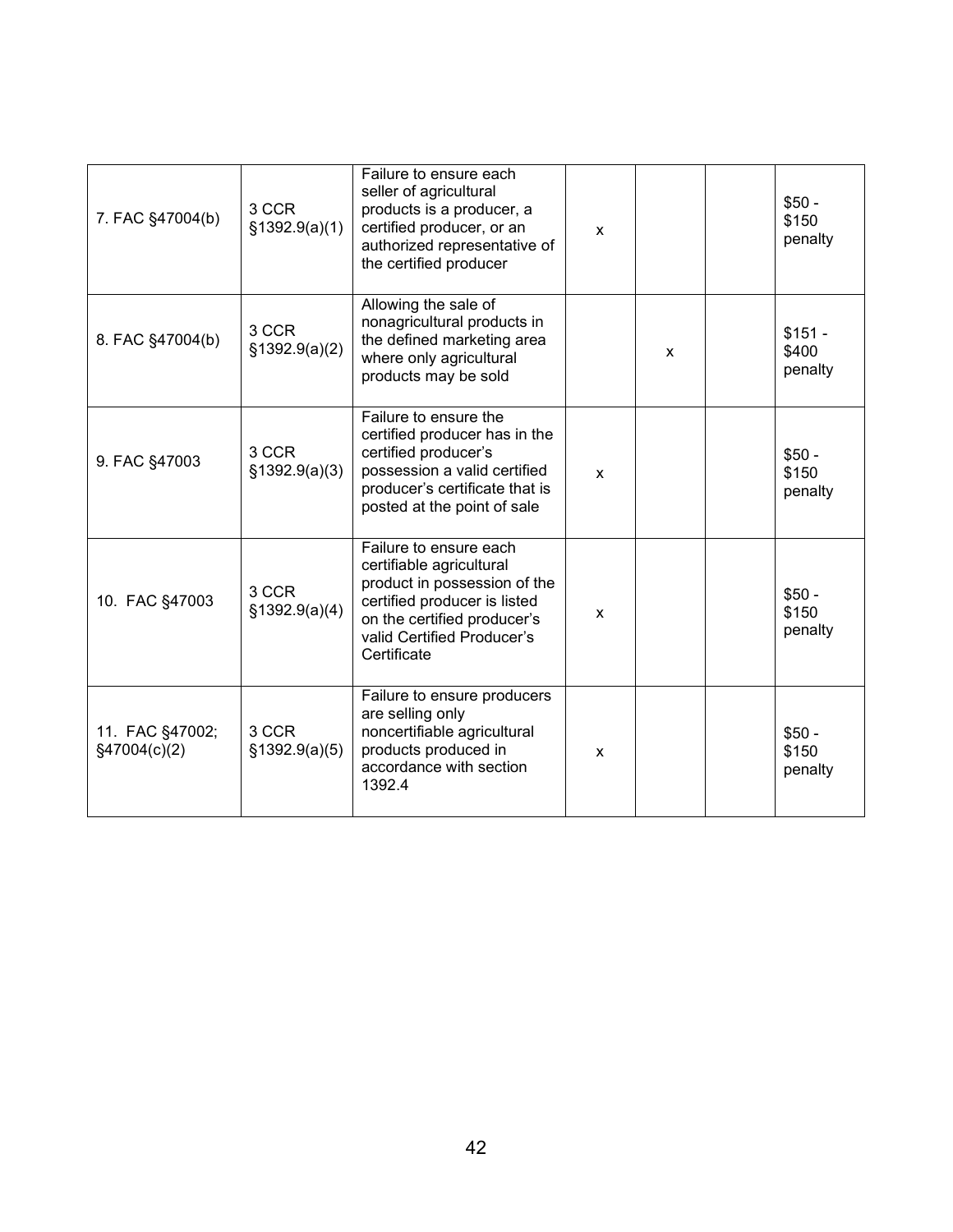| | | | | | | |
|---|---|---|---|---|---|---|
| 7. FAC §47004(b) | 3 CCR §1392.9(a)(1) | Failure to ensure each seller of agricultural products is a producer, a certified producer, or an authorized representative of the certified producer | x | | | $50 - $150 penalty |
| 8. FAC §47004(b) | 3 CCR §1392.9(a)(2) | Allowing the sale of nonagricultural products in the defined marketing area where only agricultural products may be sold | | x | | $151 - $400 penalty |
| 9. FAC §47003 | 3 CCR §1392.9(a)(3) | Failure to ensure the certified producer has in the certified producer's possession a valid certified producer's certificate that is posted at the point of sale | x | | | $50 - $150 penalty |
| 10. FAC §47003 | 3 CCR §1392.9(a)(4) | Failure to ensure each certifiable agricultural product in possession of the certified producer is listed on the certified producer's valid Certified Producer's Certificate | x | | | $50 - $150 penalty |
| 11. FAC §47002; §47004(c)(2) | 3 CCR §1392.9(a)(5) | Failure to ensure producers are selling only noncertifiable agricultural products produced in accordance with section 1392.4 | x | | | $50 - $150 penalty |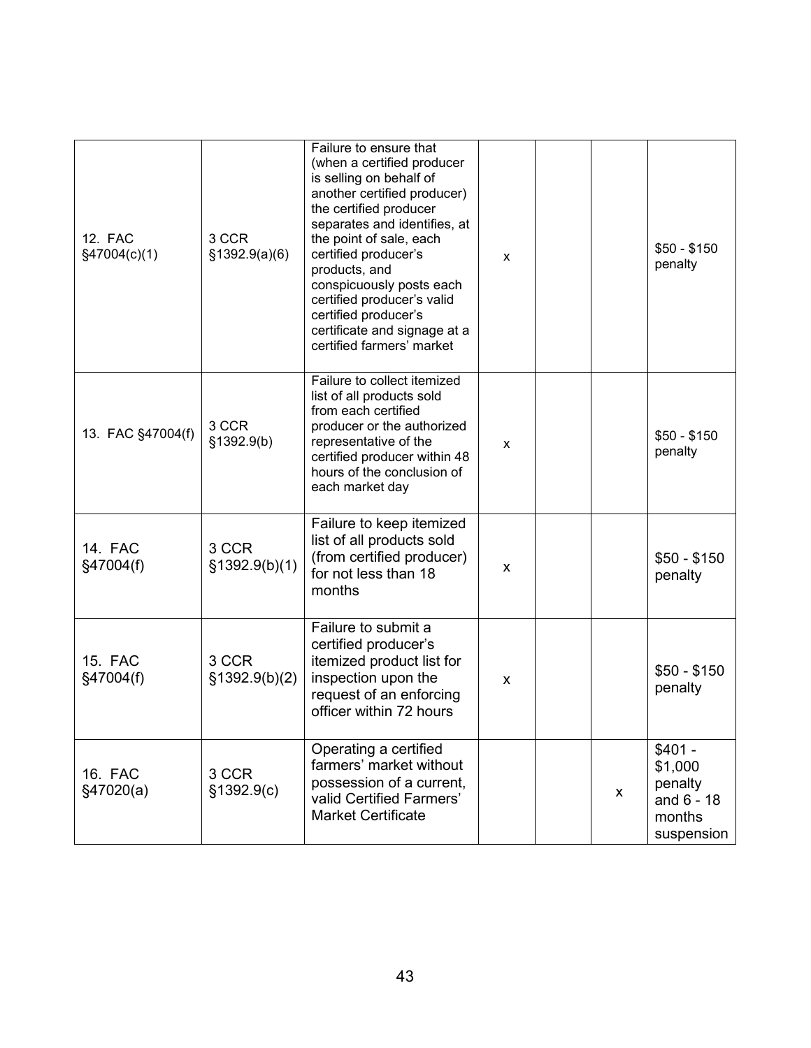| | | | | | | |
|---|---|---|---|---|---|---|
| 12. FAC §47004(c)(1) | 3 CCR §1392.9(a)(6) | Failure to ensure that (when a certified producer is selling on behalf of another certified producer) the certified producer separates and identifies, at the point of sale, each certified producer's products, and conspicuously posts each certified producer's valid certified producer's certificate and signage at a certified farmers' market | x | | | $50 - $150 penalty |
| 13. FAC §47004(f) | 3 CCR §1392.9(b) | Failure to collect itemized list of all products sold from each certified producer or the authorized representative of the certified producer within 48 hours of the conclusion of each market day | x | | | $50 - $150 penalty |
| 14. FAC §47004(f) | 3 CCR §1392.9(b)(1) | Failure to keep itemized list of all products sold (from certified producer) for not less than 18 months | x | | | $50 - $150 penalty |
| 15. FAC §47004(f) | 3 CCR §1392.9(b)(2) | Failure to submit a certified producer's itemized product list for inspection upon the request of an enforcing officer within 72 hours | x | | | $50 - $150 penalty |
| 16. FAC §47020(a) | 3 CCR §1392.9(c) | Operating a certified farmers' market without possession of a current, valid Certified Farmers' Market Certificate | | | x | $401 - $1,000 penalty and 6 - 18 months suspension |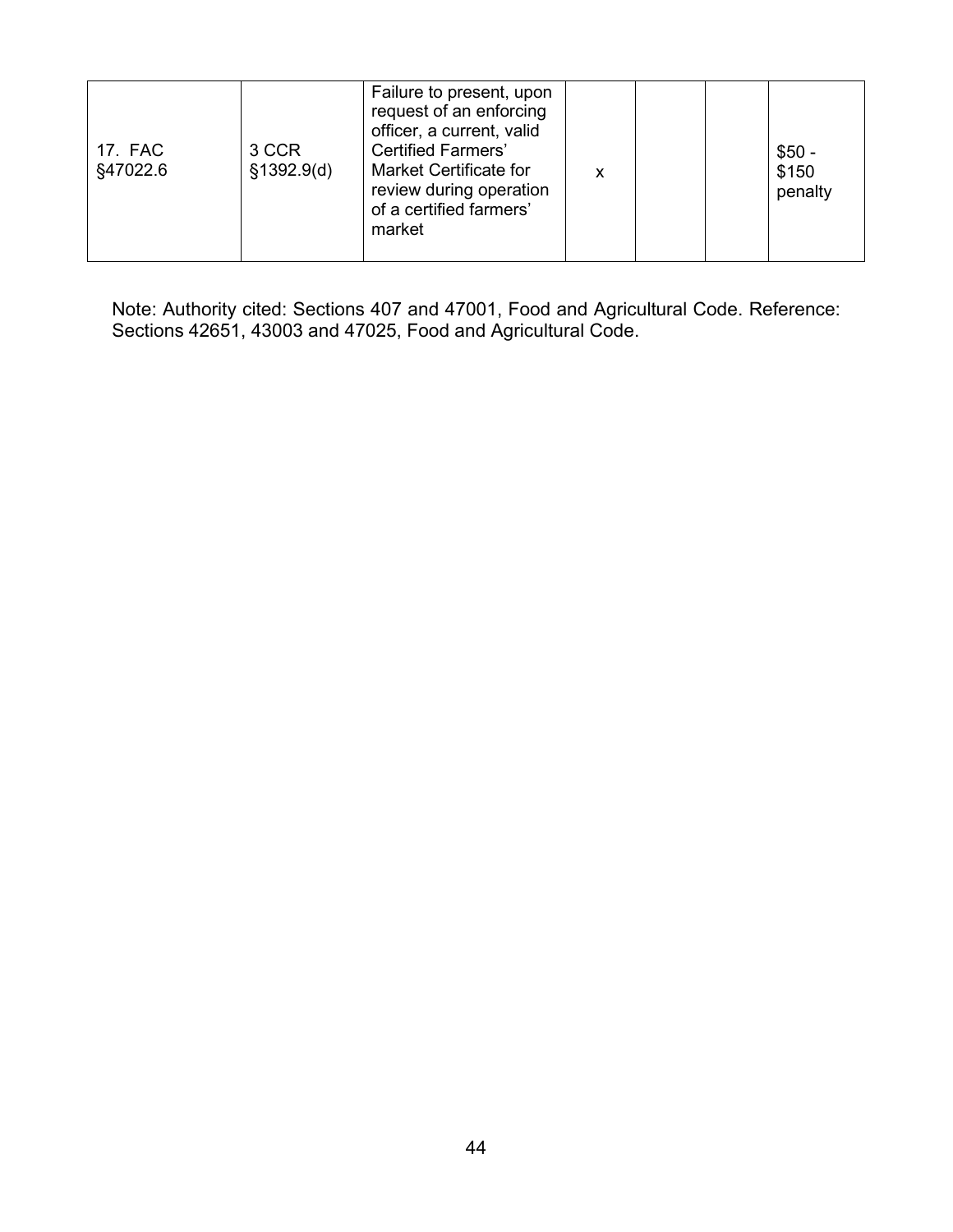|  |  |  |  |  |  |  |
|---|---|---|---|---|---|---|
| 17. FAC §47022.6 | 3 CCR §1392.9(d) | Failure to present, upon request of an enforcing officer, a current, valid Certified Farmers' Market Certificate for review during operation of a certified farmers' market | x |  |  | $50 - $150 penalty |

Note: Authority cited: Sections 407 and 47001, Food and Agricultural Code. Reference: Sections 42651, 43003 and 47025, Food and Agricultural Code.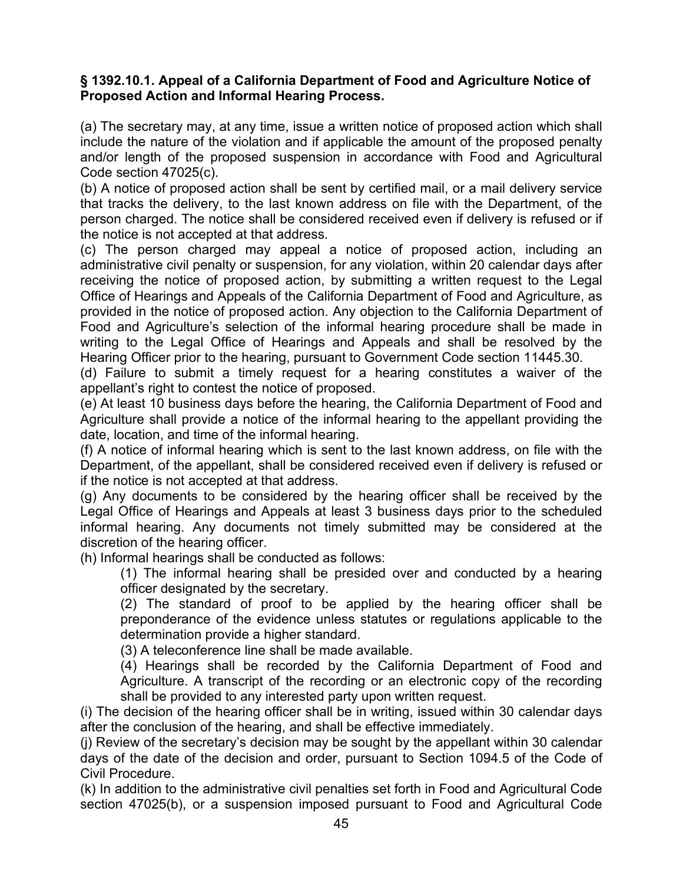**§ 1392.10.1. Appeal of a California Department of Food and Agriculture Notice of Proposed Action and Informal Hearing Process.**

(a) The secretary may, at any time, issue a written notice of proposed action which shall include the nature of the violation and if applicable the amount of the proposed penalty and/or length of the proposed suspension in accordance with Food and Agricultural Code section 47025(c).

(b) A notice of proposed action shall be sent by certified mail, or a mail delivery service that tracks the delivery, to the last known address on file with the Department, of the person charged. The notice shall be considered received even if delivery is refused or if the notice is not accepted at that address.

(c) The person charged may appeal a notice of proposed action, including an administrative civil penalty or suspension, for any violation, within 20 calendar days after receiving the notice of proposed action, by submitting a written request to the Legal Office of Hearings and Appeals of the California Department of Food and Agriculture, as provided in the notice of proposed action. Any objection to the California Department of Food and Agriculture's selection of the informal hearing procedure shall be made in writing to the Legal Office of Hearings and Appeals and shall be resolved by the Hearing Officer prior to the hearing, pursuant to Government Code section 11445.30.

(d) Failure to submit a timely request for a hearing constitutes a waiver of the appellant's right to contest the notice of proposed.

(e) At least 10 business days before the hearing, the California Department of Food and Agriculture shall provide a notice of the informal hearing to the appellant providing the date, location, and time of the informal hearing.

(f) A notice of informal hearing which is sent to the last known address, on file with the Department, of the appellant, shall be considered received even if delivery is refused or if the notice is not accepted at that address.

(g) Any documents to be considered by the hearing officer shall be received by the Legal Office of Hearings and Appeals at least 3 business days prior to the scheduled informal hearing. Any documents not timely submitted may be considered at the discretion of the hearing officer.

(h) Informal hearings shall be conducted as follows:

(1) The informal hearing shall be presided over and conducted by a hearing officer designated by the secretary.

(2) The standard of proof to be applied by the hearing officer shall be preponderance of the evidence unless statutes or regulations applicable to the determination provide a higher standard.

(3) A teleconference line shall be made available.

(4) Hearings shall be recorded by the California Department of Food and Agriculture. A transcript of the recording or an electronic copy of the recording shall be provided to any interested party upon written request.

(i) The decision of the hearing officer shall be in writing, issued within 30 calendar days after the conclusion of the hearing, and shall be effective immediately.

(j) Review of the secretary's decision may be sought by the appellant within 30 calendar days of the date of the decision and order, pursuant to Section 1094.5 of the Code of Civil Procedure.

(k) In addition to the administrative civil penalties set forth in Food and Agricultural Code section 47025(b), or a suspension imposed pursuant to Food and Agricultural Code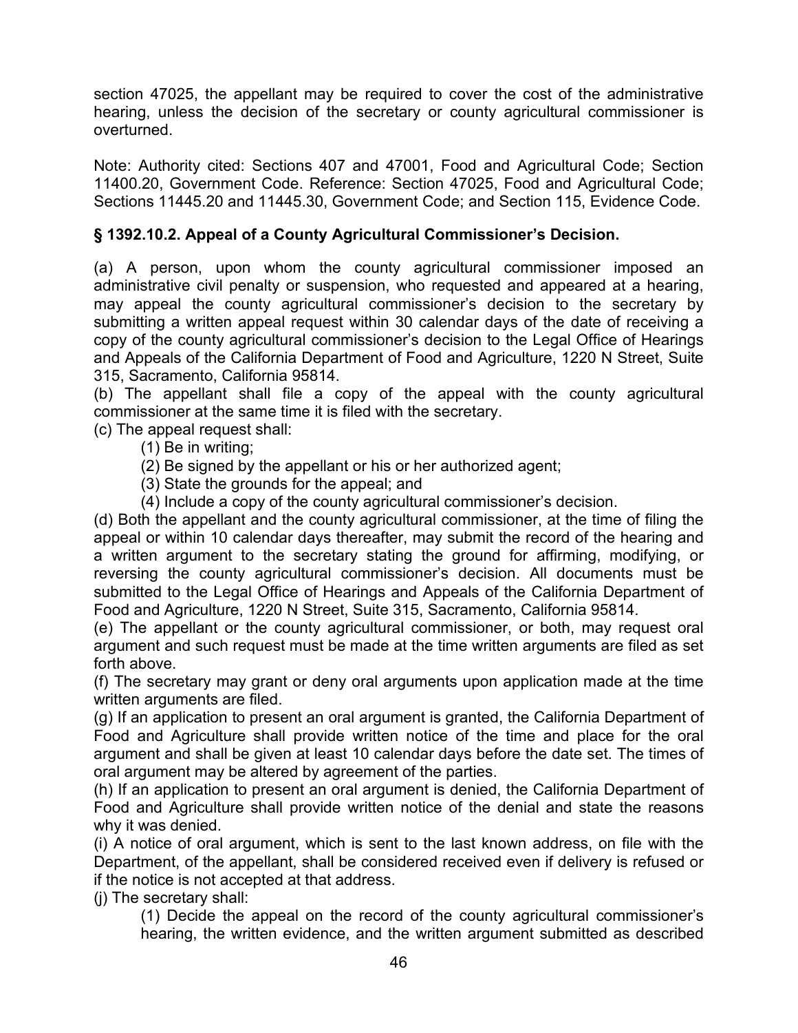section 47025, the appellant may be required to cover the cost of the administrative hearing, unless the decision of the secretary or county agricultural commissioner is overturned.

Note: Authority cited: Sections 407 and 47001, Food and Agricultural Code; Section 11400.20, Government Code. Reference: Section 47025, Food and Agricultural Code; Sections 11445.20 and 11445.30, Government Code; and Section 115, Evidence Code.

### § 1392.10.2. Appeal of a County Agricultural Commissioner's Decision.

(a) A person, upon whom the county agricultural commissioner imposed an administrative civil penalty or suspension, who requested and appeared at a hearing, may appeal the county agricultural commissioner's decision to the secretary by submitting a written appeal request within 30 calendar days of the date of receiving a copy of the county agricultural commissioner's decision to the Legal Office of Hearings and Appeals of the California Department of Food and Agriculture, 1220 N Street, Suite 315, Sacramento, California 95814.
(b) The appellant shall file a copy of the appeal with the county agricultural commissioner at the same time it is filed with the secretary.
(c) The appeal request shall:

(1) Be in writing;
(2) Be signed by the appellant or his or her authorized agent;
(3) State the grounds for the appeal; and
(4) Include a copy of the county agricultural commissioner's decision.

(d) Both the appellant and the county agricultural commissioner, at the time of filing the appeal or within 10 calendar days thereafter, may submit the record of the hearing and a written argument to the secretary stating the ground for affirming, modifying, or reversing the county agricultural commissioner's decision. All documents must be submitted to the Legal Office of Hearings and Appeals of the California Department of Food and Agriculture, 1220 N Street, Suite 315, Sacramento, California 95814.
(e) The appellant or the county agricultural commissioner, or both, may request oral argument and such request must be made at the time written arguments are filed as set forth above.
(f) The secretary may grant or deny oral arguments upon application made at the time written arguments are filed.
(g) If an application to present an oral argument is granted, the California Department of Food and Agriculture shall provide written notice of the time and place for the oral argument and shall be given at least 10 calendar days before the date set. The times of oral argument may be altered by agreement of the parties.
(h) If an application to present an oral argument is denied, the California Department of Food and Agriculture shall provide written notice of the denial and state the reasons why it was denied.
(i) A notice of oral argument, which is sent to the last known address, on file with the Department, of the appellant, shall be considered received even if delivery is refused or if the notice is not accepted at that address.
(j) The secretary shall:

(1) Decide the appeal on the record of the county agricultural commissioner's hearing, the written evidence, and the written argument submitted as described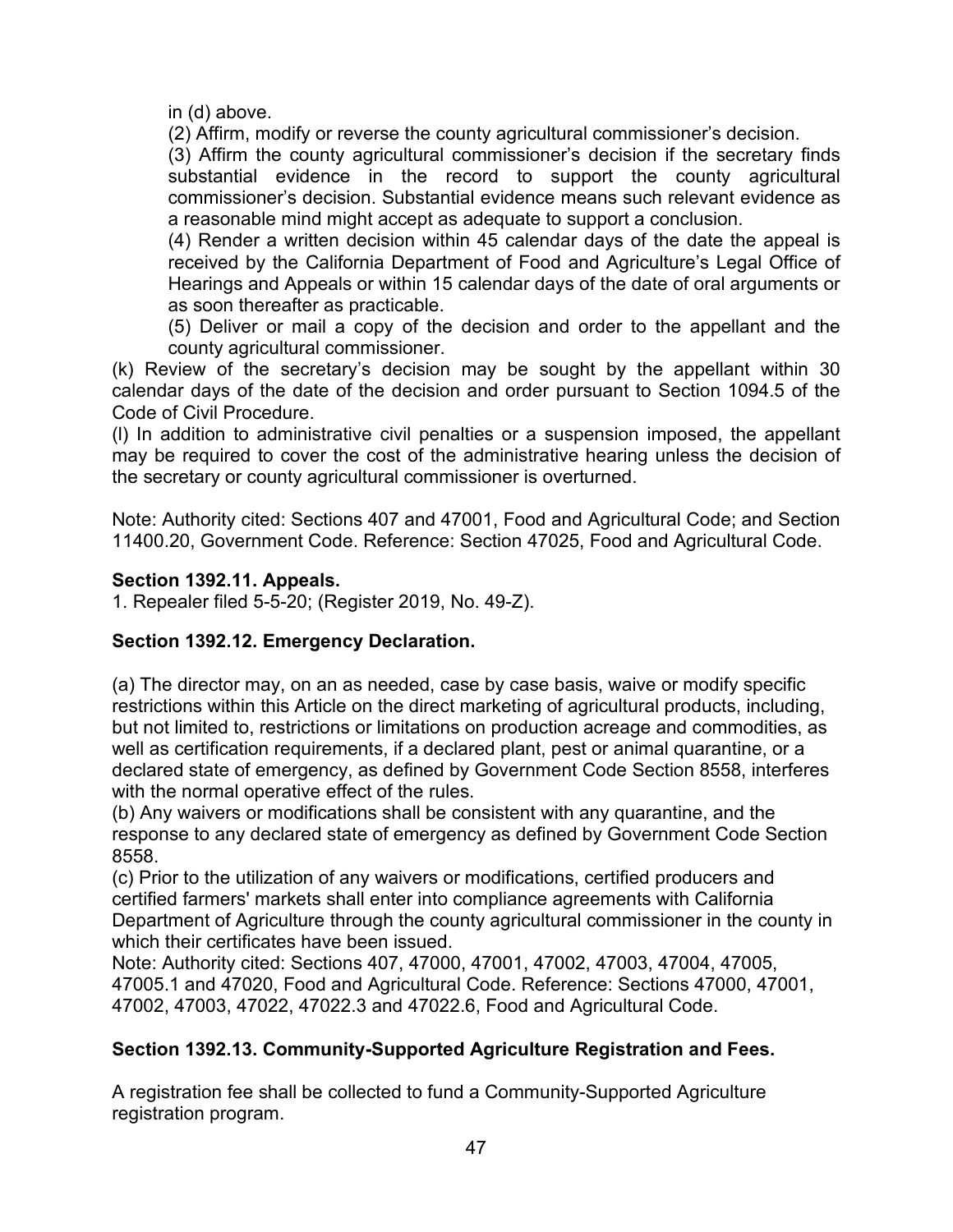in (d) above.

(2) Affirm, modify or reverse the county agricultural commissioner's decision.

(3) Affirm the county agricultural commissioner's decision if the secretary finds substantial evidence in the record to support the county agricultural commissioner's decision. Substantial evidence means such relevant evidence as a reasonable mind might accept as adequate to support a conclusion.

(4) Render a written decision within 45 calendar days of the date the appeal is received by the California Department of Food and Agriculture's Legal Office of Hearings and Appeals or within 15 calendar days of the date of oral arguments or as soon thereafter as practicable.

(5) Deliver or mail a copy of the decision and order to the appellant and the county agricultural commissioner.

(k) Review of the secretary's decision may be sought by the appellant within 30 calendar days of the date of the decision and order pursuant to Section 1094.5 of the Code of Civil Procedure.

(l) In addition to administrative civil penalties or a suspension imposed, the appellant may be required to cover the cost of the administrative hearing unless the decision of the secretary or county agricultural commissioner is overturned.

Note: Authority cited: Sections 407 and 47001, Food and Agricultural Code; and Section 11400.20, Government Code. Reference: Section 47025, Food and Agricultural Code.

**Section 1392.11. Appeals.**

1. Repealer filed 5-5-20; (Register 2019, No. 49-Z).

**Section 1392.12. Emergency Declaration.**

(a) The director may, on an as needed, case by case basis, waive or modify specific restrictions within this Article on the direct marketing of agricultural products, including, but not limited to, restrictions or limitations on production acreage and commodities, as well as certification requirements, if a declared plant, pest or animal quarantine, or a declared state of emergency, as defined by Government Code Section 8558, interferes with the normal operative effect of the rules.

(b) Any waivers or modifications shall be consistent with any quarantine, and the response to any declared state of emergency as defined by Government Code Section 8558.

(c) Prior to the utilization of any waivers or modifications, certified producers and certified farmers' markets shall enter into compliance agreements with California Department of Agriculture through the county agricultural commissioner in the county in which their certificates have been issued.

Note: Authority cited: Sections 407, 47000, 47001, 47002, 47003, 47004, 47005, 47005.1 and 47020, Food and Agricultural Code. Reference: Sections 47000, 47001, 47002, 47003, 47022, 47022.3 and 47022.6, Food and Agricultural Code.

**Section 1392.13. Community-Supported Agriculture Registration and Fees.**

A registration fee shall be collected to fund a Community-Supported Agriculture registration program.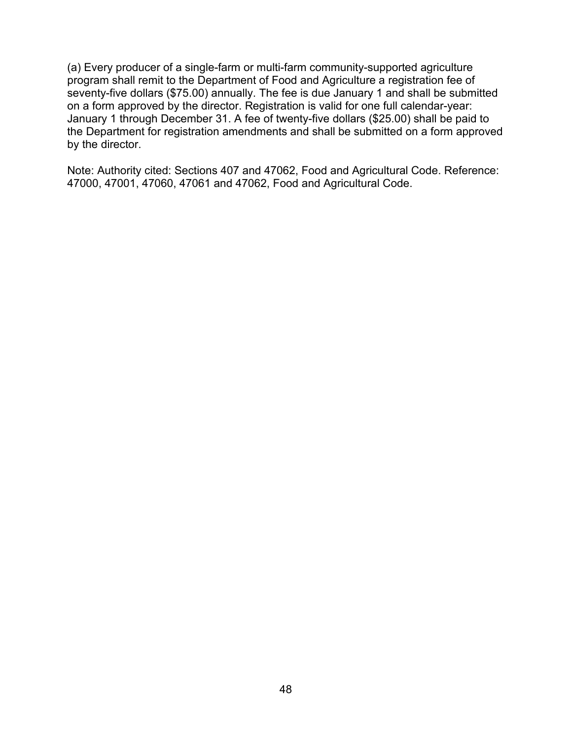(a) Every producer of a single-farm or multi-farm community-supported agriculture program shall remit to the Department of Food and Agriculture a registration fee of seventy-five dollars ($75.00) annually. The fee is due January 1 and shall be submitted on a form approved by the director. Registration is valid for one full calendar-year: January 1 through December 31. A fee of twenty-five dollars ($25.00) shall be paid to the Department for registration amendments and shall be submitted on a form approved by the director.

Note: Authority cited: Sections 407 and 47062, Food and Agricultural Code. Reference: 47000, 47001, 47060, 47061 and 47062, Food and Agricultural Code.